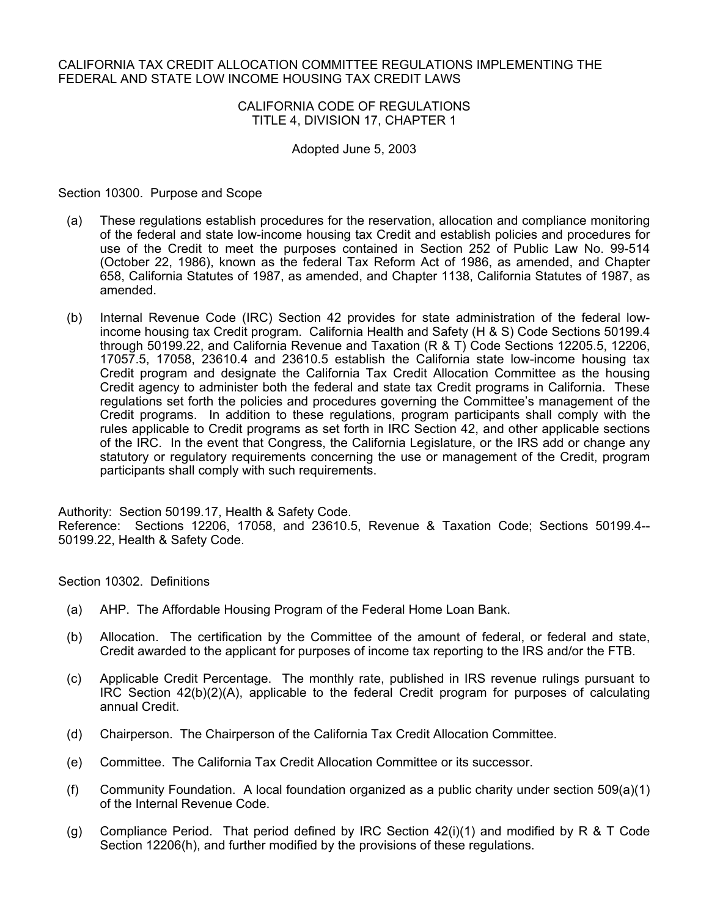# CALIFORNIA TAX CREDIT ALLOCATION COMMITTEE REGULATIONS IMPLEMENTING THE FEDERAL AND STATE LOW INCOME HOUSING TAX CREDIT LAWS

## CALIFORNIA CODE OF REGULATIONS TITLE 4, DIVISION 17, CHAPTER 1

Adopted June 5, 2003

### Section 10300. Purpose and Scope

(a) These regulations establish procedures for the reservation, allocation and compliance monitoring of the federal and state low-income housing tax Credit and establish policies and procedures for use of the Credit to meet the purposes contained in Section 252 of Public Law No. 99-514 (October 22, 1986), known as the federal Tax Reform Act of 1986, as amended, and Chapter 658, California Statutes of 1987, as amended, and Chapter 1138, California Statutes of 1987, as amended.

(b) Internal Revenue Code (IRC) Section 42 provides for state administration of the federal low-income housing tax Credit program. California Health and Safety (H & S) Code Sections 50199.4 through 50199.22, and California Revenue and Taxation (R & T) Code Sections 12205.5, 12206, 17057.5, 17058, 23610.4 and 23610.5 establish the California state low-income housing tax Credit program and designate the California Tax Credit Allocation Committee as the housing Credit agency to administer both the federal and state tax Credit programs in California. These regulations set forth the policies and procedures governing the Committee's management of the Credit programs. In addition to these regulations, program participants shall comply with the rules applicable to Credit programs as set forth in IRC Section 42, and other applicable sections of the IRC. In the event that Congress, the California Legislature, or the IRS add or change any statutory or regulatory requirements concerning the use or management of the Credit, program participants shall comply with such requirements.

Authority: Section 50199.17, Health & Safety Code.
Reference: Sections 12206, 17058, and 23610.5, Revenue & Taxation Code; Sections 50199.4--50199.22, Health & Safety Code.

### Section 10302. Definitions

(a) AHP. The Affordable Housing Program of the Federal Home Loan Bank.

(b) Allocation. The certification by the Committee of the amount of federal, or federal and state, Credit awarded to the applicant for purposes of income tax reporting to the IRS and/or the FTB.

(c) Applicable Credit Percentage. The monthly rate, published in IRS revenue rulings pursuant to IRC Section 42(b)(2)(A), applicable to the federal Credit program for purposes of calculating annual Credit.

(d) Chairperson. The Chairperson of the California Tax Credit Allocation Committee.

(e) Committee. The California Tax Credit Allocation Committee or its successor.

(f) Community Foundation. A local foundation organized as a public charity under section 509(a)(1) of the Internal Revenue Code.

(g) Compliance Period. That period defined by IRC Section 42(i)(1) and modified by R & T Code Section 12206(h), and further modified by the provisions of these regulations.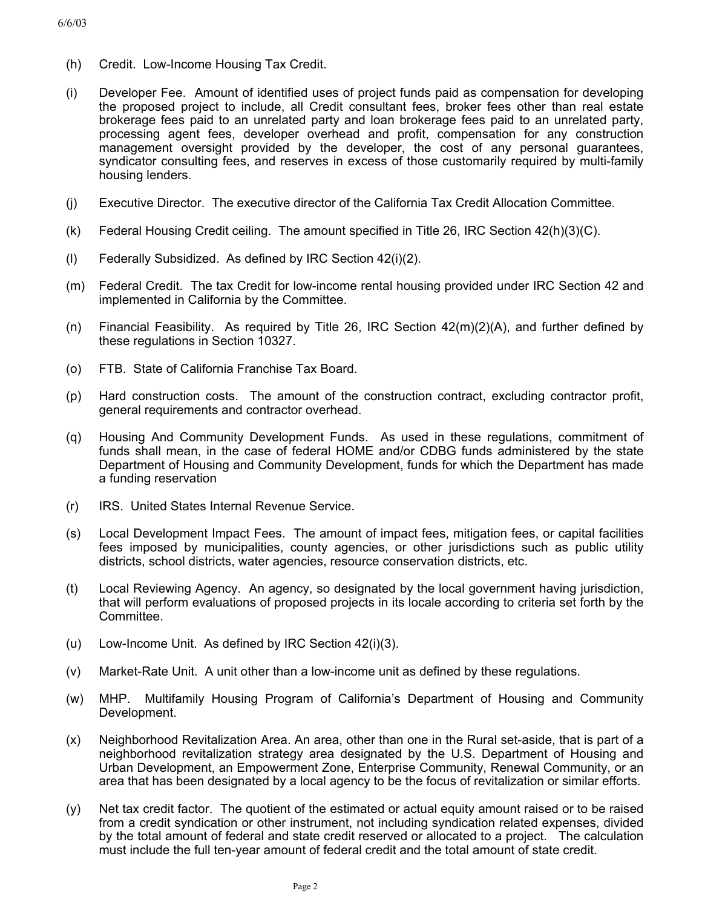(h) Credit. Low-Income Housing Tax Credit.

(i) Developer Fee. Amount of identified uses of project funds paid as compensation for developing the proposed project to include, all Credit consultant fees, broker fees other than real estate brokerage fees paid to an unrelated party and loan brokerage fees paid to an unrelated party, processing agent fees, developer overhead and profit, compensation for any construction management oversight provided by the developer, the cost of any personal guarantees, syndicator consulting fees, and reserves in excess of those customarily required by multi-family housing lenders.

(j) Executive Director. The executive director of the California Tax Credit Allocation Committee.

(k) Federal Housing Credit ceiling. The amount specified in Title 26, IRC Section 42(h)(3)(C).

(l) Federally Subsidized. As defined by IRC Section 42(i)(2).

(m) Federal Credit. The tax Credit for low-income rental housing provided under IRC Section 42 and implemented in California by the Committee.

(n) Financial Feasibility. As required by Title 26, IRC Section 42(m)(2)(A), and further defined by these regulations in Section 10327.

(o) FTB. State of California Franchise Tax Board.

(p) Hard construction costs. The amount of the construction contract, excluding contractor profit, general requirements and contractor overhead.

(q) Housing And Community Development Funds. As used in these regulations, commitment of funds shall mean, in the case of federal HOME and/or CDBG funds administered by the state Department of Housing and Community Development, funds for which the Department has made a funding reservation

(r) IRS. United States Internal Revenue Service.

(s) Local Development Impact Fees. The amount of impact fees, mitigation fees, or capital facilities fees imposed by municipalities, county agencies, or other jurisdictions such as public utility districts, school districts, water agencies, resource conservation districts, etc.

(t) Local Reviewing Agency. An agency, so designated by the local government having jurisdiction, that will perform evaluations of proposed projects in its locale according to criteria set forth by the Committee.

(u) Low-Income Unit. As defined by IRC Section 42(i)(3).

(v) Market-Rate Unit. A unit other than a low-income unit as defined by these regulations.

(w) MHP. Multifamily Housing Program of California's Department of Housing and Community Development.

(x) Neighborhood Revitalization Area. An area, other than one in the Rural set-aside, that is part of a neighborhood revitalization strategy area designated by the U.S. Department of Housing and Urban Development, an Empowerment Zone, Enterprise Community, Renewal Community, or an area that has been designated by a local agency to be the focus of revitalization or similar efforts.

(y) Net tax credit factor. The quotient of the estimated or actual equity amount raised or to be raised from a credit syndication or other instrument, not including syndication related expenses, divided by the total amount of federal and state credit reserved or allocated to a project. The calculation must include the full ten-year amount of federal credit and the total amount of state credit.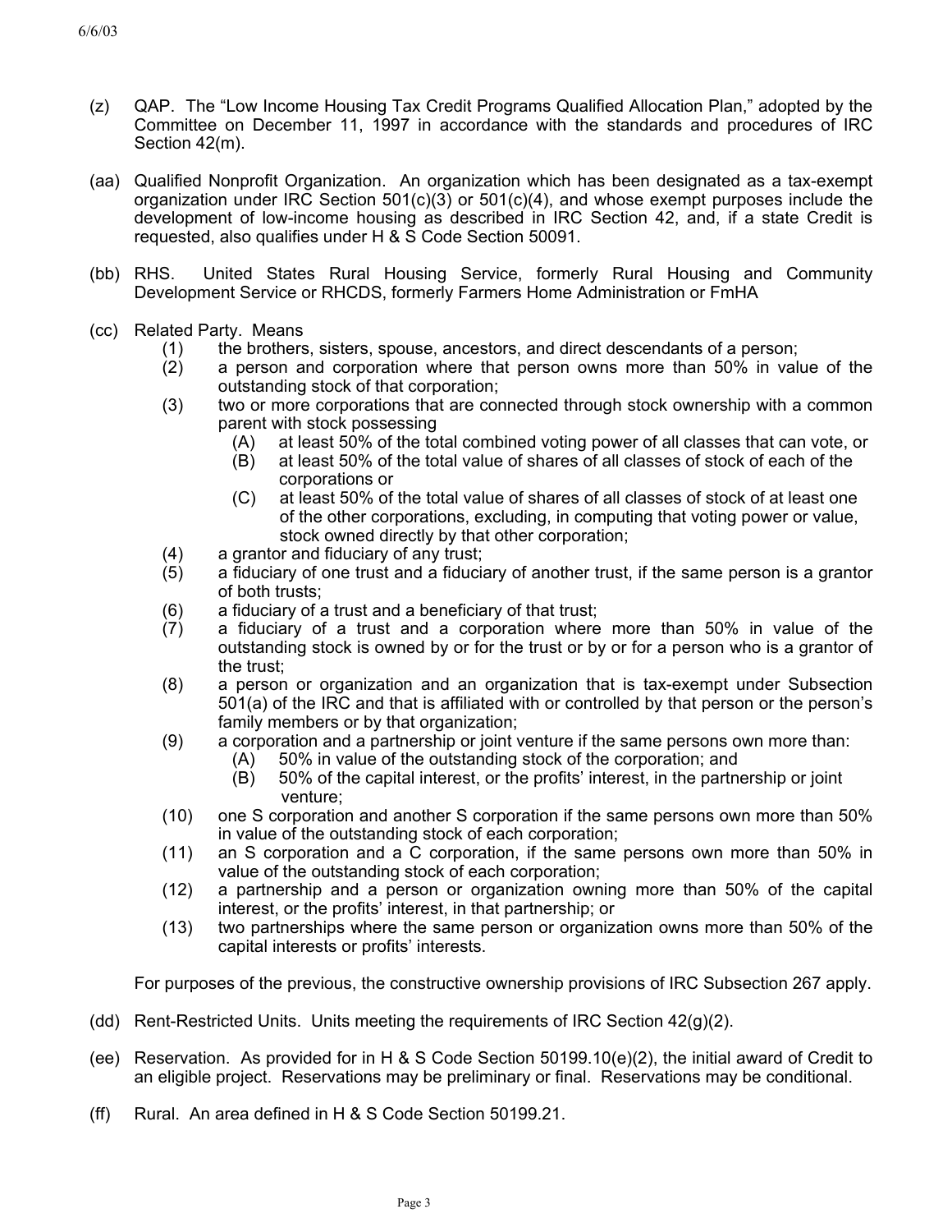(z) QAP. The “Low Income Housing Tax Credit Programs Qualified Allocation Plan,” adopted by the Committee on December 11, 1997 in accordance with the standards and procedures of IRC Section 42(m).

(aa) Qualified Nonprofit Organization. An organization which has been designated as a tax-exempt organization under IRC Section 501(c)(3) or 501(c)(4), and whose exempt purposes include the development of low-income housing as described in IRC Section 42, and, if a state Credit is requested, also qualifies under H & S Code Section 50091.

(bb) RHS. United States Rural Housing Service, formerly Rural Housing and Community Development Service or RHCDS, formerly Farmers Home Administration or FmHA

(cc) Related Party. Means

- (1) the brothers, sisters, spouse, ancestors, and direct descendants of a person;
- (2) a person and corporation where that person owns more than 50% in value of the outstanding stock of that corporation;
- (3) two or more corporations that are connected through stock ownership with a common parent with stock possessing
  - (A) at least 50% of the total combined voting power of all classes that can vote, or
  - (B) at least 50% of the total value of shares of all classes of stock of each of the corporations or
  - (C) at least 50% of the total value of shares of all classes of stock of at least one of the other corporations, excluding, in computing that voting power or value, stock owned directly by that other corporation;
- (4) a grantor and fiduciary of any trust;
- (5) a fiduciary of one trust and a fiduciary of another trust, if the same person is a grantor of both trusts;
- (6) a fiduciary of a trust and a beneficiary of that trust;
- (7) a fiduciary of a trust and a corporation where more than 50% in value of the outstanding stock is owned by or for the trust or by or for a person who is a grantor of the trust;
- (8) a person or organization and an organization that is tax-exempt under Subsection 501(a) of the IRC and that is affiliated with or controlled by that person or the person’s family members or by that organization;
- (9) a corporation and a partnership or joint venture if the same persons own more than:
  - (A) 50% in value of the outstanding stock of the corporation; and
  - (B) 50% of the capital interest, or the profits’ interest, in the partnership or joint venture;
- (10) one S corporation and another S corporation if the same persons own more than 50% in value of the outstanding stock of each corporation;
- (11) an S corporation and a C corporation, if the same persons own more than 50% in value of the outstanding stock of each corporation;
- (12) a partnership and a person or organization owning more than 50% of the capital interest, or the profits’ interest, in that partnership; or
- (13) two partnerships where the same person or organization owns more than 50% of the capital interests or profits’ interests.

For purposes of the previous, the constructive ownership provisions of IRC Subsection 267 apply.

(dd) Rent-Restricted Units. Units meeting the requirements of IRC Section 42(g)(2).

(ee) Reservation. As provided for in H & S Code Section 50199.10(e)(2), the initial award of Credit to an eligible project. Reservations may be preliminary or final. Reservations may be conditional.

(ff) Rural. An area defined in H & S Code Section 50199.21.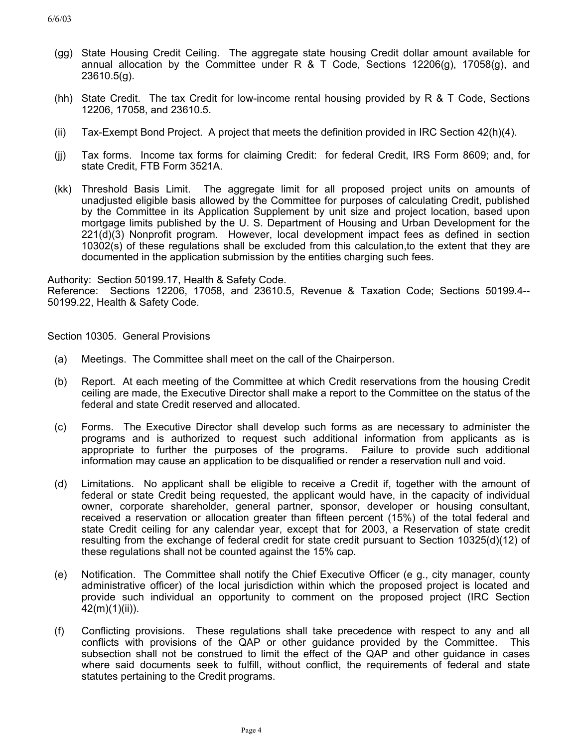(gg) State Housing Credit Ceiling. The aggregate state housing Credit dollar amount available for annual allocation by the Committee under R & T Code, Sections 12206(g), 17058(g), and 23610.5(g).

(hh) State Credit. The tax Credit for low-income rental housing provided by R & T Code, Sections 12206, 17058, and 23610.5.

(ii) Tax-Exempt Bond Project. A project that meets the definition provided in IRC Section 42(h)(4).

(jj) Tax forms. Income tax forms for claiming Credit: for federal Credit, IRS Form 8609; and, for state Credit, FTB Form 3521A.

(kk) Threshold Basis Limit. The aggregate limit for all proposed project units on amounts of unadjusted eligible basis allowed by the Committee for purposes of calculating Credit, published by the Committee in its Application Supplement by unit size and project location, based upon mortgage limits published by the U. S. Department of Housing and Urban Development for the 221(d)(3) Nonprofit program. However, local development impact fees as defined in section 10302(s) of these regulations shall be excluded from this calculation,to the extent that they are documented in the application submission by the entities charging such fees.

Authority: Section 50199.17, Health & Safety Code.
Reference: Sections 12206, 17058, and 23610.5, Revenue & Taxation Code; Sections 50199.4--50199.22, Health & Safety Code.

Section 10305. General Provisions

(a) Meetings. The Committee shall meet on the call of the Chairperson.

(b) Report. At each meeting of the Committee at which Credit reservations from the housing Credit ceiling are made, the Executive Director shall make a report to the Committee on the status of the federal and state Credit reserved and allocated.

(c) Forms. The Executive Director shall develop such forms as are necessary to administer the programs and is authorized to request such additional information from applicants as is appropriate to further the purposes of the programs. Failure to provide such additional information may cause an application to be disqualified or render a reservation null and void.

(d) Limitations. No applicant shall be eligible to receive a Credit if, together with the amount of federal or state Credit being requested, the applicant would have, in the capacity of individual owner, corporate shareholder, general partner, sponsor, developer or housing consultant, received a reservation or allocation greater than fifteen percent (15%) of the total federal and state Credit ceiling for any calendar year, except that for 2003, a Reservation of state credit resulting from the exchange of federal credit for state credit pursuant to Section 10325(d)(12) of these regulations shall not be counted against the 15% cap.

(e) Notification. The Committee shall notify the Chief Executive Officer (e g., city manager, county administrative officer) of the local jurisdiction within which the proposed project is located and provide such individual an opportunity to comment on the proposed project (IRC Section 42(m)(1)(ii)).

(f) Conflicting provisions. These regulations shall take precedence with respect to any and all conflicts with provisions of the QAP or other guidance provided by the Committee. This subsection shall not be construed to limit the effect of the QAP and other guidance in cases where said documents seek to fulfill, without conflict, the requirements of federal and state statutes pertaining to the Credit programs.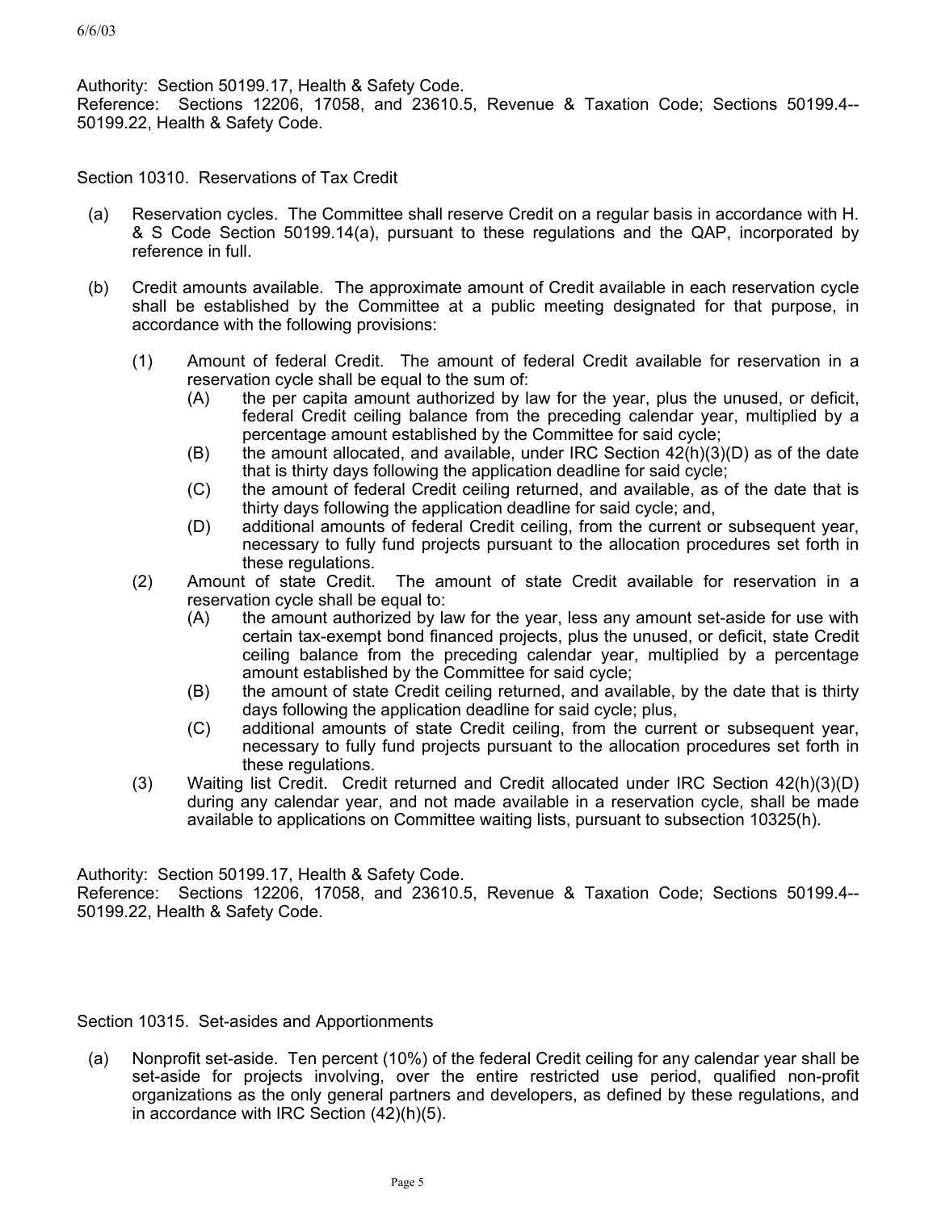Authority: Section 50199.17, Health & Safety Code.
Reference: Sections 12206, 17058, and 23610.5, Revenue & Taxation Code; Sections 50199.4--50199.22, Health & Safety Code.

Section 10310. Reservations of Tax Credit

(a) Reservation cycles. The Committee shall reserve Credit on a regular basis in accordance with H. & S Code Section 50199.14(a), pursuant to these regulations and the QAP, incorporated by reference in full.

(b) Credit amounts available. The approximate amount of Credit available in each reservation cycle shall be established by the Committee at a public meeting designated for that purpose, in accordance with the following provisions:

   (1) Amount of federal Credit. The amount of federal Credit available for reservation in a reservation cycle shall be equal to the sum of:
      (A) the per capita amount authorized by law for the year, plus the unused, or deficit, federal Credit ceiling balance from the preceding calendar year, multiplied by a percentage amount established by the Committee for said cycle;
      (B) the amount allocated, and available, under IRC Section 42(h)(3)(D) as of the date that is thirty days following the application deadline for said cycle;
      (C) the amount of federal Credit ceiling returned, and available, as of the date that is thirty days following the application deadline for said cycle; and,
      (D) additional amounts of federal Credit ceiling, from the current or subsequent year, necessary to fully fund projects pursuant to the allocation procedures set forth in these regulations.

   (2) Amount of state Credit. The amount of state Credit available for reservation in a reservation cycle shall be equal to:
      (A) the amount authorized by law for the year, less any amount set-aside for use with certain tax-exempt bond financed projects, plus the unused, or deficit, state Credit ceiling balance from the preceding calendar year, multiplied by a percentage amount established by the Committee for said cycle;
      (B) the amount of state Credit ceiling returned, and available, by the date that is thirty days following the application deadline for said cycle; plus,
      (C) additional amounts of state Credit ceiling, from the current or subsequent year, necessary to fully fund projects pursuant to the allocation procedures set forth in these regulations.

   (3) Waiting list Credit. Credit returned and Credit allocated under IRC Section 42(h)(3)(D) during any calendar year, and not made available in a reservation cycle, shall be made available to applications on Committee waiting lists, pursuant to subsection 10325(h).

Authority: Section 50199.17, Health & Safety Code.
Reference: Sections 12206, 17058, and 23610.5, Revenue & Taxation Code; Sections 50199.4--50199.22, Health & Safety Code.

Section 10315. Set-asides and Apportionments

(a) Nonprofit set-aside. Ten percent (10%) of the federal Credit ceiling for any calendar year shall be set-aside for projects involving, over the entire restricted use period, qualified non-profit organizations as the only general partners and developers, as defined by these regulations, and in accordance with IRC Section (42)(h)(5).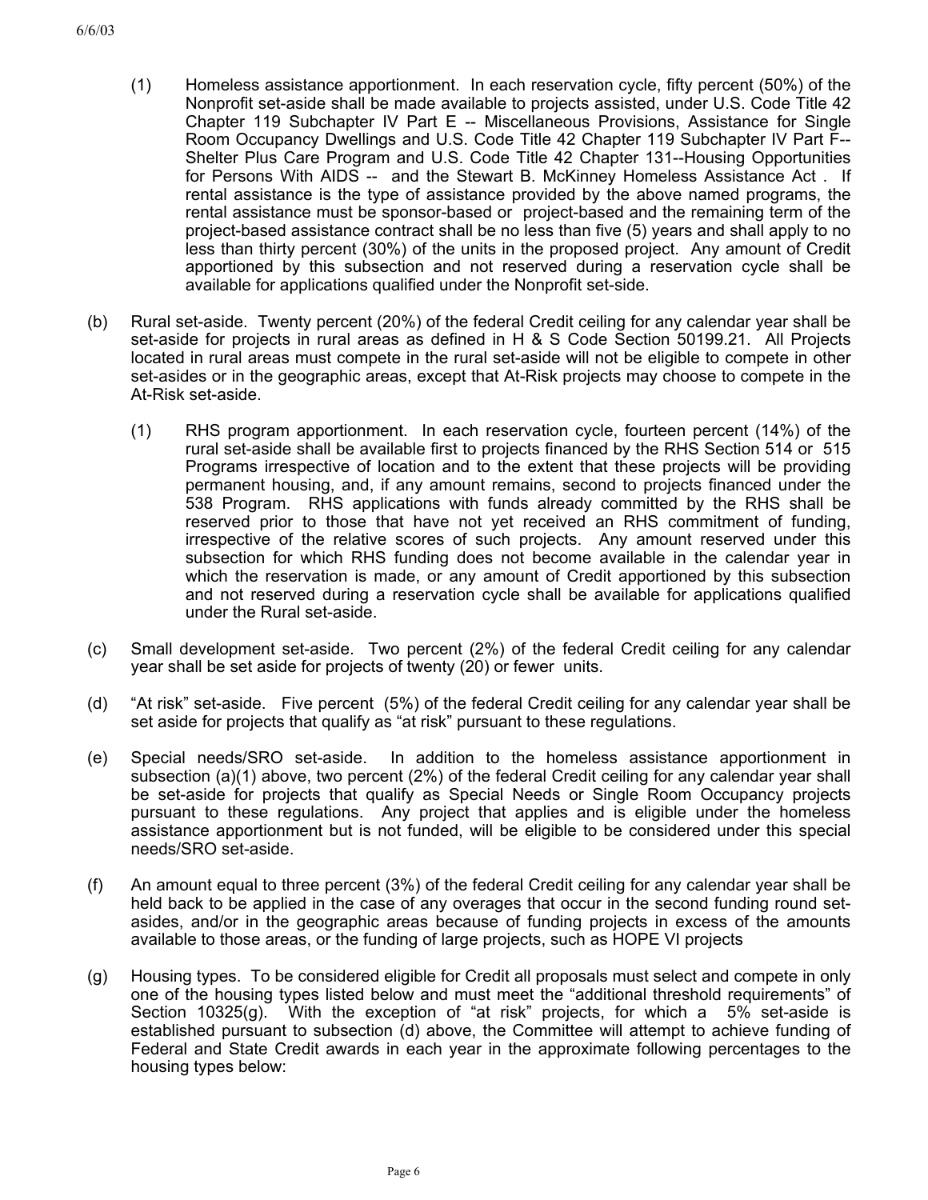(1) Homeless assistance apportionment. In each reservation cycle, fifty percent (50%) of the Nonprofit set-aside shall be made available to projects assisted, under U.S. Code Title 42 Chapter 119 Subchapter IV Part E -- Miscellaneous Provisions, Assistance for Single Room Occupancy Dwellings and U.S. Code Title 42 Chapter 119 Subchapter IV Part F-- Shelter Plus Care Program and U.S. Code Title 42 Chapter 131--Housing Opportunities for Persons With AIDS -- and the Stewart B. McKinney Homeless Assistance Act . If rental assistance is the type of assistance provided by the above named programs, the rental assistance must be sponsor-based or project-based and the remaining term of the project-based assistance contract shall be no less than five (5) years and shall apply to no less than thirty percent (30%) of the units in the proposed project. Any amount of Credit apportioned by this subsection and not reserved during a reservation cycle shall be available for applications qualified under the Nonprofit set-side.

(b) Rural set-aside. Twenty percent (20%) of the federal Credit ceiling for any calendar year shall be set-aside for projects in rural areas as defined in H & S Code Section 50199.21. All Projects located in rural areas must compete in the rural set-aside will not be eligible to compete in other set-asides or in the geographic areas, except that At-Risk projects may choose to compete in the At-Risk set-aside.

(1) RHS program apportionment. In each reservation cycle, fourteen percent (14%) of the rural set-aside shall be available first to projects financed by the RHS Section 514 or 515 Programs irrespective of location and to the extent that these projects will be providing permanent housing, and, if any amount remains, second to projects financed under the 538 Program. RHS applications with funds already committed by the RHS shall be reserved prior to those that have not yet received an RHS commitment of funding, irrespective of the relative scores of such projects. Any amount reserved under this subsection for which RHS funding does not become available in the calendar year in which the reservation is made, or any amount of Credit apportioned by this subsection and not reserved during a reservation cycle shall be available for applications qualified under the Rural set-aside.

(c) Small development set-aside. Two percent (2%) of the federal Credit ceiling for any calendar year shall be set aside for projects of twenty (20) or fewer units.

(d) "At risk" set-aside. Five percent (5%) of the federal Credit ceiling for any calendar year shall be set aside for projects that qualify as "at risk" pursuant to these regulations.

(e) Special needs/SRO set-aside. In addition to the homeless assistance apportionment in subsection (a)(1) above, two percent (2%) of the federal Credit ceiling for any calendar year shall be set-aside for projects that qualify as Special Needs or Single Room Occupancy projects pursuant to these regulations. Any project that applies and is eligible under the homeless assistance apportionment but is not funded, will be eligible to be considered under this special needs/SRO set-aside.

(f) An amount equal to three percent (3%) of the federal Credit ceiling for any calendar year shall be held back to be applied in the case of any overages that occur in the second funding round set-asides, and/or in the geographic areas because of funding projects in excess of the amounts available to those areas, or the funding of large projects, such as HOPE VI projects

(g) Housing types. To be considered eligible for Credit all proposals must select and compete in only one of the housing types listed below and must meet the "additional threshold requirements" of Section 10325(g). With the exception of "at risk" projects, for which a 5% set-aside is established pursuant to subsection (d) above, the Committee will attempt to achieve funding of Federal and State Credit awards in each year in the approximate following percentages to the housing types below: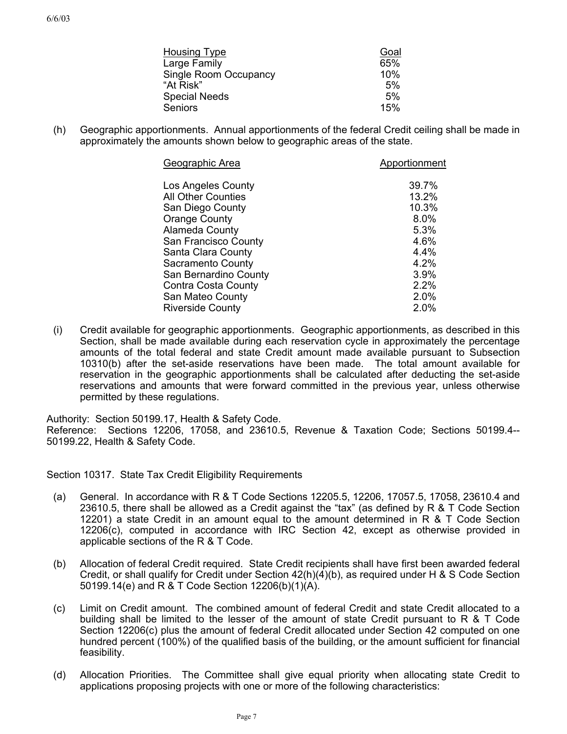| Housing Type | Goal |
| --- | --- |
| Large Family | 65% |
| Single Room Occupancy | 10% |
| "At Risk" | 5% |
| Special Needs | 5% |
| Seniors | 15% |

(h) Geographic apportionments. Annual apportionments of the federal Credit ceiling shall be made in approximately the amounts shown below to geographic areas of the state.

| Geographic Area | Apportionment |
| --- | --- |
| Los Angeles County | 39.7% |
| All Other Counties | 13.2% |
| San Diego County | 10.3% |
| Orange County | 8.0% |
| Alameda County | 5.3% |
| San Francisco County | 4.6% |
| Santa Clara County | 4.4% |
| Sacramento County | 4.2% |
| San Bernardino County | 3.9% |
| Contra Costa County | 2.2% |
| San Mateo County | 2.0% |
| Riverside County | 2.0% |

(i) Credit available for geographic apportionments. Geographic apportionments, as described in this Section, shall be made available during each reservation cycle in approximately the percentage amounts of the total federal and state Credit amount made available pursuant to Subsection 10310(b) after the set-aside reservations have been made. The total amount available for reservation in the geographic apportionments shall be calculated after deducting the set-aside reservations and amounts that were forward committed in the previous year, unless otherwise permitted by these regulations.

Authority: Section 50199.17, Health & Safety Code.
Reference: Sections 12206, 17058, and 23610.5, Revenue & Taxation Code; Sections 50199.4--50199.22, Health & Safety Code.

Section 10317. State Tax Credit Eligibility Requirements

(a) General. In accordance with R & T Code Sections 12205.5, 12206, 17057.5, 17058, 23610.4 and 23610.5, there shall be allowed as a Credit against the "tax" (as defined by R & T Code Section 12201) a state Credit in an amount equal to the amount determined in R & T Code Section 12206(c), computed in accordance with IRC Section 42, except as otherwise provided in applicable sections of the R & T Code.

(b) Allocation of federal Credit required. State Credit recipients shall have first been awarded federal Credit, or shall qualify for Credit under Section 42(h)(4)(b), as required under H & S Code Section 50199.14(e) and R & T Code Section 12206(b)(1)(A).

(c) Limit on Credit amount. The combined amount of federal Credit and state Credit allocated to a building shall be limited to the lesser of the amount of state Credit pursuant to R & T Code Section 12206(c) plus the amount of federal Credit allocated under Section 42 computed on one hundred percent (100%) of the qualified basis of the building, or the amount sufficient for financial feasibility.

(d) Allocation Priorities. The Committee shall give equal priority when allocating state Credit to applications proposing projects with one or more of the following characteristics: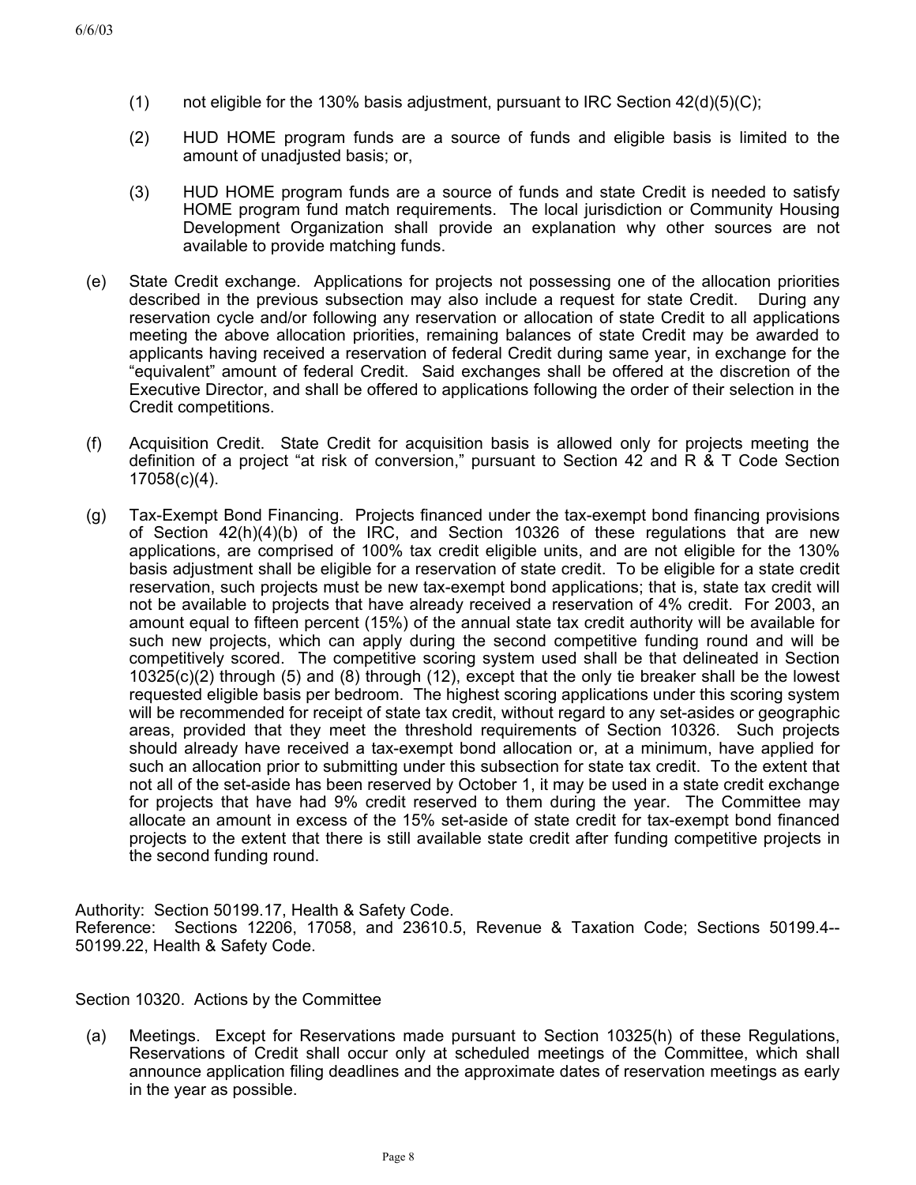(1) not eligible for the 130% basis adjustment, pursuant to IRC Section 42(d)(5)(C);

(2) HUD HOME program funds are a source of funds and eligible basis is limited to the amount of unadjusted basis; or,

(3) HUD HOME program funds are a source of funds and state Credit is needed to satisfy HOME program fund match requirements. The local jurisdiction or Community Housing Development Organization shall provide an explanation why other sources are not available to provide matching funds.

(e) State Credit exchange. Applications for projects not possessing one of the allocation priorities described in the previous subsection may also include a request for state Credit. During any reservation cycle and/or following any reservation or allocation of state Credit to all applications meeting the above allocation priorities, remaining balances of state Credit may be awarded to applicants having received a reservation of federal Credit during same year, in exchange for the "equivalent" amount of federal Credit. Said exchanges shall be offered at the discretion of the Executive Director, and shall be offered to applications following the order of their selection in the Credit competitions.

(f) Acquisition Credit. State Credit for acquisition basis is allowed only for projects meeting the definition of a project "at risk of conversion," pursuant to Section 42 and R & T Code Section 17058(c)(4).

(g) Tax-Exempt Bond Financing. Projects financed under the tax-exempt bond financing provisions of Section 42(h)(4)(b) of the IRC, and Section 10326 of these regulations that are new applications, are comprised of 100% tax credit eligible units, and are not eligible for the 130% basis adjustment shall be eligible for a reservation of state credit. To be eligible for a state credit reservation, such projects must be new tax-exempt bond applications; that is, state tax credit will not be available to projects that have already received a reservation of 4% credit. For 2003, an amount equal to fifteen percent (15%) of the annual state tax credit authority will be available for such new projects, which can apply during the second competitive funding round and will be competitively scored. The competitive scoring system used shall be that delineated in Section 10325(c)(2) through (5) and (8) through (12), except that the only tie breaker shall be the lowest requested eligible basis per bedroom. The highest scoring applications under this scoring system will be recommended for receipt of state tax credit, without regard to any set-asides or geographic areas, provided that they meet the threshold requirements of Section 10326. Such projects should already have received a tax-exempt bond allocation or, at a minimum, have applied for such an allocation prior to submitting under this subsection for state tax credit. To the extent that not all of the set-aside has been reserved by October 1, it may be used in a state credit exchange for projects that have had 9% credit reserved to them during the year. The Committee may allocate an amount in excess of the 15% set-aside of state credit for tax-exempt bond financed projects to the extent that there is still available state credit after funding competitive projects in the second funding round.

Authority: Section 50199.17, Health & Safety Code.
Reference: Sections 12206, 17058, and 23610.5, Revenue & Taxation Code; Sections 50199.4--50199.22, Health & Safety Code.

## Section 10320. Actions by the Committee

(a) Meetings. Except for Reservations made pursuant to Section 10325(h) of these Regulations, Reservations of Credit shall occur only at scheduled meetings of the Committee, which shall announce application filing deadlines and the approximate dates of reservation meetings as early in the year as possible.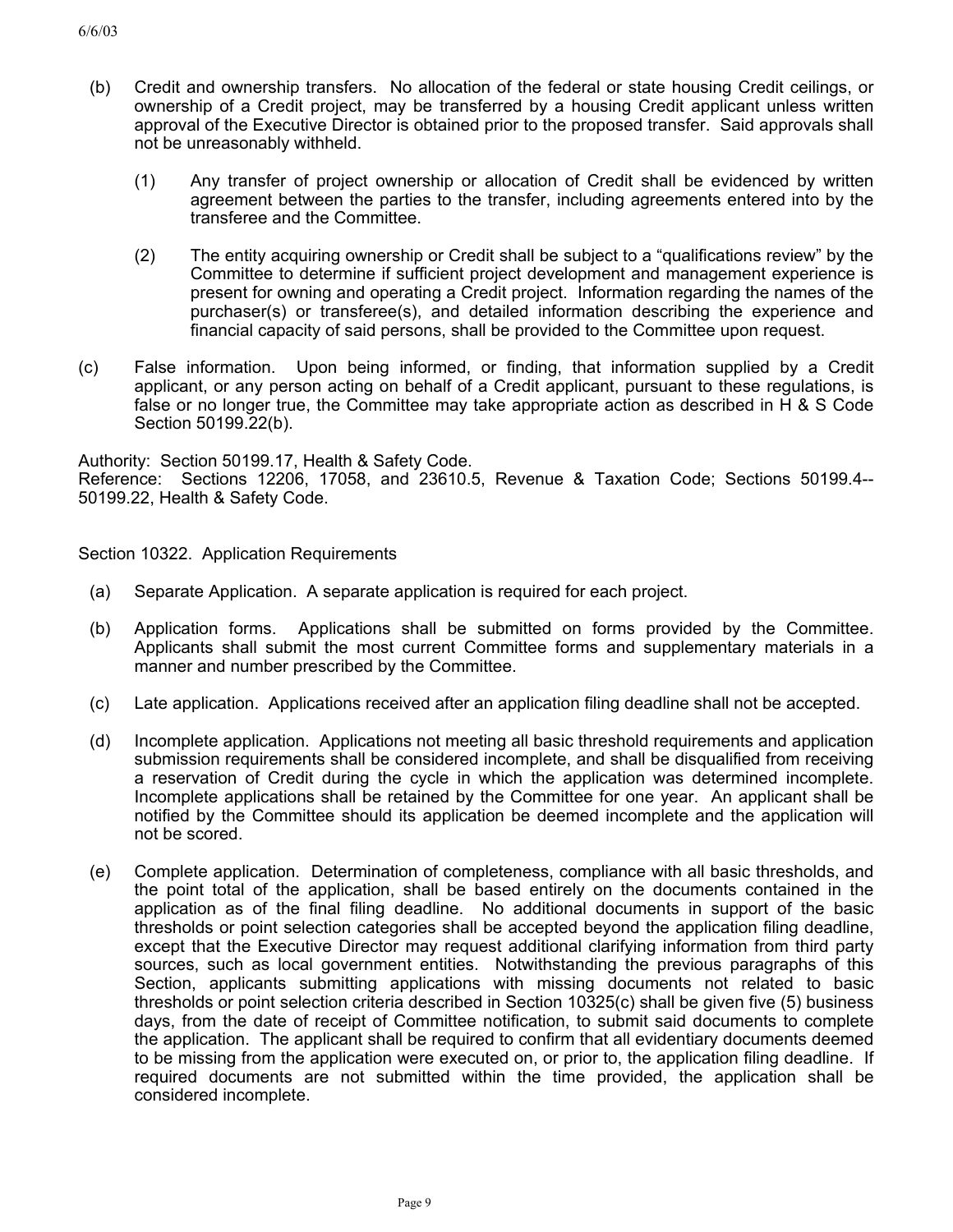(b) Credit and ownership transfers. No allocation of the federal or state housing Credit ceilings, or ownership of a Credit project, may be transferred by a housing Credit applicant unless written approval of the Executive Director is obtained prior to the proposed transfer. Said approvals shall not be unreasonably withheld.

   (1) Any transfer of project ownership or allocation of Credit shall be evidenced by written agreement between the parties to the transfer, including agreements entered into by the transferee and the Committee.

   (2) The entity acquiring ownership or Credit shall be subject to a "qualifications review" by the Committee to determine if sufficient project development and management experience is present for owning and operating a Credit project. Information regarding the names of the purchaser(s) or transferee(s), and detailed information describing the experience and financial capacity of said persons, shall be provided to the Committee upon request.

(c) False information. Upon being informed, or finding, that information supplied by a Credit applicant, or any person acting on behalf of a Credit applicant, pursuant to these regulations, is false or no longer true, the Committee may take appropriate action as described in H & S Code Section 50199.22(b).

Authority: Section 50199.17, Health & Safety Code.
Reference: Sections 12206, 17058, and 23610.5, Revenue & Taxation Code; Sections 50199.4--50199.22, Health & Safety Code.

## Section 10322. Application Requirements

(a) Separate Application. A separate application is required for each project.

(b) Application forms. Applications shall be submitted on forms provided by the Committee. Applicants shall submit the most current Committee forms and supplementary materials in a manner and number prescribed by the Committee.

(c) Late application. Applications received after an application filing deadline shall not be accepted.

(d) Incomplete application. Applications not meeting all basic threshold requirements and application submission requirements shall be considered incomplete, and shall be disqualified from receiving a reservation of Credit during the cycle in which the application was determined incomplete. Incomplete applications shall be retained by the Committee for one year. An applicant shall be notified by the Committee should its application be deemed incomplete and the application will not be scored.

(e) Complete application. Determination of completeness, compliance with all basic thresholds, and the point total of the application, shall be based entirely on the documents contained in the application as of the final filing deadline. No additional documents in support of the basic thresholds or point selection categories shall be accepted beyond the application filing deadline, except that the Executive Director may request additional clarifying information from third party sources, such as local government entities. Notwithstanding the previous paragraphs of this Section, applicants submitting applications with missing documents not related to basic thresholds or point selection criteria described in Section 10325(c) shall be given five (5) business days, from the date of receipt of Committee notification, to submit said documents to complete the application. The applicant shall be required to confirm that all evidentiary documents deemed to be missing from the application were executed on, or prior to, the application filing deadline. If required documents are not submitted within the time provided, the application shall be considered incomplete.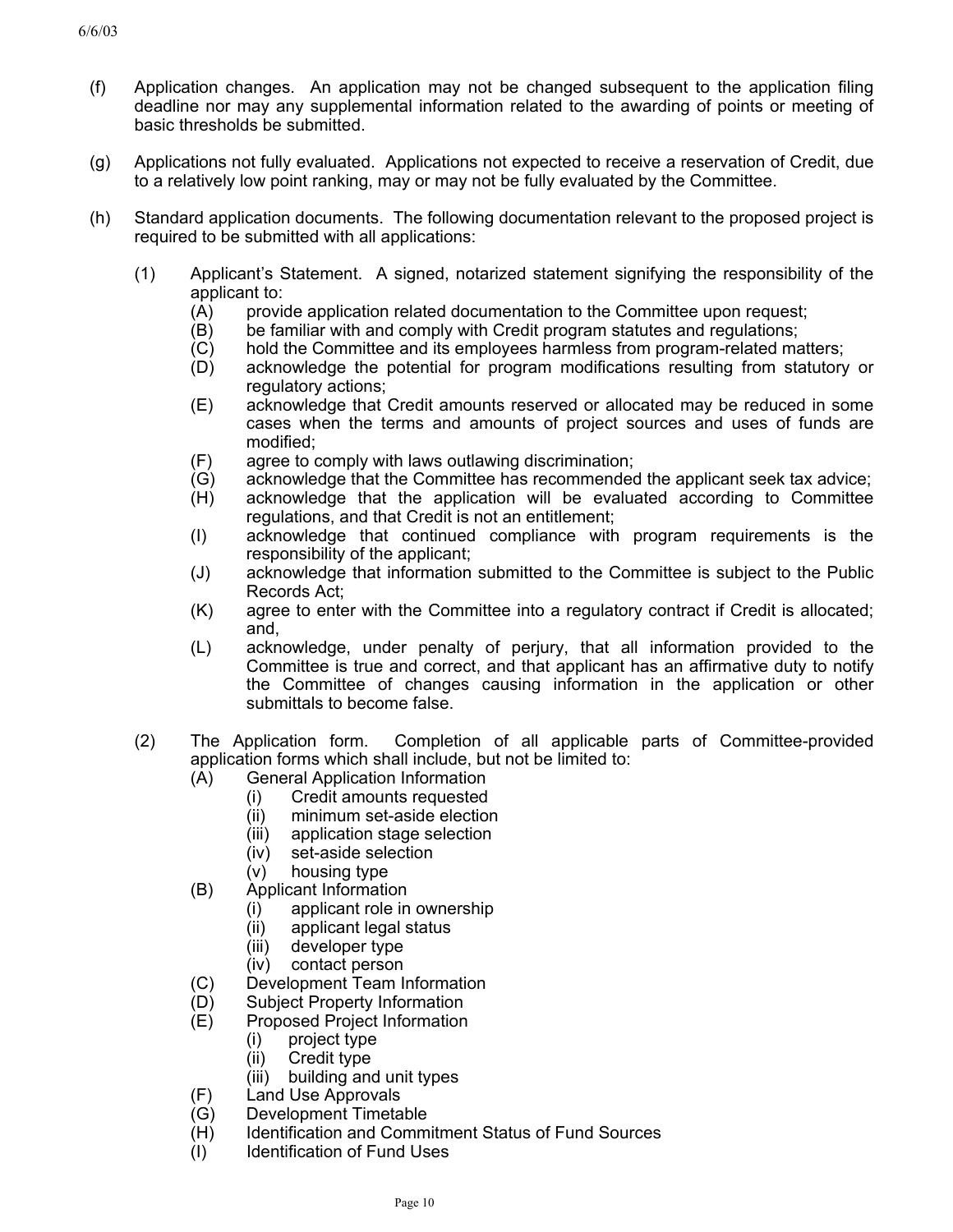(f) Application changes. An application may not be changed subsequent to the application filing deadline nor may any supplemental information related to the awarding of points or meeting of basic thresholds be submitted.

(g) Applications not fully evaluated. Applications not expected to receive a reservation of Credit, due to a relatively low point ranking, may or may not be fully evaluated by the Committee.

(h) Standard application documents. The following documentation relevant to the proposed project is required to be submitted with all applications:

(1) Applicant's Statement. A signed, notarized statement signifying the responsibility of the applicant to:

(A) provide application related documentation to the Committee upon request;
(B) be familiar with and comply with Credit program statutes and regulations;
(C) hold the Committee and its employees harmless from program-related matters;
(D) acknowledge the potential for program modifications resulting from statutory or regulatory actions;
(E) acknowledge that Credit amounts reserved or allocated may be reduced in some cases when the terms and amounts of project sources and uses of funds are modified;
(F) agree to comply with laws outlawing discrimination;
(G) acknowledge that the Committee has recommended the applicant seek tax advice;
(H) acknowledge that the application will be evaluated according to Committee regulations, and that Credit is not an entitlement;
(I) acknowledge that continued compliance with program requirements is the responsibility of the applicant;
(J) acknowledge that information submitted to the Committee is subject to the Public Records Act;
(K) agree to enter with the Committee into a regulatory contract if Credit is allocated; and,
(L) acknowledge, under penalty of perjury, that all information provided to the Committee is true and correct, and that applicant has an affirmative duty to notify the Committee of changes causing information in the application or other submittals to become false.

(2) The Application form. Completion of all applicable parts of Committee-provided application forms which shall include, but not be limited to:

(A) General Application Information
  (i) Credit amounts requested
  (ii) minimum set-aside election
  (iii) application stage selection
  (iv) set-aside selection
  (v) housing type
(B) Applicant Information
  (i) applicant role in ownership
  (ii) applicant legal status
  (iii) developer type
  (iv) contact person
(C) Development Team Information
(D) Subject Property Information
(E) Proposed Project Information
  (i) project type
  (ii) Credit type
  (iii) building and unit types
(F) Land Use Approvals
(G) Development Timetable
(H) Identification and Commitment Status of Fund Sources
(I) Identification of Fund Uses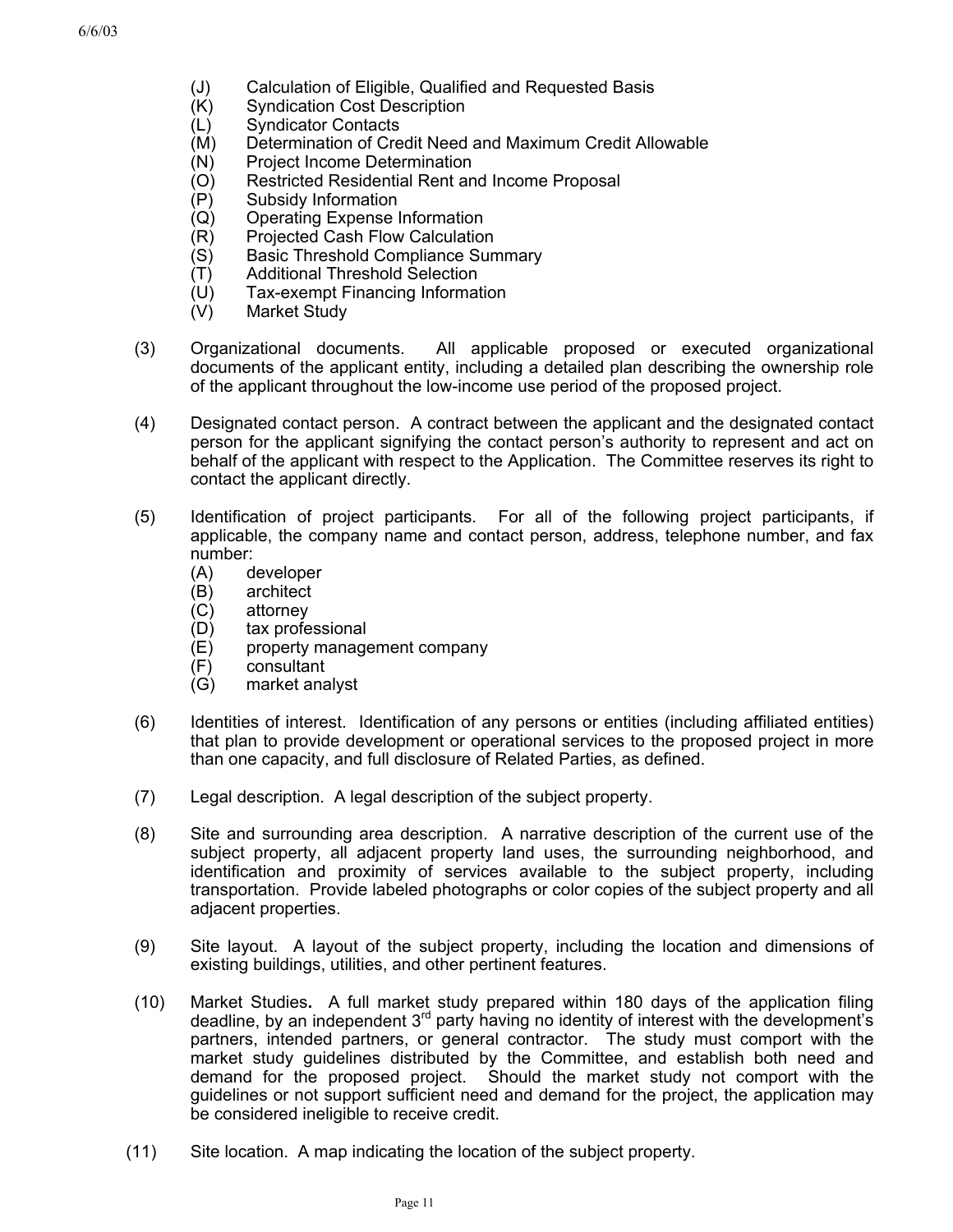(J) Calculation of Eligible, Qualified and Requested Basis
(K) Syndication Cost Description
(L) Syndicator Contacts
(M) Determination of Credit Need and Maximum Credit Allowable
(N) Project Income Determination
(O) Restricted Residential Rent and Income Proposal
(P) Subsidy Information
(Q) Operating Expense Information
(R) Projected Cash Flow Calculation
(S) Basic Threshold Compliance Summary
(T) Additional Threshold Selection
(U) Tax-exempt Financing Information
(V) Market Study

(3) Organizational documents. All applicable proposed or executed organizational documents of the applicant entity, including a detailed plan describing the ownership role of the applicant throughout the low-income use period of the proposed project.

(4) Designated contact person. A contract between the applicant and the designated contact person for the applicant signifying the contact person's authority to represent and act on behalf of the applicant with respect to the Application. The Committee reserves its right to contact the applicant directly.

(5) Identification of project participants. For all of the following project participants, if applicable, the company name and contact person, address, telephone number, and fax number:
(A) developer
(B) architect
(C) attorney
(D) tax professional
(E) property management company
(F) consultant
(G) market analyst

(6) Identities of interest. Identification of any persons or entities (including affiliated entities) that plan to provide development or operational services to the proposed project in more than one capacity, and full disclosure of Related Parties, as defined.

(7) Legal description. A legal description of the subject property.

(8) Site and surrounding area description. A narrative description of the current use of the subject property, all adjacent property land uses, the surrounding neighborhood, and identification and proximity of services available to the subject property, including transportation. Provide labeled photographs or color copies of the subject property and all adjacent properties.

(9) Site layout. A layout of the subject property, including the location and dimensions of existing buildings, utilities, and other pertinent features.

(10) Market Studies**.** A full market study prepared within 180 days of the application filing deadline, by an independent 3rd party having no identity of interest with the development's partners, intended partners, or general contractor. The study must comport with the market study guidelines distributed by the Committee, and establish both need and demand for the proposed project. Should the market study not comport with the guidelines or not support sufficient need and demand for the project, the application may be considered ineligible to receive credit.

(11) Site location. A map indicating the location of the subject property.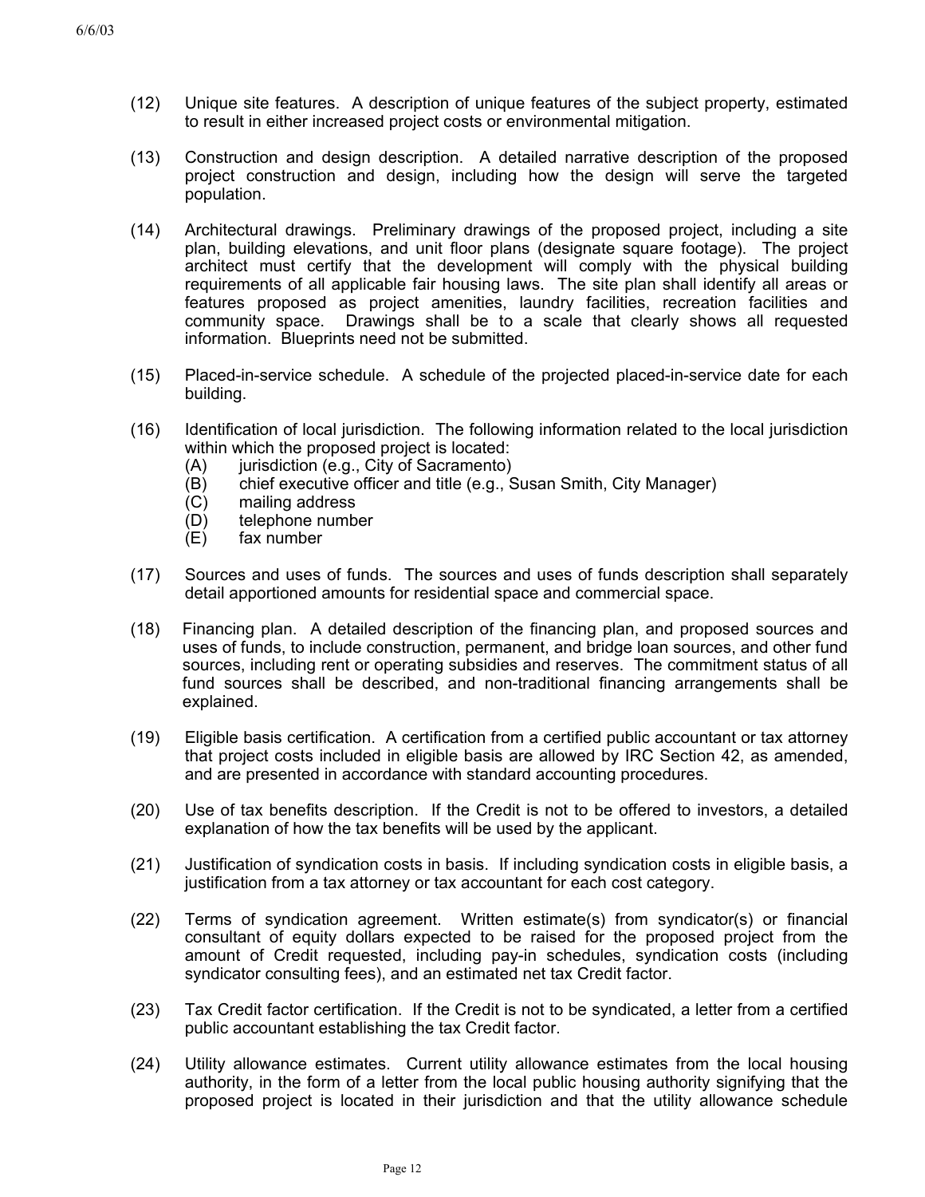(12) Unique site features. A description of unique features of the subject property, estimated to result in either increased project costs or environmental mitigation.

(13) Construction and design description. A detailed narrative description of the proposed project construction and design, including how the design will serve the targeted population.

(14) Architectural drawings. Preliminary drawings of the proposed project, including a site plan, building elevations, and unit floor plans (designate square footage). The project architect must certify that the development will comply with the physical building requirements of all applicable fair housing laws. The site plan shall identify all areas or features proposed as project amenities, laundry facilities, recreation facilities and community space. Drawings shall be to a scale that clearly shows all requested information. Blueprints need not be submitted.

(15) Placed-in-service schedule. A schedule of the projected placed-in-service date for each building.

(16) Identification of local jurisdiction. The following information related to the local jurisdiction within which the proposed project is located:
- (A) jurisdiction (e.g., City of Sacramento)
- (B) chief executive officer and title (e.g., Susan Smith, City Manager)
- (C) mailing address
- (D) telephone number
- (E) fax number

(17) Sources and uses of funds. The sources and uses of funds description shall separately detail apportioned amounts for residential space and commercial space.

(18) Financing plan. A detailed description of the financing plan, and proposed sources and uses of funds, to include construction, permanent, and bridge loan sources, and other fund sources, including rent or operating subsidies and reserves. The commitment status of all fund sources shall be described, and non-traditional financing arrangements shall be explained.

(19) Eligible basis certification. A certification from a certified public accountant or tax attorney that project costs included in eligible basis are allowed by IRC Section 42, as amended, and are presented in accordance with standard accounting procedures.

(20) Use of tax benefits description. If the Credit is not to be offered to investors, a detailed explanation of how the tax benefits will be used by the applicant.

(21) Justification of syndication costs in basis. If including syndication costs in eligible basis, a justification from a tax attorney or tax accountant for each cost category.

(22) Terms of syndication agreement. Written estimate(s) from syndicator(s) or financial consultant of equity dollars expected to be raised for the proposed project from the amount of Credit requested, including pay-in schedules, syndication costs (including syndicator consulting fees), and an estimated net tax Credit factor.

(23) Tax Credit factor certification. If the Credit is not to be syndicated, a letter from a certified public accountant establishing the tax Credit factor.

(24) Utility allowance estimates. Current utility allowance estimates from the local housing authority, in the form of a letter from the local public housing authority signifying that the proposed project is located in their jurisdiction and that the utility allowance schedule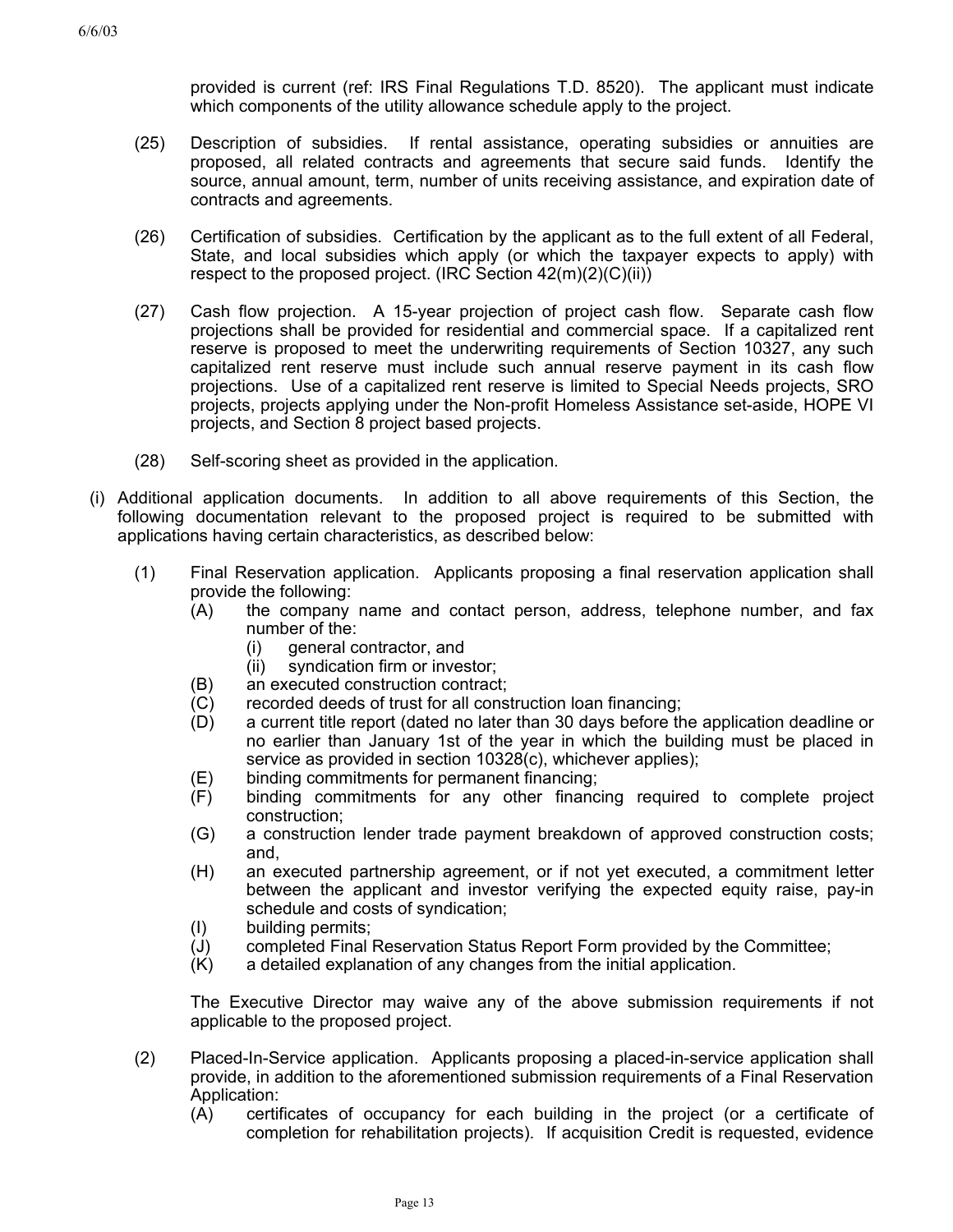provided is current (ref: IRS Final Regulations T.D. 8520). The applicant must indicate which components of the utility allowance schedule apply to the project.

(25) Description of subsidies. If rental assistance, operating subsidies or annuities are proposed, all related contracts and agreements that secure said funds. Identify the source, annual amount, term, number of units receiving assistance, and expiration date of contracts and agreements.

(26) Certification of subsidies. Certification by the applicant as to the full extent of all Federal, State, and local subsidies which apply (or which the taxpayer expects to apply) with respect to the proposed project. (IRC Section 42(m)(2)(C)(ii))

(27) Cash flow projection. A 15-year projection of project cash flow. Separate cash flow projections shall be provided for residential and commercial space. If a capitalized rent reserve is proposed to meet the underwriting requirements of Section 10327, any such capitalized rent reserve must include such annual reserve payment in its cash flow projections. Use of a capitalized rent reserve is limited to Special Needs projects, SRO projects, projects applying under the Non-profit Homeless Assistance set-aside, HOPE VI projects, and Section 8 project based projects.

(28) Self-scoring sheet as provided in the application.

(i) Additional application documents. In addition to all above requirements of this Section, the following documentation relevant to the proposed project is required to be submitted with applications having certain characteristics, as described below:

(1) Final Reservation application. Applicants proposing a final reservation application shall provide the following:
 (A) the company name and contact person, address, telephone number, and fax number of the:
  (i) general contractor, and
  (ii) syndication firm or investor;
 (B) an executed construction contract;
 (C) recorded deeds of trust for all construction loan financing;
 (D) a current title report (dated no later than 30 days before the application deadline or no earlier than January 1st of the year in which the building must be placed in service as provided in section 10328(c), whichever applies);
 (E) binding commitments for permanent financing;
 (F) binding commitments for any other financing required to complete project construction;
 (G) a construction lender trade payment breakdown of approved construction costs; and,
 (H) an executed partnership agreement, or if not yet executed, a commitment letter between the applicant and investor verifying the expected equity raise, pay-in schedule and costs of syndication;
 (I) building permits;
 (J) completed Final Reservation Status Report Form provided by the Committee;
 (K) a detailed explanation of any changes from the initial application.

The Executive Director may waive any of the above submission requirements if not applicable to the proposed project.

(2) Placed-In-Service application. Applicants proposing a placed-in-service application shall provide, in addition to the aforementioned submission requirements of a Final Reservation Application:
 (A) certificates of occupancy for each building in the project (or a certificate of completion for rehabilitation projects). If acquisition Credit is requested, evidence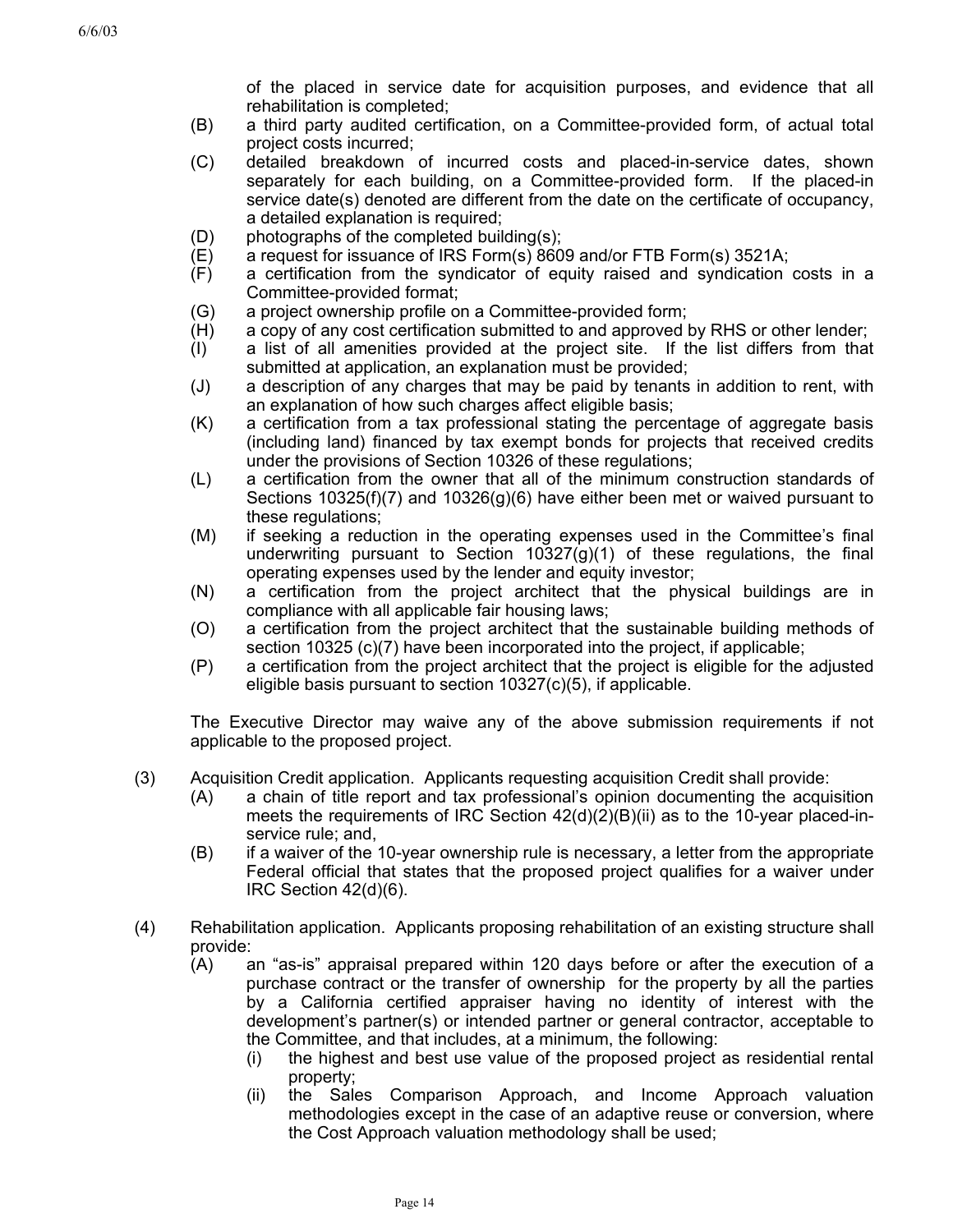of the placed in service date for acquisition purposes, and evidence that all rehabilitation is completed;

(B) a third party audited certification, on a Committee-provided form, of actual total project costs incurred;

(C) detailed breakdown of incurred costs and placed-in-service dates, shown separately for each building, on a Committee-provided form. If the placed-in service date(s) denoted are different from the date on the certificate of occupancy, a detailed explanation is required;

(D) photographs of the completed building(s);

(E) a request for issuance of IRS Form(s) 8609 and/or FTB Form(s) 3521A;

(F) a certification from the syndicator of equity raised and syndication costs in a Committee-provided format;

(G) a project ownership profile on a Committee-provided form;

(H) a copy of any cost certification submitted to and approved by RHS or other lender;

(I) a list of all amenities provided at the project site. If the list differs from that submitted at application, an explanation must be provided;

(J) a description of any charges that may be paid by tenants in addition to rent, with an explanation of how such charges affect eligible basis;

(K) a certification from a tax professional stating the percentage of aggregate basis (including land) financed by tax exempt bonds for projects that received credits under the provisions of Section 10326 of these regulations;

(L) a certification from the owner that all of the minimum construction standards of Sections 10325(f)(7) and 10326(g)(6) have either been met or waived pursuant to these regulations;

(M) if seeking a reduction in the operating expenses used in the Committee's final underwriting pursuant to Section 10327(g)(1) of these regulations, the final operating expenses used by the lender and equity investor;

(N) a certification from the project architect that the physical buildings are in compliance with all applicable fair housing laws;

(O) a certification from the project architect that the sustainable building methods of section 10325 (c)(7) have been incorporated into the project, if applicable;

(P) a certification from the project architect that the project is eligible for the adjusted eligible basis pursuant to section 10327(c)(5), if applicable.

The Executive Director may waive any of the above submission requirements if not applicable to the proposed project.

(3) Acquisition Credit application. Applicants requesting acquisition Credit shall provide:

(A) a chain of title report and tax professional's opinion documenting the acquisition meets the requirements of IRC Section 42(d)(2)(B)(ii) as to the 10-year placed-in-service rule; and,

(B) if a waiver of the 10-year ownership rule is necessary, a letter from the appropriate Federal official that states that the proposed project qualifies for a waiver under IRC Section 42(d)(6).

(4) Rehabilitation application. Applicants proposing rehabilitation of an existing structure shall provide:

(A) an "as-is" appraisal prepared within 120 days before or after the execution of a purchase contract or the transfer of ownership for the property by all the parties by a California certified appraiser having no identity of interest with the development's partner(s) or intended partner or general contractor, acceptable to the Committee, and that includes, at a minimum, the following:

(i) the highest and best use value of the proposed project as residential rental property;

(ii) the Sales Comparison Approach, and Income Approach valuation methodologies except in the case of an adaptive reuse or conversion, where the Cost Approach valuation methodology shall be used;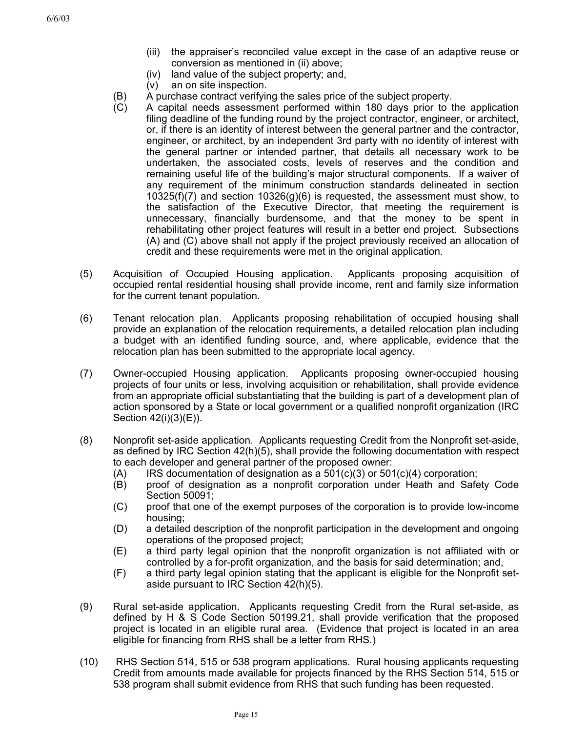(iii) the appraiser's reconciled value except in the case of an adaptive reuse or conversion as mentioned in (ii) above;

(iv) land value of the subject property; and,

(v) an on site inspection.

(B) A purchase contract verifying the sales price of the subject property.

(C) A capital needs assessment performed within 180 days prior to the application filing deadline of the funding round by the project contractor, engineer, or architect, or, if there is an identity of interest between the general partner and the contractor, engineer, or architect, by an independent 3rd party with no identity of interest with the general partner or intended partner, that details all necessary work to be undertaken, the associated costs, levels of reserves and the condition and remaining useful life of the building's major structural components. If a waiver of any requirement of the minimum construction standards delineated in section 10325(f)(7) and section 10326(g)(6) is requested, the assessment must show, to the satisfaction of the Executive Director, that meeting the requirement is unnecessary, financially burdensome, and that the money to be spent in rehabilitating other project features will result in a better end project. Subsections (A) and (C) above shall not apply if the project previously received an allocation of credit and these requirements were met in the original application.

(5) Acquisition of Occupied Housing application. Applicants proposing acquisition of occupied rental residential housing shall provide income, rent and family size information for the current tenant population.

(6) Tenant relocation plan. Applicants proposing rehabilitation of occupied housing shall provide an explanation of the relocation requirements, a detailed relocation plan including a budget with an identified funding source, and, where applicable, evidence that the relocation plan has been submitted to the appropriate local agency.

(7) Owner-occupied Housing application. Applicants proposing owner-occupied housing projects of four units or less, involving acquisition or rehabilitation, shall provide evidence from an appropriate official substantiating that the building is part of a development plan of action sponsored by a State or local government or a qualified nonprofit organization (IRC Section 42(i)(3)(E)).

(8) Nonprofit set-aside application. Applicants requesting Credit from the Nonprofit set-aside, as defined by IRC Section 42(h)(5), shall provide the following documentation with respect to each developer and general partner of the proposed owner:

(A) IRS documentation of designation as a 501(c)(3) or 501(c)(4) corporation;

(B) proof of designation as a nonprofit corporation under Heath and Safety Code Section 50091;

(C) proof that one of the exempt purposes of the corporation is to provide low-income housing;

(D) a detailed description of the nonprofit participation in the development and ongoing operations of the proposed project;

(E) a third party legal opinion that the nonprofit organization is not affiliated with or controlled by a for-profit organization, and the basis for said determination; and,

(F) a third party legal opinion stating that the applicant is eligible for the Nonprofit set-aside pursuant to IRC Section 42(h)(5).

(9) Rural set-aside application. Applicants requesting Credit from the Rural set-aside, as defined by H & S Code Section 50199.21, shall provide verification that the proposed project is located in an eligible rural area. (Evidence that project is located in an area eligible for financing from RHS shall be a letter from RHS.)

(10) RHS Section 514, 515 or 538 program applications. Rural housing applicants requesting Credit from amounts made available for projects financed by the RHS Section 514, 515 or 538 program shall submit evidence from RHS that such funding has been requested.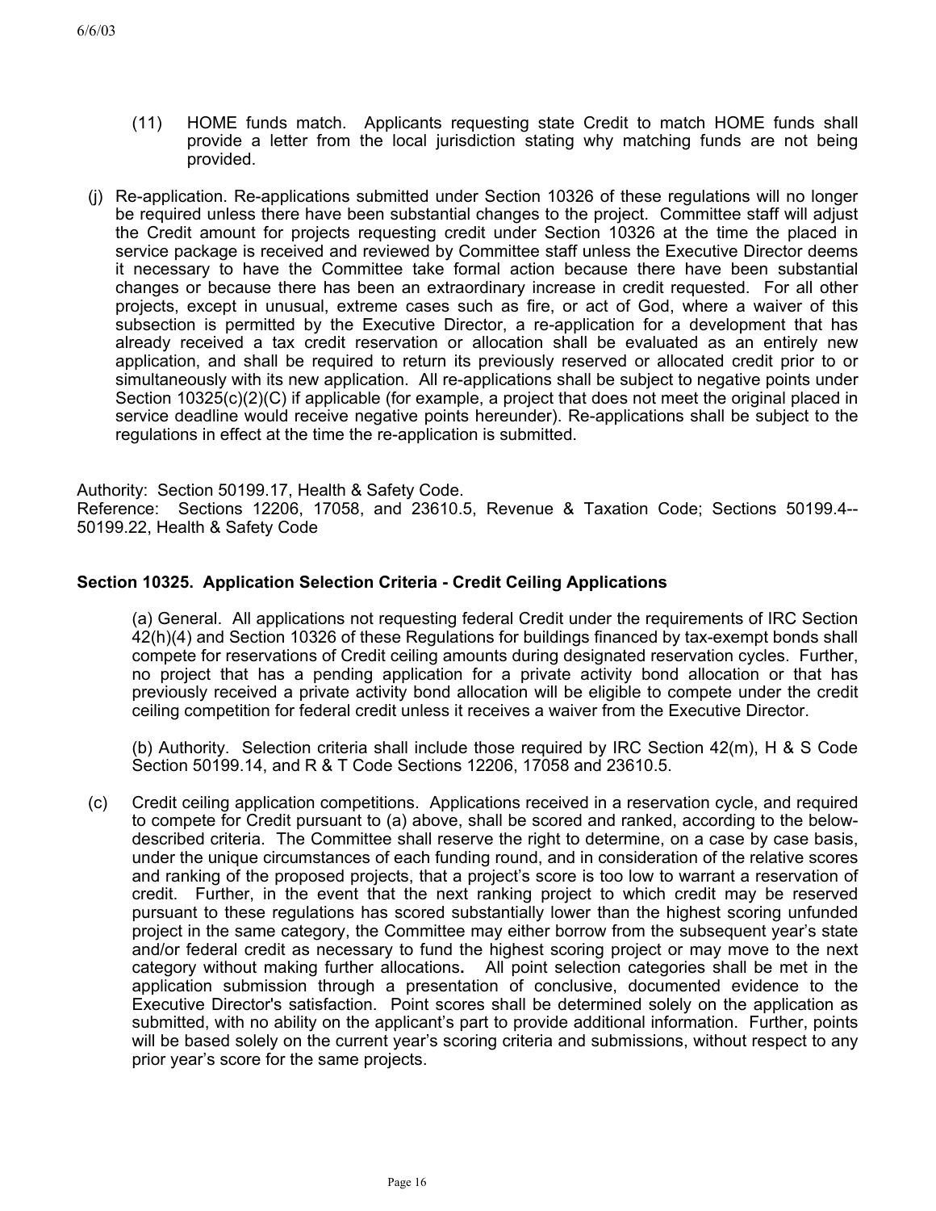(11) HOME funds match. Applicants requesting state Credit to match HOME funds shall provide a letter from the local jurisdiction stating why matching funds are not being provided.

(j) Re-application. Re-applications submitted under Section 10326 of these regulations will no longer be required unless there have been substantial changes to the project. Committee staff will adjust the Credit amount for projects requesting credit under Section 10326 at the time the placed in service package is received and reviewed by Committee staff unless the Executive Director deems it necessary to have the Committee take formal action because there have been substantial changes or because there has been an extraordinary increase in credit requested. For all other projects, except in unusual, extreme cases such as fire, or act of God, where a waiver of this subsection is permitted by the Executive Director, a re-application for a development that has already received a tax credit reservation or allocation shall be evaluated as an entirely new application, and shall be required to return its previously reserved or allocated credit prior to or simultaneously with its new application. All re-applications shall be subject to negative points under Section 10325(c)(2)(C) if applicable (for example, a project that does not meet the original placed in service deadline would receive negative points hereunder). Re-applications shall be subject to the regulations in effect at the time the re-application is submitted.

Authority: Section 50199.17, Health & Safety Code.
Reference: Sections 12206, 17058, and 23610.5, Revenue & Taxation Code; Sections 50199.4--50199.22, Health & Safety Code

## Section 10325. Application Selection Criteria - Credit Ceiling Applications

(a) General. All applications not requesting federal Credit under the requirements of IRC Section 42(h)(4) and Section 10326 of these Regulations for buildings financed by tax-exempt bonds shall compete for reservations of Credit ceiling amounts during designated reservation cycles. Further, no project that has a pending application for a private activity bond allocation or that has previously received a private activity bond allocation will be eligible to compete under the credit ceiling competition for federal credit unless it receives a waiver from the Executive Director.

(b) Authority. Selection criteria shall include those required by IRC Section 42(m), H & S Code Section 50199.14, and R & T Code Sections 12206, 17058 and 23610.5.

(c) Credit ceiling application competitions. Applications received in a reservation cycle, and required to compete for Credit pursuant to (a) above, shall be scored and ranked, according to the below-described criteria. The Committee shall reserve the right to determine, on a case by case basis, under the unique circumstances of each funding round, and in consideration of the relative scores and ranking of the proposed projects, that a project's score is too low to warrant a reservation of credit. Further, in the event that the next ranking project to which credit may be reserved pursuant to these regulations has scored substantially lower than the highest scoring unfunded project in the same category, the Committee may either borrow from the subsequent year's state and/or federal credit as necessary to fund the highest scoring project or may move to the next category without making further allocations. All point selection categories shall be met in the application submission through a presentation of conclusive, documented evidence to the Executive Director's satisfaction. Point scores shall be determined solely on the application as submitted, with no ability on the applicant's part to provide additional information. Further, points will be based solely on the current year's scoring criteria and submissions, without respect to any prior year's score for the same projects.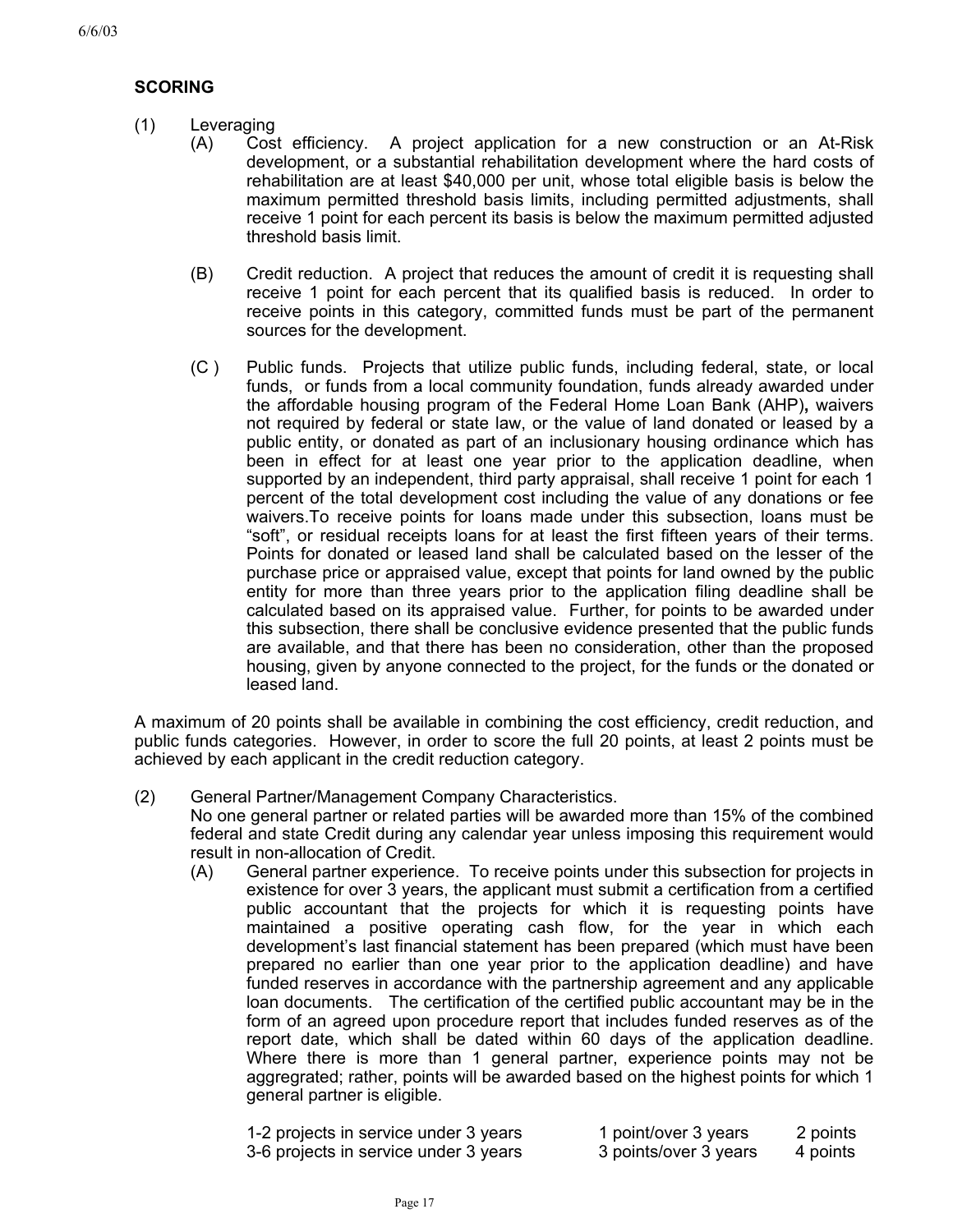## SCORING

(1) Leveraging

(A) Cost efficiency. A project application for a new construction or an At-Risk development, or a substantial rehabilitation development where the hard costs of rehabilitation are at least $40,000 per unit, whose total eligible basis is below the maximum permitted threshold basis limits, including permitted adjustments, shall receive 1 point for each percent its basis is below the maximum permitted adjusted threshold basis limit.

(B) Credit reduction. A project that reduces the amount of credit it is requesting shall receive 1 point for each percent that its qualified basis is reduced. In order to receive points in this category, committed funds must be part of the permanent sources for the development.

(C ) Public funds. Projects that utilize public funds, including federal, state, or local funds, or funds from a local community foundation, funds already awarded under the affordable housing program of the Federal Home Loan Bank (AHP)**,** waivers not required by federal or state law, or the value of land donated or leased by a public entity, or donated as part of an inclusionary housing ordinance which has been in effect for at least one year prior to the application deadline, when supported by an independent, third party appraisal, shall receive 1 point for each 1 percent of the total development cost including the value of any donations or fee waivers.To receive points for loans made under this subsection, loans must be "soft", or residual receipts loans for at least the first fifteen years of their terms. Points for donated or leased land shall be calculated based on the lesser of the purchase price or appraised value, except that points for land owned by the public entity for more than three years prior to the application filing deadline shall be calculated based on its appraised value. Further, for points to be awarded under this subsection, there shall be conclusive evidence presented that the public funds are available, and that there has been no consideration, other than the proposed housing, given by anyone connected to the project, for the funds or the donated or leased land.

A maximum of 20 points shall be available in combining the cost efficiency, credit reduction, and public funds categories. However, in order to score the full 20 points, at least 2 points must be achieved by each applicant in the credit reduction category.

(2) General Partner/Management Company Characteristics.
No one general partner or related parties will be awarded more than 15% of the combined federal and state Credit during any calendar year unless imposing this requirement would result in non-allocation of Credit.

(A) General partner experience. To receive points under this subsection for projects in existence for over 3 years, the applicant must submit a certification from a certified public accountant that the projects for which it is requesting points have maintained a positive operating cash flow, for the year in which each development's last financial statement has been prepared (which must have been prepared no earlier than one year prior to the application deadline) and have funded reserves in accordance with the partnership agreement and any applicable loan documents. The certification of the certified public accountant may be in the form of an agreed upon procedure report that includes funded reserves as of the report date, which shall be dated within 60 days of the application deadline. Where there is more than 1 general partner, experience points may not be aggregrated; rather, points will be awarded based on the highest points for which 1 general partner is eligible.

| | | |
|---|---|---|
| 1-2 projects in service under 3 years | 1 point/over 3 years | 2 points |
| 3-6 projects in service under 3 years | 3 points/over 3 years | 4 points |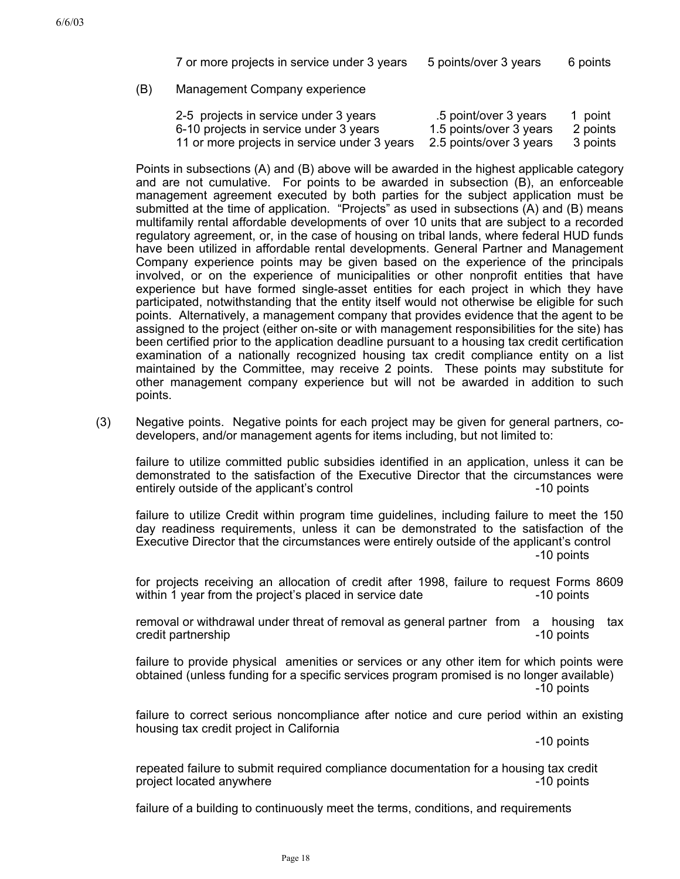7 or more projects in service under 3 years 5 points/over 3 years 6 points

(B) Management Company experience

| | | |
|---|---|---|
| 2-5 projects in service under 3 years | .5 point/over 3 years | 1 point |
| 6-10 projects in service under 3 years | 1.5 points/over 3 years | 2 points |
| 11 or more projects in service under 3 years | 2.5 points/over 3 years | 3 points |

Points in subsections (A) and (B) above will be awarded in the highest applicable category and are not cumulative. For points to be awarded in subsection (B), an enforceable management agreement executed by both parties for the subject application must be submitted at the time of application. "Projects" as used in subsections (A) and (B) means multifamily rental affordable developments of over 10 units that are subject to a recorded regulatory agreement, or, in the case of housing on tribal lands, where federal HUD funds have been utilized in affordable rental developments. General Partner and Management Company experience points may be given based on the experience of the principals involved, or on the experience of municipalities or other nonprofit entities that have experience but have formed single-asset entities for each project in which they have participated, notwithstanding that the entity itself would not otherwise be eligible for such points. Alternatively, a management company that provides evidence that the agent to be assigned to the project (either on-site or with management responsibilities for the site) has been certified prior to the application deadline pursuant to a housing tax credit certification examination of a nationally recognized housing tax credit compliance entity on a list maintained by the Committee, may receive 2 points. These points may substitute for other management company experience but will not be awarded in addition to such points.

(3) Negative points. Negative points for each project may be given for general partners, co-developers, and/or management agents for items including, but not limited to:

failure to utilize committed public subsidies identified in an application, unless it can be demonstrated to the satisfaction of the Executive Director that the circumstances were entirely outside of the applicant's control -10 points

failure to utilize Credit within program time guidelines, including failure to meet the 150 day readiness requirements, unless it can be demonstrated to the satisfaction of the Executive Director that the circumstances were entirely outside of the applicant's control -10 points

for projects receiving an allocation of credit after 1998, failure to request Forms 8609 within 1 year from the project's placed in service date -10 points

removal or withdrawal under threat of removal as general partner from a housing tax credit partnership -10 points

failure to provide physical amenities or services or any other item for which points were obtained (unless funding for a specific services program promised is no longer available) -10 points

failure to correct serious noncompliance after notice and cure period within an existing housing tax credit project in California -10 points

repeated failure to submit required compliance documentation for a housing tax credit project located anywhere -10 points

failure of a building to continuously meet the terms, conditions, and requirements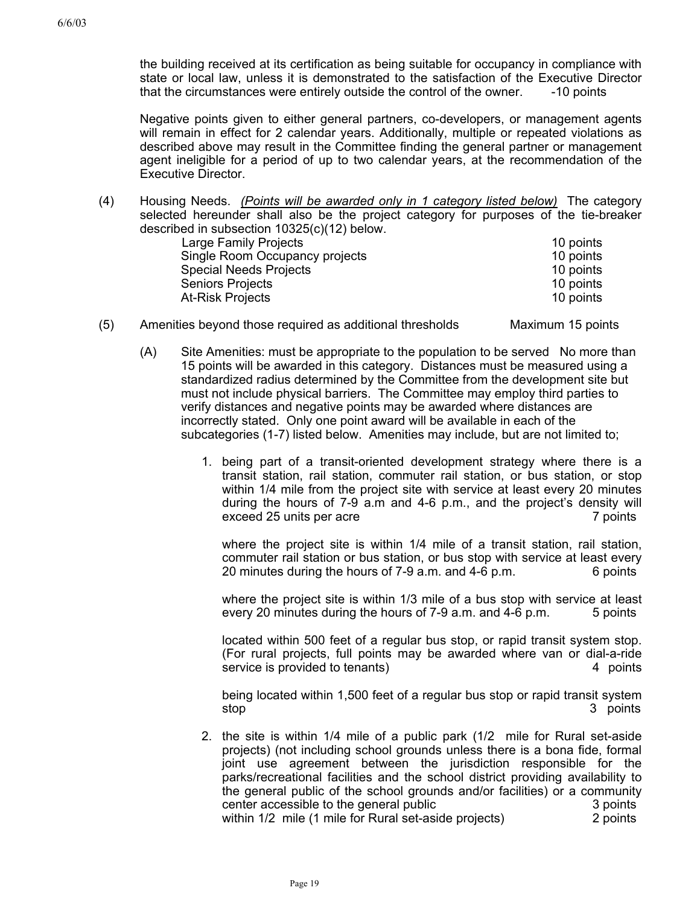the building received at its certification as being suitable for occupancy in compliance with state or local law, unless it is demonstrated to the satisfaction of the Executive Director that the circumstances were entirely outside the control of the owner. -10 points

Negative points given to either general partners, co-developers, or management agents will remain in effect for 2 calendar years. Additionally, multiple or repeated violations as described above may result in the Committee finding the general partner or management agent ineligible for a period of up to two calendar years, at the recommendation of the Executive Director.

(4) Housing Needs. *(Points will be awarded only in 1 category listed below)* The category selected hereunder shall also be the project category for purposes of the tie-breaker described in subsection 10325(c)(12) below.

| | |
|---|---|
| Large Family Projects | 10 points |
| Single Room Occupancy projects | 10 points |
| Special Needs Projects | 10 points |
| Seniors Projects | 10 points |
| At-Risk Projects | 10 points |

(5) Amenities beyond those required as additional thresholds Maximum 15 points

(A) Site Amenities: must be appropriate to the population to be served No more than 15 points will be awarded in this category. Distances must be measured using a standardized radius determined by the Committee from the development site but must not include physical barriers. The Committee may employ third parties to verify distances and negative points may be awarded where distances are incorrectly stated. Only one point award will be available in each of the subcategories (1-7) listed below. Amenities may include, but are not limited to;

1. being part of a transit-oriented development strategy where there is a transit station, rail station, commuter rail station, or bus station, or stop within 1/4 mile from the project site with service at least every 20 minutes during the hours of 7-9 a.m and 4-6 p.m., and the project's density will exceed 25 units per acre 7 points

   where the project site is within 1/4 mile of a transit station, rail station, commuter rail station or bus station, or bus stop with service at least every 20 minutes during the hours of 7-9 a.m. and 4-6 p.m. 6 points

   where the project site is within 1/3 mile of a bus stop with service at least every 20 minutes during the hours of 7-9 a.m. and 4-6 p.m. 5 points

   located within 500 feet of a regular bus stop, or rapid transit system stop. (For rural projects, full points may be awarded where van or dial-a-ride service is provided to tenants) 4 points

   being located within 1,500 feet of a regular bus stop or rapid transit system stop 3 points

2. the site is within 1/4 mile of a public park (1/2 mile for Rural set-aside projects) (not including school grounds unless there is a bona fide, formal joint use agreement between the jurisdiction responsible for the parks/recreational facilities and the school district providing availability to the general public of the school grounds and/or facilities) or a community center accessible to the general public 3 points
   within 1/2 mile (1 mile for Rural set-aside projects) 2 points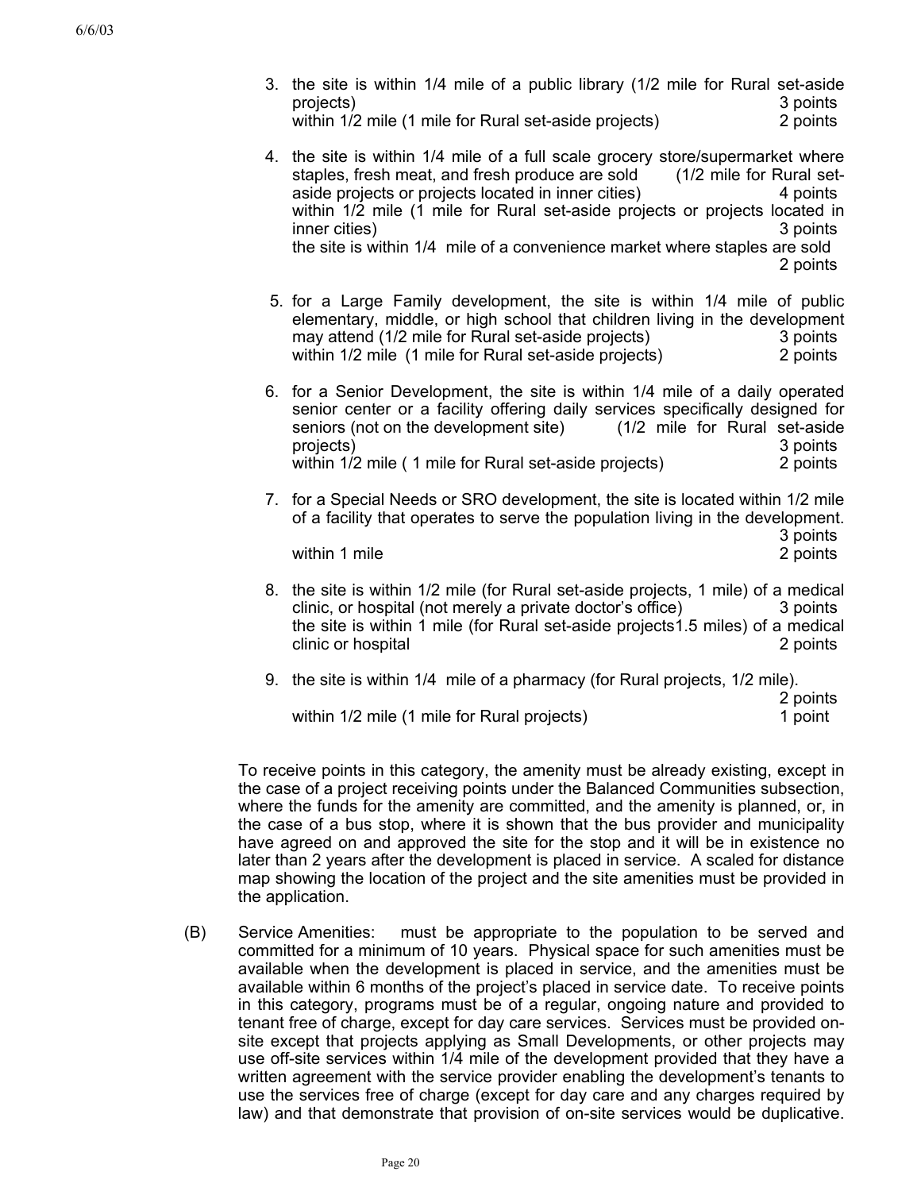3. the site is within 1/4 mile of a public library (1/2 mile for Rural set-aside projects) 3 points
   within 1/2 mile (1 mile for Rural set-aside projects) 2 points

4. the site is within 1/4 mile of a full scale grocery store/supermarket where staples, fresh meat, and fresh produce are sold (1/2 mile for Rural set-aside projects or projects located in inner cities) 4 points
   within 1/2 mile (1 mile for Rural set-aside projects or projects located in inner cities) 3 points
   the site is within 1/4 mile of a convenience market where staples are sold 2 points

5. for a Large Family development, the site is within 1/4 mile of public elementary, middle, or high school that children living in the development may attend (1/2 mile for Rural set-aside projects) 3 points
   within 1/2 mile (1 mile for Rural set-aside projects) 2 points

6. for a Senior Development, the site is within 1/4 mile of a daily operated senior center or a facility offering daily services specifically designed for seniors (not on the development site) (1/2 mile for Rural set-aside projects) 3 points
   within 1/2 mile ( 1 mile for Rural set-aside projects) 2 points

7. for a Special Needs or SRO development, the site is located within 1/2 mile of a facility that operates to serve the population living in the development. 3 points
   within 1 mile 2 points

8. the site is within 1/2 mile (for Rural set-aside projects, 1 mile) of a medical clinic, or hospital (not merely a private doctor's office) 3 points
   the site is within 1 mile (for Rural set-aside projects1.5 miles) of a medical clinic or hospital 2 points

9. the site is within 1/4 mile of a pharmacy (for Rural projects, 1/2 mile). 2 points
   within 1/2 mile (1 mile for Rural projects) 1 point

To receive points in this category, the amenity must be already existing, except in the case of a project receiving points under the Balanced Communities subsection, where the funds for the amenity are committed, and the amenity is planned, or, in the case of a bus stop, where it is shown that the bus provider and municipality have agreed on and approved the site for the stop and it will be in existence no later than 2 years after the development is placed in service. A scaled for distance map showing the location of the project and the site amenities must be provided in the application.

(B) Service Amenities: must be appropriate to the population to be served and committed for a minimum of 10 years. Physical space for such amenities must be available when the development is placed in service, and the amenities must be available within 6 months of the project's placed in service date. To receive points in this category, programs must be of a regular, ongoing nature and provided to tenant free of charge, except for day care services. Services must be provided on-site except that projects applying as Small Developments, or other projects may use off-site services within 1/4 mile of the development provided that they have a written agreement with the service provider enabling the development's tenants to use the services free of charge (except for day care and any charges required by law) and that demonstrate that provision of on-site services would be duplicative.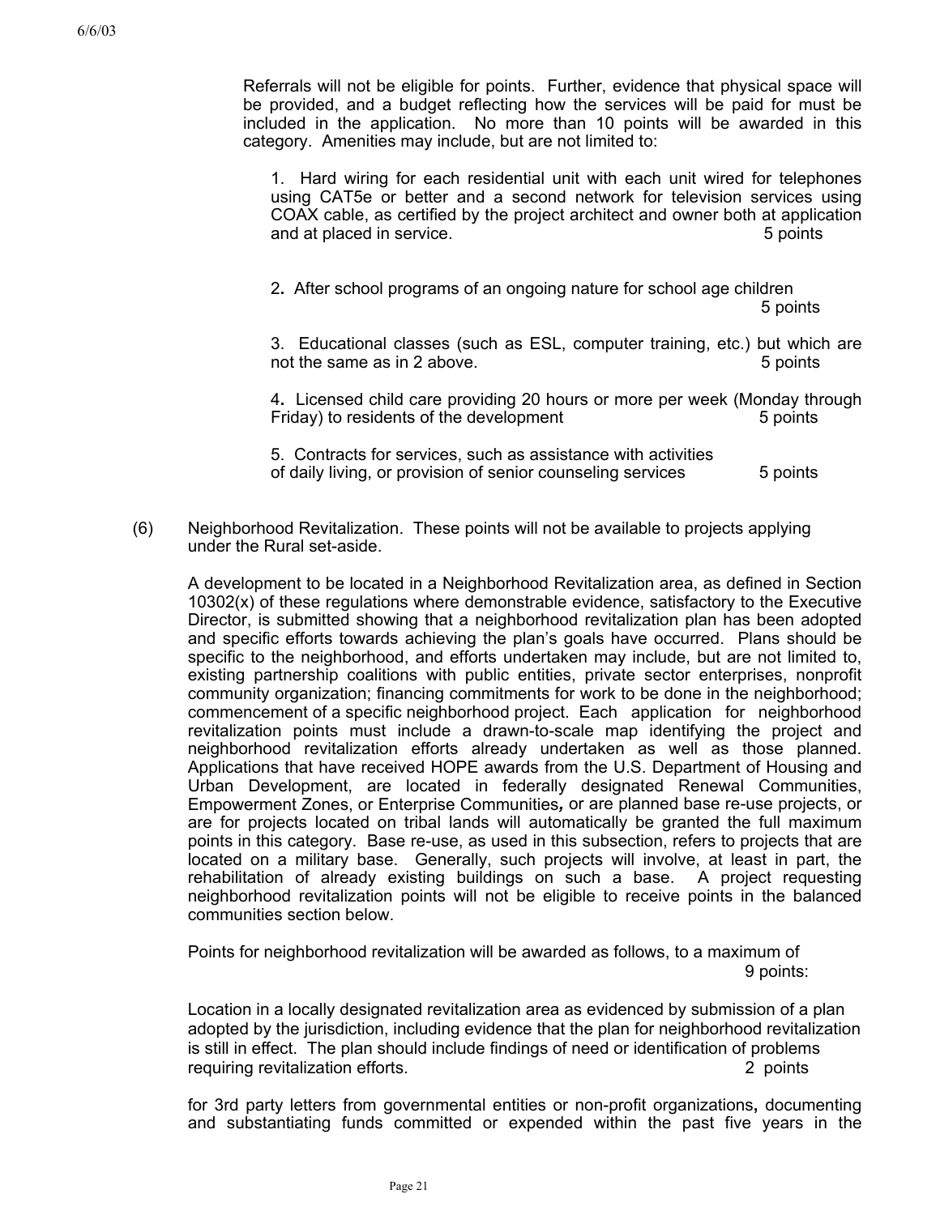Referrals will not be eligible for points. Further, evidence that physical space will be provided, and a budget reflecting how the services will be paid for must be included in the application. No more than 10 points will be awarded in this category. Amenities may include, but are not limited to:

1. Hard wiring for each residential unit with each unit wired for telephones using CAT5e or better and a second network for television services using COAX cable, as certified by the project architect and owner both at application and at placed in service. 5 points

2. After school programs of an ongoing nature for school age children 5 points

3. Educational classes (such as ESL, computer training, etc.) but which are not the same as in 2 above. 5 points

4. Licensed child care providing 20 hours or more per week (Monday through Friday) to residents of the development 5 points

5. Contracts for services, such as assistance with activities of daily living, or provision of senior counseling services 5 points

(6) Neighborhood Revitalization. These points will not be available to projects applying under the Rural set-aside.

A development to be located in a Neighborhood Revitalization area, as defined in Section 10302(x) of these regulations where demonstrable evidence, satisfactory to the Executive Director, is submitted showing that a neighborhood revitalization plan has been adopted and specific efforts towards achieving the plan's goals have occurred. Plans should be specific to the neighborhood, and efforts undertaken may include, but are not limited to, existing partnership coalitions with public entities, private sector enterprises, nonprofit community organization; financing commitments for work to be done in the neighborhood; commencement of a specific neighborhood project. Each application for neighborhood revitalization points must include a drawn-to-scale map identifying the project and neighborhood revitalization efforts already undertaken as well as those planned. Applications that have received HOPE awards from the U.S. Department of Housing and Urban Development, are located in federally designated Renewal Communities, Empowerment Zones, or Enterprise Communities**,** or are planned base re-use projects, or are for projects located on tribal lands will automatically be granted the full maximum points in this category. Base re-use, as used in this subsection, refers to projects that are located on a military base. Generally, such projects will involve, at least in part, the rehabilitation of already existing buildings on such a base. A project requesting neighborhood revitalization points will not be eligible to receive points in the balanced communities section below.

Points for neighborhood revitalization will be awarded as follows, to a maximum of 9 points:

Location in a locally designated revitalization area as evidenced by submission of a plan adopted by the jurisdiction, including evidence that the plan for neighborhood revitalization is still in effect. The plan should include findings of need or identification of problems requiring revitalization efforts. 2 points

for 3rd party letters from governmental entities or non-profit organizations**,** documenting and substantiating funds committed or expended within the past five years in the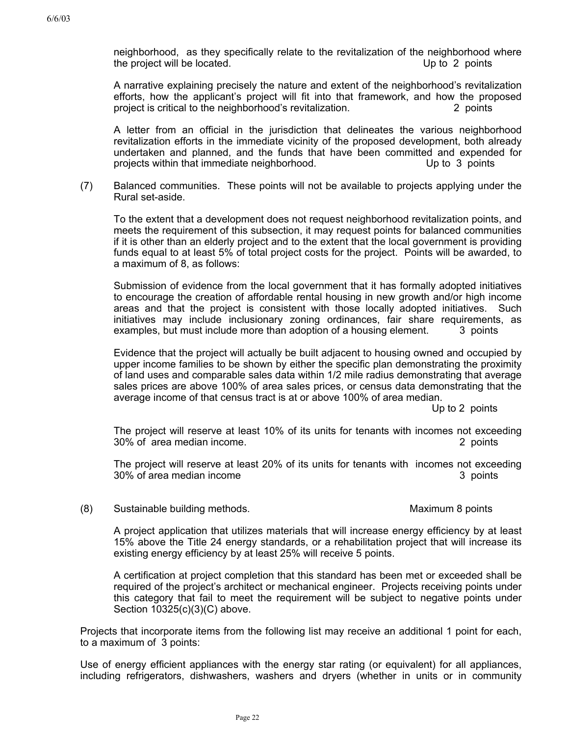neighborhood, as they specifically relate to the revitalization of the neighborhood where the project will be located. Up to 2 points

A narrative explaining precisely the nature and extent of the neighborhood's revitalization efforts, how the applicant's project will fit into that framework, and how the proposed project is critical to the neighborhood's revitalization. 2 points

A letter from an official in the jurisdiction that delineates the various neighborhood revitalization efforts in the immediate vicinity of the proposed development, both already undertaken and planned, and the funds that have been committed and expended for projects within that immediate neighborhood. Up to 3 points

(7) Balanced communities. These points will not be available to projects applying under the Rural set-aside.

To the extent that a development does not request neighborhood revitalization points, and meets the requirement of this subsection, it may request points for balanced communities if it is other than an elderly project and to the extent that the local government is providing funds equal to at least 5% of total project costs for the project. Points will be awarded, to a maximum of 8, as follows:

Submission of evidence from the local government that it has formally adopted initiatives to encourage the creation of affordable rental housing in new growth and/or high income areas and that the project is consistent with those locally adopted initiatives. Such initiatives may include inclusionary zoning ordinances, fair share requirements, as examples, but must include more than adoption of a housing element. 3 points

Evidence that the project will actually be built adjacent to housing owned and occupied by upper income families to be shown by either the specific plan demonstrating the proximity of land uses and comparable sales data within 1/2 mile radius demonstrating that average sales prices are above 100% of area sales prices, or census data demonstrating that the average income of that census tract is at or above 100% of area median. Up to 2 points

The project will reserve at least 10% of its units for tenants with incomes not exceeding 30% of area median income. 2 points

The project will reserve at least 20% of its units for tenants with incomes not exceeding 30% of area median income 3 points

(8) Sustainable building methods. Maximum 8 points

A project application that utilizes materials that will increase energy efficiency by at least 15% above the Title 24 energy standards, or a rehabilitation project that will increase its existing energy efficiency by at least 25% will receive 5 points.

A certification at project completion that this standard has been met or exceeded shall be required of the project's architect or mechanical engineer. Projects receiving points under this category that fail to meet the requirement will be subject to negative points under Section 10325(c)(3)(C) above.

Projects that incorporate items from the following list may receive an additional 1 point for each, to a maximum of 3 points:

Use of energy efficient appliances with the energy star rating (or equivalent) for all appliances, including refrigerators, dishwashers, washers and dryers (whether in units or in community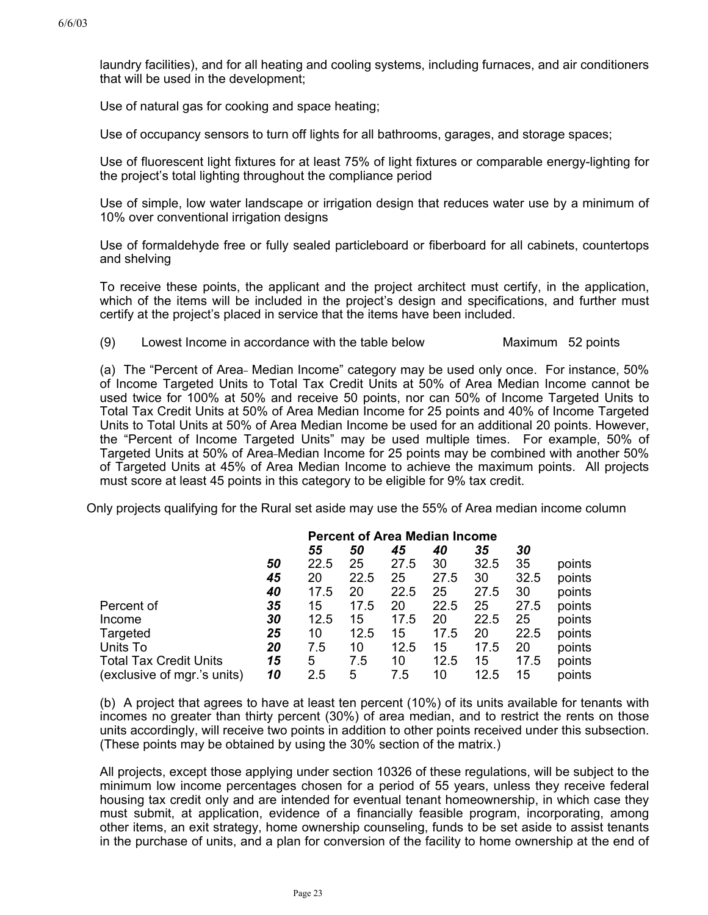laundry facilities), and for all heating and cooling systems, including furnaces, and air conditioners that will be used in the development;

Use of natural gas for cooking and space heating;

Use of occupancy sensors to turn off lights for all bathrooms, garages, and storage spaces;

Use of fluorescent light fixtures for at least 75% of light fixtures or comparable energy-lighting for the project's total lighting throughout the compliance period

Use of simple, low water landscape or irrigation design that reduces water use by a minimum of 10% over conventional irrigation designs

Use of formaldehyde free or fully sealed particleboard or fiberboard for all cabinets, countertops and shelving

To receive these points, the applicant and the project architect must certify, in the application, which of the items will be included in the project's design and specifications, and further must certify at the project's placed in service that the items have been included.

(9) Lowest Income in accordance with the table below Maximum 52 points

(a) The "Percent of Area Median Income" category may be used only once. For instance, 50% of Income Targeted Units to Total Tax Credit Units at 50% of Area Median Income cannot be used twice for 100% at 50% and receive 50 points, nor can 50% of Income Targeted Units to Total Tax Credit Units at 50% of Area Median Income for 25 points and 40% of Income Targeted Units to Total Units at 50% of Area Median Income be used for an additional 20 points. However, the "Percent of Income Targeted Units" may be used multiple times. For example, 50% of Targeted Units at 50% of Area Median Income for 25 points may be combined with another 50% of Targeted Units at 45% of Area Median Income to achieve the maximum points. All projects must score at least 45 points in this category to be eligible for 9% tax credit.

Only projects qualifying for the Rural set aside may use the 55% of Area median income column

| | | **Percent of Area Median Income** | | | | | | |
|---|---|---|---|---|---|---|---|---|
| | | ***55*** | ***50*** | ***45*** | ***40*** | ***35*** | ***30*** | |
| | ***50*** | 22.5 | 25 | 27.5 | 30 | 32.5 | 35 | points |
| | ***45*** | 20 | 22.5 | 25 | 27.5 | 30 | 32.5 | points |
| | ***40*** | 17.5 | 20 | 22.5 | 25 | 27.5 | 30 | points |
| Percent of | ***35*** | 15 | 17.5 | 20 | 22.5 | 25 | 27.5 | points |
| Income | ***30*** | 12.5 | 15 | 17.5 | 20 | 22.5 | 25 | points |
| Targeted | ***25*** | 10 | 12.5 | 15 | 17.5 | 20 | 22.5 | points |
| Units To | ***20*** | 7.5 | 10 | 12.5 | 15 | 17.5 | 20 | points |
| Total Tax Credit Units | ***15*** | 5 | 7.5 | 10 | 12.5 | 15 | 17.5 | points |
| (exclusive of mgr.'s units) | ***10*** | 2.5 | 5 | 7.5 | 10 | 12.5 | 15 | points |

(b) A project that agrees to have at least ten percent (10%) of its units available for tenants with incomes no greater than thirty percent (30%) of area median, and to restrict the rents on those units accordingly, will receive two points in addition to other points received under this subsection. (These points may be obtained by using the 30% section of the matrix.)

All projects, except those applying under section 10326 of these regulations, will be subject to the minimum low income percentages chosen for a period of 55 years, unless they receive federal housing tax credit only and are intended for eventual tenant homeownership, in which case they must submit, at application, evidence of a financially feasible program, incorporating, among other items, an exit strategy, home ownership counseling, funds to be set aside to assist tenants in the purchase of units, and a plan for conversion of the facility to home ownership at the end of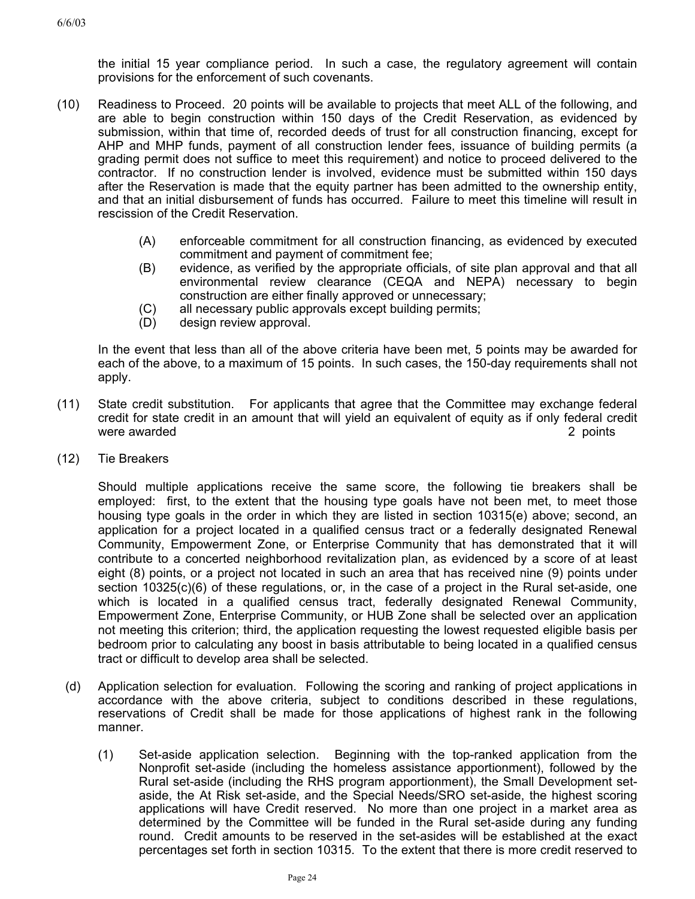the initial 15 year compliance period. In such a case, the regulatory agreement will contain provisions for the enforcement of such covenants.

(10) Readiness to Proceed. 20 points will be available to projects that meet ALL of the following, and are able to begin construction within 150 days of the Credit Reservation, as evidenced by submission, within that time of, recorded deeds of trust for all construction financing, except for AHP and MHP funds, payment of all construction lender fees, issuance of building permits (a grading permit does not suffice to meet this requirement) and notice to proceed delivered to the contractor. If no construction lender is involved, evidence must be submitted within 150 days after the Reservation is made that the equity partner has been admitted to the ownership entity, and that an initial disbursement of funds has occurred. Failure to meet this timeline will result in rescission of the Credit Reservation.

- (A) enforceable commitment for all construction financing, as evidenced by executed commitment and payment of commitment fee;
- (B) evidence, as verified by the appropriate officials, of site plan approval and that all environmental review clearance (CEQA and NEPA) necessary to begin construction are either finally approved or unnecessary;
- (C) all necessary public approvals except building permits;
- (D) design review approval.

In the event that less than all of the above criteria have been met, 5 points may be awarded for each of the above, to a maximum of 15 points. In such cases, the 150-day requirements shall not apply.

(11) State credit substitution. For applicants that agree that the Committee may exchange federal credit for state credit in an amount that will yield an equivalent of equity as if only federal credit were awarded 2 points

(12) Tie Breakers

Should multiple applications receive the same score, the following tie breakers shall be employed: first, to the extent that the housing type goals have not been met, to meet those housing type goals in the order in which they are listed in section 10315(e) above; second, an application for a project located in a qualified census tract or a federally designated Renewal Community, Empowerment Zone, or Enterprise Community that has demonstrated that it will contribute to a concerted neighborhood revitalization plan, as evidenced by a score of at least eight (8) points, or a project not located in such an area that has received nine (9) points under section 10325(c)(6) of these regulations, or, in the case of a project in the Rural set-aside, one which is located in a qualified census tract, federally designated Renewal Community, Empowerment Zone, Enterprise Community, or HUB Zone shall be selected over an application not meeting this criterion; third, the application requesting the lowest requested eligible basis per bedroom prior to calculating any boost in basis attributable to being located in a qualified census tract or difficult to develop area shall be selected.

(d) Application selection for evaluation. Following the scoring and ranking of project applications in accordance with the above criteria, subject to conditions described in these regulations, reservations of Credit shall be made for those applications of highest rank in the following manner.

(1) Set-aside application selection. Beginning with the top-ranked application from the Nonprofit set-aside (including the homeless assistance apportionment), followed by the Rural set-aside (including the RHS program apportionment), the Small Development set-aside, the At Risk set-aside, and the Special Needs/SRO set-aside, the highest scoring applications will have Credit reserved. No more than one project in a market area as determined by the Committee will be funded in the Rural set-aside during any funding round. Credit amounts to be reserved in the set-asides will be established at the exact percentages set forth in section 10315. To the extent that there is more credit reserved to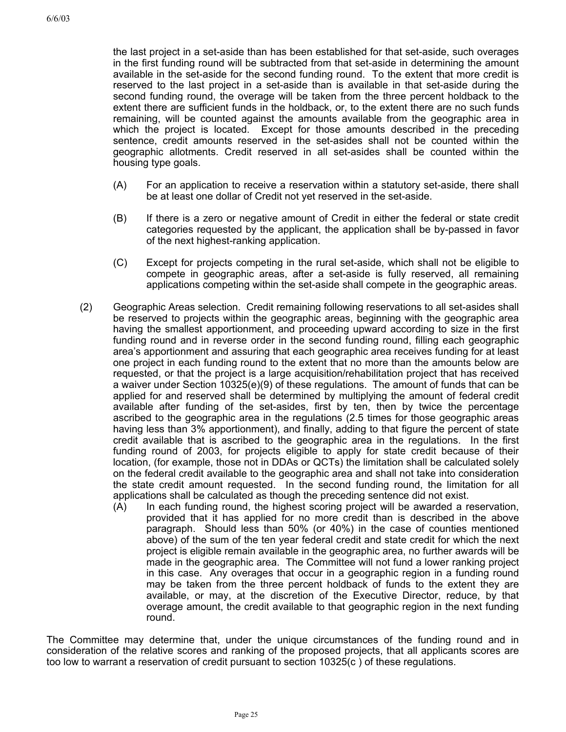the last project in a set-aside than has been established for that set-aside, such overages in the first funding round will be subtracted from that set-aside in determining the amount available in the set-aside for the second funding round. To the extent that more credit is reserved to the last project in a set-aside than is available in that set-aside during the second funding round, the overage will be taken from the three percent holdback to the extent there are sufficient funds in the holdback, or, to the extent there are no such funds remaining, will be counted against the amounts available from the geographic area in which the project is located. Except for those amounts described in the preceding sentence, credit amounts reserved in the set-asides shall not be counted within the geographic allotments. Credit reserved in all set-asides shall be counted within the housing type goals.

(A) For an application to receive a reservation within a statutory set-aside, there shall be at least one dollar of Credit not yet reserved in the set-aside.

(B) If there is a zero or negative amount of Credit in either the federal or state credit categories requested by the applicant, the application shall be by-passed in favor of the next highest-ranking application.

(C) Except for projects competing in the rural set-aside, which shall not be eligible to compete in geographic areas, after a set-aside is fully reserved, all remaining applications competing within the set-aside shall compete in the geographic areas.

(2) Geographic Areas selection. Credit remaining following reservations to all set-asides shall be reserved to projects within the geographic areas, beginning with the geographic area having the smallest apportionment, and proceeding upward according to size in the first funding round and in reverse order in the second funding round, filling each geographic area's apportionment and assuring that each geographic area receives funding for at least one project in each funding round to the extent that no more than the amounts below are requested, or that the project is a large acquisition/rehabilitation project that has received a waiver under Section 10325(e)(9) of these regulations. The amount of funds that can be applied for and reserved shall be determined by multiplying the amount of federal credit available after funding of the set-asides, first by ten, then by twice the percentage ascribed to the geographic area in the regulations (2.5 times for those geographic areas having less than 3% apportionment), and finally, adding to that figure the percent of state credit available that is ascribed to the geographic area in the regulations. In the first funding round of 2003, for projects eligible to apply for state credit because of their location, (for example, those not in DDAs or QCTs) the limitation shall be calculated solely on the federal credit available to the geographic area and shall not take into consideration the state credit amount requested. In the second funding round, the limitation for all applications shall be calculated as though the preceding sentence did not exist.

(A) In each funding round, the highest scoring project will be awarded a reservation, provided that it has applied for no more credit than is described in the above paragraph. Should less than 50% (or 40%) in the case of counties mentioned above) of the sum of the ten year federal credit and state credit for which the next project is eligible remain available in the geographic area, no further awards will be made in the geographic area. The Committee will not fund a lower ranking project in this case. Any overages that occur in a geographic region in a funding round may be taken from the three percent holdback of funds to the extent they are available, or may, at the discretion of the Executive Director, reduce, by that overage amount, the credit available to that geographic region in the next funding round.

The Committee may determine that, under the unique circumstances of the funding round and in consideration of the relative scores and ranking of the proposed projects, that all applicants scores are too low to warrant a reservation of credit pursuant to section 10325(c ) of these regulations.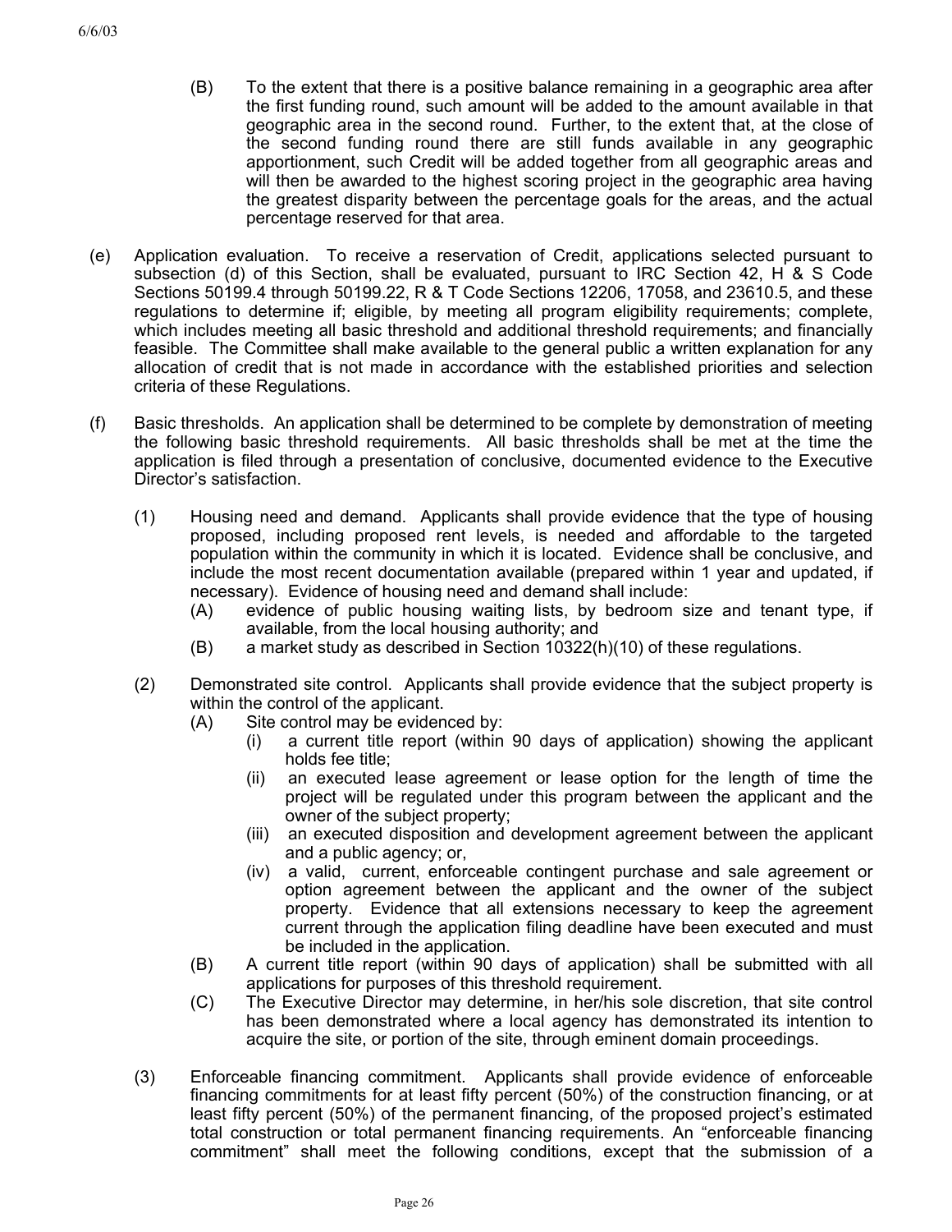(B) To the extent that there is a positive balance remaining in a geographic area after the first funding round, such amount will be added to the amount available in that geographic area in the second round. Further, to the extent that, at the close of the second funding round there are still funds available in any geographic apportionment, such Credit will be added together from all geographic areas and will then be awarded to the highest scoring project in the geographic area having the greatest disparity between the percentage goals for the areas, and the actual percentage reserved for that area.

(e) Application evaluation. To receive a reservation of Credit, applications selected pursuant to subsection (d) of this Section, shall be evaluated, pursuant to IRC Section 42, H & S Code Sections 50199.4 through 50199.22, R & T Code Sections 12206, 17058, and 23610.5, and these regulations to determine if; eligible, by meeting all program eligibility requirements; complete, which includes meeting all basic threshold and additional threshold requirements; and financially feasible. The Committee shall make available to the general public a written explanation for any allocation of credit that is not made in accordance with the established priorities and selection criteria of these Regulations.

(f) Basic thresholds. An application shall be determined to be complete by demonstration of meeting the following basic threshold requirements. All basic thresholds shall be met at the time the application is filed through a presentation of conclusive, documented evidence to the Executive Director's satisfaction.

(1) Housing need and demand. Applicants shall provide evidence that the type of housing proposed, including proposed rent levels, is needed and affordable to the targeted population within the community in which it is located. Evidence shall be conclusive, and include the most recent documentation available (prepared within 1 year and updated, if necessary). Evidence of housing need and demand shall include:

(A) evidence of public housing waiting lists, by bedroom size and tenant type, if available, from the local housing authority; and

(B) a market study as described in Section 10322(h)(10) of these regulations.

(2) Demonstrated site control. Applicants shall provide evidence that the subject property is within the control of the applicant.

(A) Site control may be evidenced by:

(i) a current title report (within 90 days of application) showing the applicant holds fee title;

(ii) an executed lease agreement or lease option for the length of time the project will be regulated under this program between the applicant and the owner of the subject property;

(iii) an executed disposition and development agreement between the applicant and a public agency; or,

(iv) a valid, current, enforceable contingent purchase and sale agreement or option agreement between the applicant and the owner of the subject property. Evidence that all extensions necessary to keep the agreement current through the application filing deadline have been executed and must be included in the application.

(B) A current title report (within 90 days of application) shall be submitted with all applications for purposes of this threshold requirement.

(C) The Executive Director may determine, in her/his sole discretion, that site control has been demonstrated where a local agency has demonstrated its intention to acquire the site, or portion of the site, through eminent domain proceedings.

(3) Enforceable financing commitment. Applicants shall provide evidence of enforceable financing commitments for at least fifty percent (50%) of the construction financing, or at least fifty percent (50%) of the permanent financing, of the proposed project's estimated total construction or total permanent financing requirements. An "enforceable financing commitment" shall meet the following conditions, except that the submission of a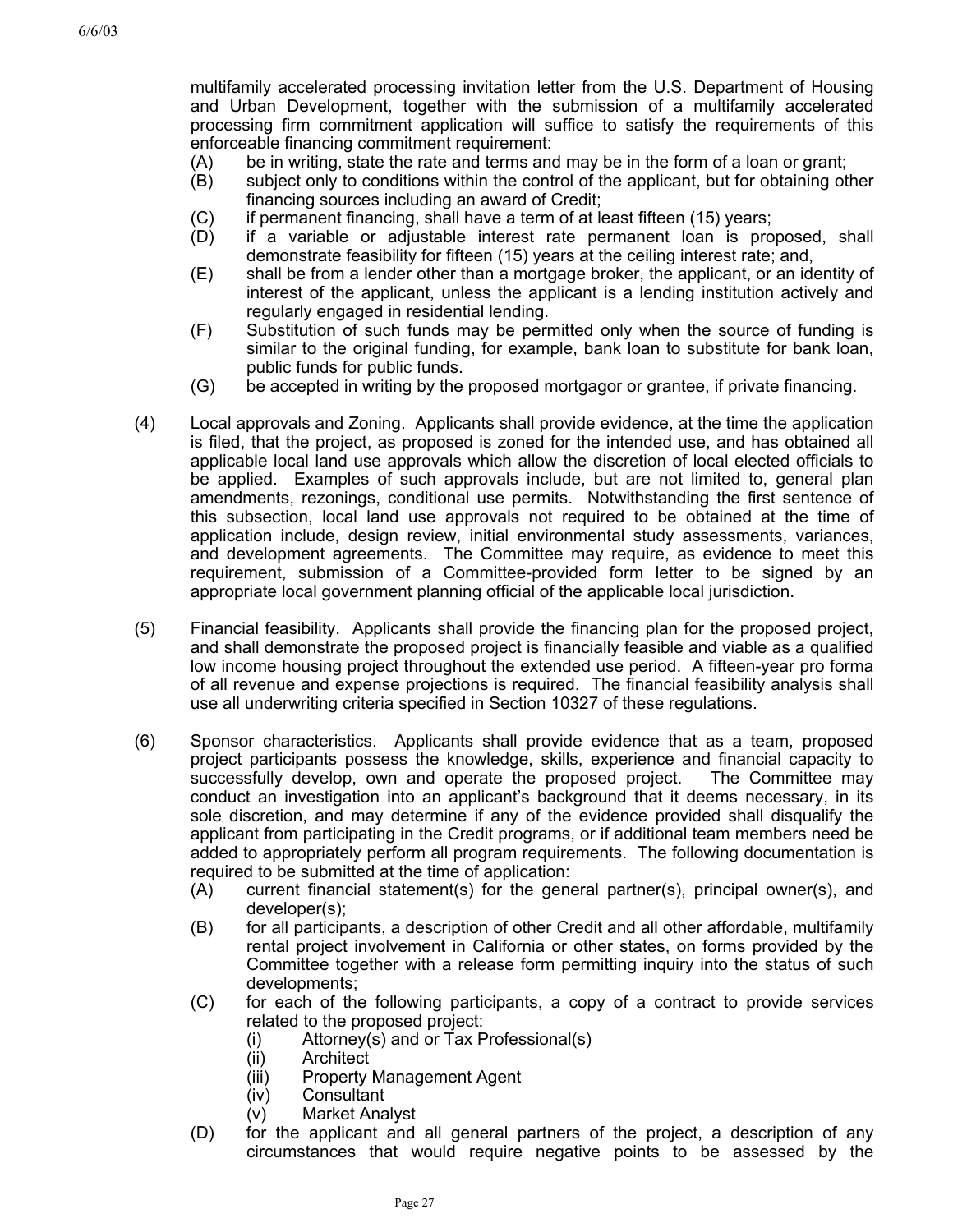multifamily accelerated processing invitation letter from the U.S. Department of Housing and Urban Development, together with the submission of a multifamily accelerated processing firm commitment application will suffice to satisfy the requirements of this enforceable financing commitment requirement:

- (A) be in writing, state the rate and terms and may be in the form of a loan or grant;
- (B) subject only to conditions within the control of the applicant, but for obtaining other financing sources including an award of Credit;
- (C) if permanent financing, shall have a term of at least fifteen (15) years;
- (D) if a variable or adjustable interest rate permanent loan is proposed, shall demonstrate feasibility for fifteen (15) years at the ceiling interest rate; and,
- (E) shall be from a lender other than a mortgage broker, the applicant, or an identity of interest of the applicant, unless the applicant is a lending institution actively and regularly engaged in residential lending.
- (F) Substitution of such funds may be permitted only when the source of funding is similar to the original funding, for example, bank loan to substitute for bank loan, public funds for public funds.
- (G) be accepted in writing by the proposed mortgagor or grantee, if private financing.

(4) Local approvals and Zoning. Applicants shall provide evidence, at the time the application is filed, that the project, as proposed is zoned for the intended use, and has obtained all applicable local land use approvals which allow the discretion of local elected officials to be applied. Examples of such approvals include, but are not limited to, general plan amendments, rezonings, conditional use permits. Notwithstanding the first sentence of this subsection, local land use approvals not required to be obtained at the time of application include, design review, initial environmental study assessments, variances, and development agreements. The Committee may require, as evidence to meet this requirement, submission of a Committee-provided form letter to be signed by an appropriate local government planning official of the applicable local jurisdiction.

(5) Financial feasibility. Applicants shall provide the financing plan for the proposed project, and shall demonstrate the proposed project is financially feasible and viable as a qualified low income housing project throughout the extended use period. A fifteen-year pro forma of all revenue and expense projections is required. The financial feasibility analysis shall use all underwriting criteria specified in Section 10327 of these regulations.

(6) Sponsor characteristics. Applicants shall provide evidence that as a team, proposed project participants possess the knowledge, skills, experience and financial capacity to successfully develop, own and operate the proposed project. The Committee may conduct an investigation into an applicant's background that it deems necessary, in its sole discretion, and may determine if any of the evidence provided shall disqualify the applicant from participating in the Credit programs, or if additional team members need be added to appropriately perform all program requirements. The following documentation is required to be submitted at the time of application:

- (A) current financial statement(s) for the general partner(s), principal owner(s), and developer(s);
- (B) for all participants, a description of other Credit and all other affordable, multifamily rental project involvement in California or other states, on forms provided by the Committee together with a release form permitting inquiry into the status of such developments;
- (C) for each of the following participants, a copy of a contract to provide services related to the proposed project:
  - (i) Attorney(s) and or Tax Professional(s)
  - (ii) Architect
  - (iii) Property Management Agent
  - (iv) Consultant
  - (v) Market Analyst
- (D) for the applicant and all general partners of the project, a description of any circumstances that would require negative points to be assessed by the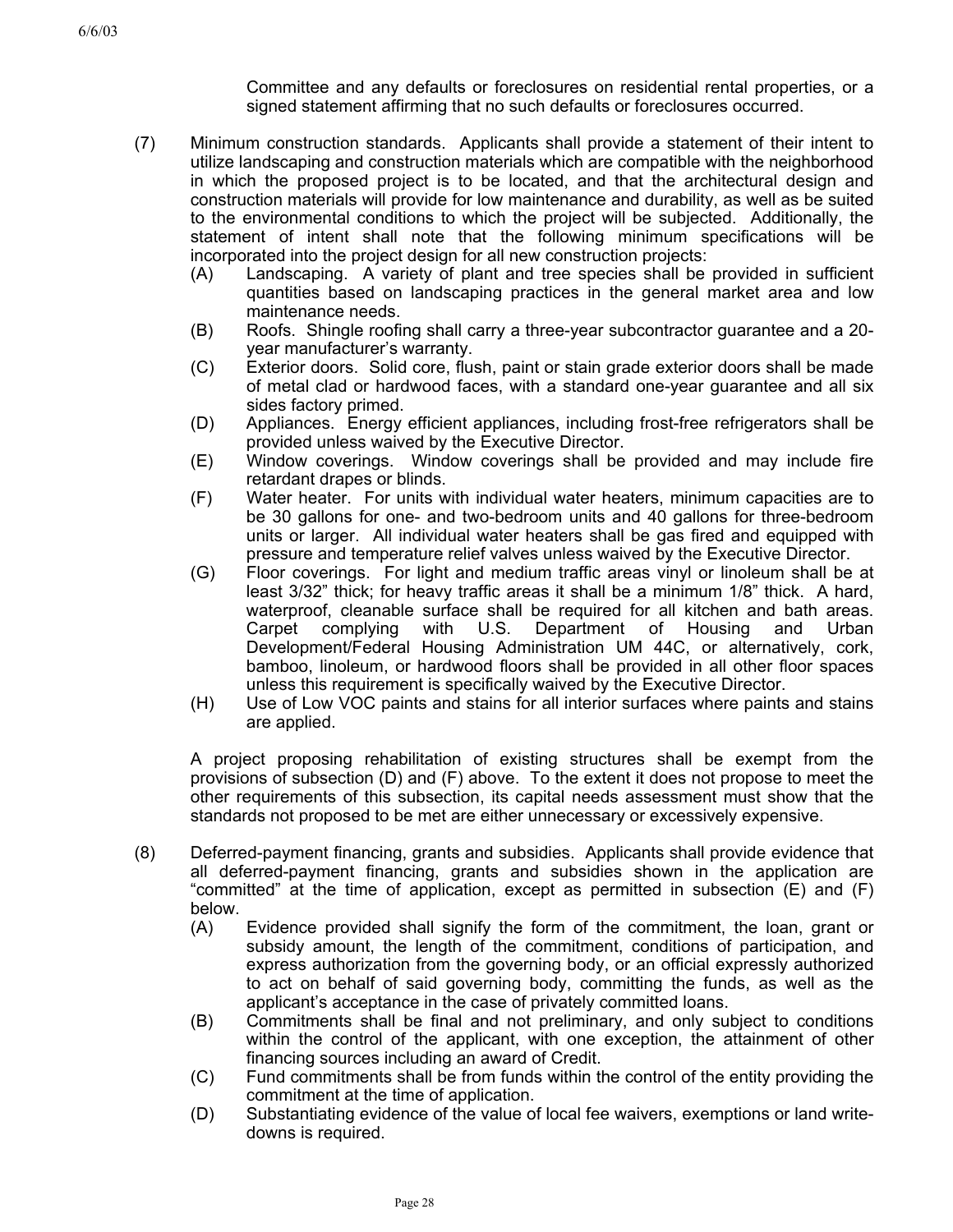Committee and any defaults or foreclosures on residential rental properties, or a signed statement affirming that no such defaults or foreclosures occurred.

(7) Minimum construction standards. Applicants shall provide a statement of their intent to utilize landscaping and construction materials which are compatible with the neighborhood in which the proposed project is to be located, and that the architectural design and construction materials will provide for low maintenance and durability, as well as be suited to the environmental conditions to which the project will be subjected. Additionally, the statement of intent shall note that the following minimum specifications will be incorporated into the project design for all new construction projects:

   (A) Landscaping. A variety of plant and tree species shall be provided in sufficient quantities based on landscaping practices in the general market area and low maintenance needs.

   (B) Roofs. Shingle roofing shall carry a three-year subcontractor guarantee and a 20-year manufacturer's warranty.

   (C) Exterior doors. Solid core, flush, paint or stain grade exterior doors shall be made of metal clad or hardwood faces, with a standard one-year guarantee and all six sides factory primed.

   (D) Appliances. Energy efficient appliances, including frost-free refrigerators shall be provided unless waived by the Executive Director.

   (E) Window coverings. Window coverings shall be provided and may include fire retardant drapes or blinds.

   (F) Water heater. For units with individual water heaters, minimum capacities are to be 30 gallons for one- and two-bedroom units and 40 gallons for three-bedroom units or larger. All individual water heaters shall be gas fired and equipped with pressure and temperature relief valves unless waived by the Executive Director.

   (G) Floor coverings. For light and medium traffic areas vinyl or linoleum shall be at least 3/32" thick; for heavy traffic areas it shall be a minimum 1/8" thick. A hard, waterproof, cleanable surface shall be required for all kitchen and bath areas. Carpet complying with U.S. Department of Housing and Urban Development/Federal Housing Administration UM 44C, or alternatively, cork, bamboo, linoleum, or hardwood floors shall be provided in all other floor spaces unless this requirement is specifically waived by the Executive Director.

   (H) Use of Low VOC paints and stains for all interior surfaces where paints and stains are applied.

   A project proposing rehabilitation of existing structures shall be exempt from the provisions of subsection (D) and (F) above. To the extent it does not propose to meet the other requirements of this subsection, its capital needs assessment must show that the standards not proposed to be met are either unnecessary or excessively expensive.

(8) Deferred-payment financing, grants and subsidies. Applicants shall provide evidence that all deferred-payment financing, grants and subsidies shown in the application are "committed" at the time of application, except as permitted in subsection (E) and (F) below.

   (A) Evidence provided shall signify the form of the commitment, the loan, grant or subsidy amount, the length of the commitment, conditions of participation, and express authorization from the governing body, or an official expressly authorized to act on behalf of said governing body, committing the funds, as well as the applicant's acceptance in the case of privately committed loans.

   (B) Commitments shall be final and not preliminary, and only subject to conditions within the control of the applicant, with one exception, the attainment of other financing sources including an award of Credit.

   (C) Fund commitments shall be from funds within the control of the entity providing the commitment at the time of application.

   (D) Substantiating evidence of the value of local fee waivers, exemptions or land write-downs is required.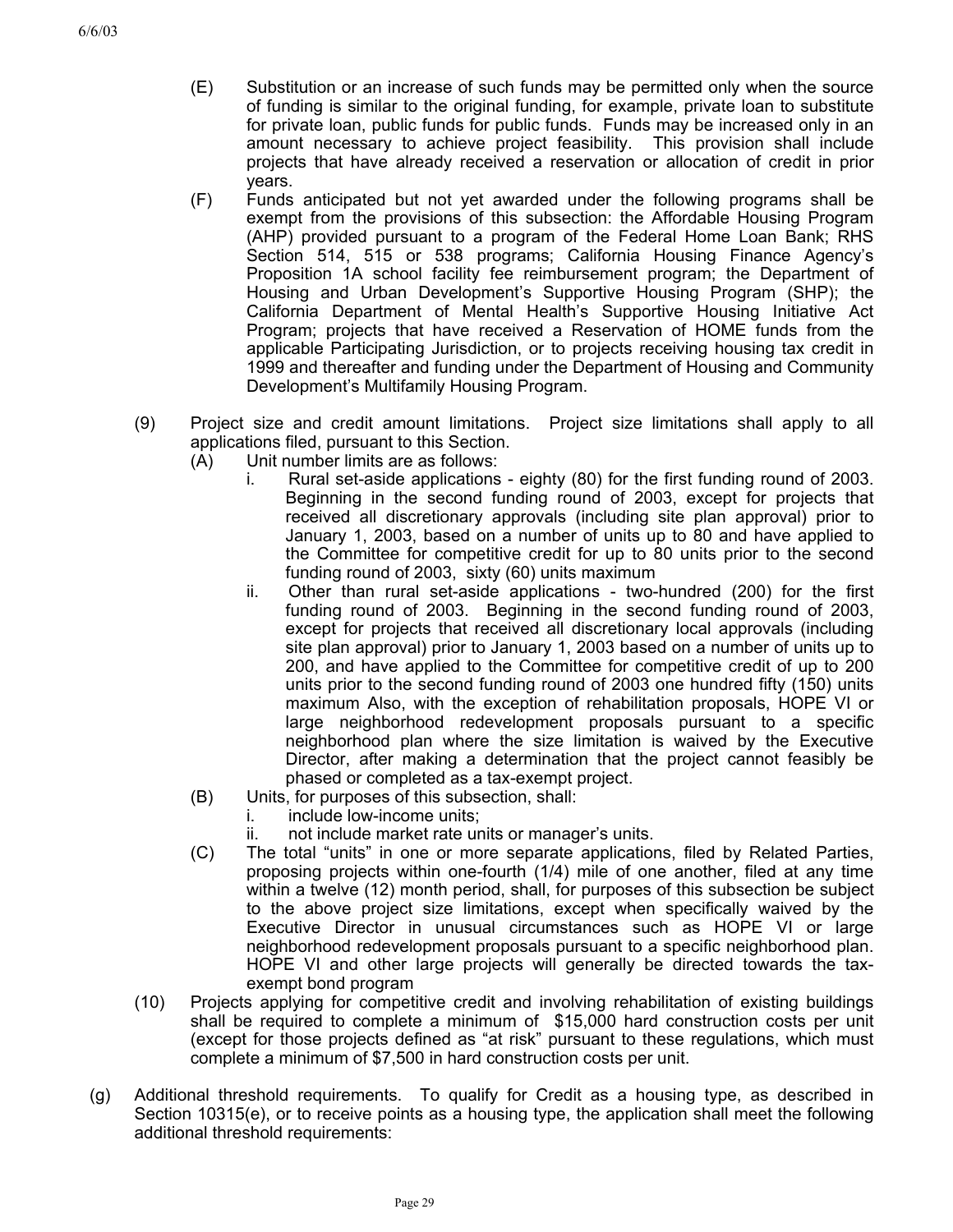(E) Substitution or an increase of such funds may be permitted only when the source of funding is similar to the original funding, for example, private loan to substitute for private loan, public funds for public funds. Funds may be increased only in an amount necessary to achieve project feasibility. This provision shall include projects that have already received a reservation or allocation of credit in prior years.

(F) Funds anticipated but not yet awarded under the following programs shall be exempt from the provisions of this subsection: the Affordable Housing Program (AHP) provided pursuant to a program of the Federal Home Loan Bank; RHS Section 514, 515 or 538 programs; California Housing Finance Agency's Proposition 1A school facility fee reimbursement program; the Department of Housing and Urban Development's Supportive Housing Program (SHP); the California Department of Mental Health's Supportive Housing Initiative Act Program; projects that have received a Reservation of HOME funds from the applicable Participating Jurisdiction, or to projects receiving housing tax credit in 1999 and thereafter and funding under the Department of Housing and Community Development's Multifamily Housing Program.

(9) Project size and credit amount limitations. Project size limitations shall apply to all applications filed, pursuant to this Section.

(A) Unit number limits are as follows:

i. Rural set-aside applications - eighty (80) for the first funding round of 2003. Beginning in the second funding round of 2003, except for projects that received all discretionary approvals (including site plan approval) prior to January 1, 2003, based on a number of units up to 80 and have applied to the Committee for competitive credit for up to 80 units prior to the second funding round of 2003, sixty (60) units maximum

ii. Other than rural set-aside applications - two-hundred (200) for the first funding round of 2003. Beginning in the second funding round of 2003, except for projects that received all discretionary local approvals (including site plan approval) prior to January 1, 2003 based on a number of units up to 200, and have applied to the Committee for competitive credit of up to 200 units prior to the second funding round of 2003 one hundred fifty (150) units maximum Also, with the exception of rehabilitation proposals, HOPE VI or large neighborhood redevelopment proposals pursuant to a specific neighborhood plan where the size limitation is waived by the Executive Director, after making a determination that the project cannot feasibly be phased or completed as a tax-exempt project.

(B) Units, for purposes of this subsection, shall:

i. include low-income units;

ii. not include market rate units or manager's units.

(C) The total "units" in one or more separate applications, filed by Related Parties, proposing projects within one-fourth (1/4) mile of one another, filed at any time within a twelve (12) month period, shall, for purposes of this subsection be subject to the above project size limitations, except when specifically waived by the Executive Director in unusual circumstances such as HOPE VI or large neighborhood redevelopment proposals pursuant to a specific neighborhood plan. HOPE VI and other large projects will generally be directed towards the tax-exempt bond program

(10) Projects applying for competitive credit and involving rehabilitation of existing buildings shall be required to complete a minimum of $15,000 hard construction costs per unit (except for those projects defined as "at risk" pursuant to these regulations, which must complete a minimum of $7,500 in hard construction costs per unit.

(g) Additional threshold requirements. To qualify for Credit as a housing type, as described in Section 10315(e), or to receive points as a housing type, the application shall meet the following additional threshold requirements: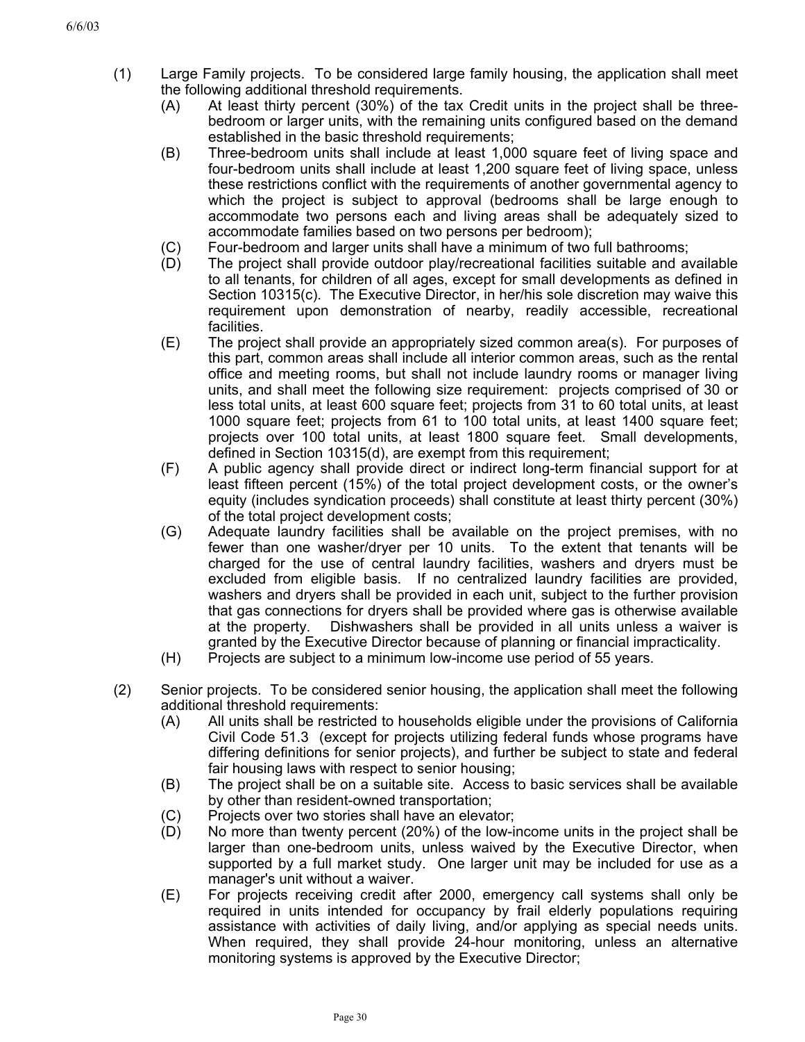(1) Large Family projects. To be considered large family housing, the application shall meet the following additional threshold requirements.

   (A) At least thirty percent (30%) of the tax Credit units in the project shall be three-bedroom or larger units, with the remaining units configured based on the demand established in the basic threshold requirements;

   (B) Three-bedroom units shall include at least 1,000 square feet of living space and four-bedroom units shall include at least 1,200 square feet of living space, unless these restrictions conflict with the requirements of another governmental agency to which the project is subject to approval (bedrooms shall be large enough to accommodate two persons each and living areas shall be adequately sized to accommodate families based on two persons per bedroom);

   (C) Four-bedroom and larger units shall have a minimum of two full bathrooms;

   (D) The project shall provide outdoor play/recreational facilities suitable and available to all tenants, for children of all ages, except for small developments as defined in Section 10315(c). The Executive Director, in her/his sole discretion may waive this requirement upon demonstration of nearby, readily accessible, recreational facilities.

   (E) The project shall provide an appropriately sized common area(s). For purposes of this part, common areas shall include all interior common areas, such as the rental office and meeting rooms, but shall not include laundry rooms or manager living units, and shall meet the following size requirement: projects comprised of 30 or less total units, at least 600 square feet; projects from 31 to 60 total units, at least 1000 square feet; projects from 61 to 100 total units, at least 1400 square feet; projects over 100 total units, at least 1800 square feet. Small developments, defined in Section 10315(d), are exempt from this requirement;

   (F) A public agency shall provide direct or indirect long-term financial support for at least fifteen percent (15%) of the total project development costs, or the owner's equity (includes syndication proceeds) shall constitute at least thirty percent (30%) of the total project development costs;

   (G) Adequate laundry facilities shall be available on the project premises, with no fewer than one washer/dryer per 10 units. To the extent that tenants will be charged for the use of central laundry facilities, washers and dryers must be excluded from eligible basis. If no centralized laundry facilities are provided, washers and dryers shall be provided in each unit, subject to the further provision that gas connections for dryers shall be provided where gas is otherwise available at the property. Dishwashers shall be provided in all units unless a waiver is granted by the Executive Director because of planning or financial impracticality.

   (H) Projects are subject to a minimum low-income use period of 55 years.

(2) Senior projects. To be considered senior housing, the application shall meet the following additional threshold requirements:

   (A) All units shall be restricted to households eligible under the provisions of California Civil Code 51.3 (except for projects utilizing federal funds whose programs have differing definitions for senior projects), and further be subject to state and federal fair housing laws with respect to senior housing;

   (B) The project shall be on a suitable site. Access to basic services shall be available by other than resident-owned transportation;

   (C) Projects over two stories shall have an elevator;

   (D) No more than twenty percent (20%) of the low-income units in the project shall be larger than one-bedroom units, unless waived by the Executive Director, when supported by a full market study. One larger unit may be included for use as a manager's unit without a waiver.

   (E) For projects receiving credit after 2000, emergency call systems shall only be required in units intended for occupancy by frail elderly populations requiring assistance with activities of daily living, and/or applying as special needs units. When required, they shall provide 24-hour monitoring, unless an alternative monitoring systems is approved by the Executive Director;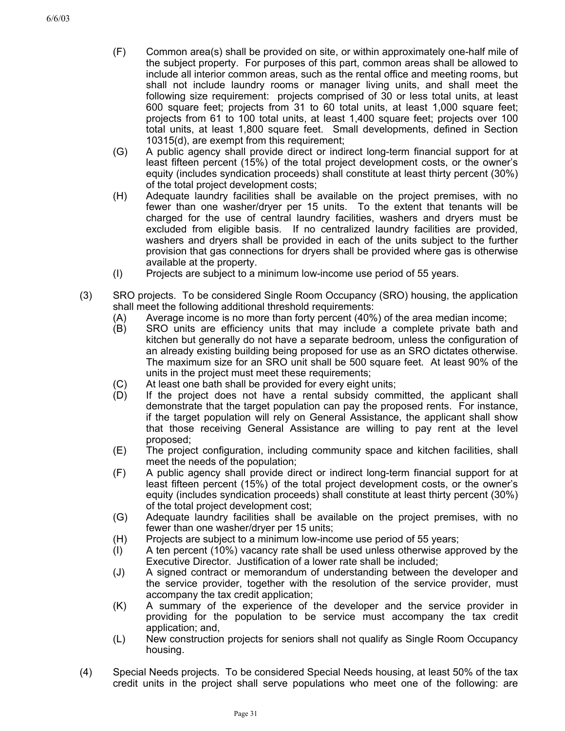(F) Common area(s) shall be provided on site, or within approximately one-half mile of the subject property. For purposes of this part, common areas shall be allowed to include all interior common areas, such as the rental office and meeting rooms, but shall not include laundry rooms or manager living units, and shall meet the following size requirement: projects comprised of 30 or less total units, at least 600 square feet; projects from 31 to 60 total units, at least 1,000 square feet; projects from 61 to 100 total units, at least 1,400 square feet; projects over 100 total units, at least 1,800 square feet. Small developments, defined in Section 10315(d), are exempt from this requirement;

(G) A public agency shall provide direct or indirect long-term financial support for at least fifteen percent (15%) of the total project development costs, or the owner's equity (includes syndication proceeds) shall constitute at least thirty percent (30%) of the total project development costs;

(H) Adequate laundry facilities shall be available on the project premises, with no fewer than one washer/dryer per 15 units. To the extent that tenants will be charged for the use of central laundry facilities, washers and dryers must be excluded from eligible basis. If no centralized laundry facilities are provided, washers and dryers shall be provided in each of the units subject to the further provision that gas connections for dryers shall be provided where gas is otherwise available at the property.

(I) Projects are subject to a minimum low-income use period of 55 years.

(3) SRO projects. To be considered Single Room Occupancy (SRO) housing, the application shall meet the following additional threshold requirements:

(A) Average income is no more than forty percent (40%) of the area median income;

(B) SRO units are efficiency units that may include a complete private bath and kitchen but generally do not have a separate bedroom, unless the configuration of an already existing building being proposed for use as an SRO dictates otherwise. The maximum size for an SRO unit shall be 500 square feet. At least 90% of the units in the project must meet these requirements;

(C) At least one bath shall be provided for every eight units;

(D) If the project does not have a rental subsidy committed, the applicant shall demonstrate that the target population can pay the proposed rents. For instance, if the target population will rely on General Assistance, the applicant shall show that those receiving General Assistance are willing to pay rent at the level proposed;

(E) The project configuration, including community space and kitchen facilities, shall meet the needs of the population;

(F) A public agency shall provide direct or indirect long-term financial support for at least fifteen percent (15%) of the total project development costs, or the owner's equity (includes syndication proceeds) shall constitute at least thirty percent (30%) of the total project development cost;

(G) Adequate laundry facilities shall be available on the project premises, with no fewer than one washer/dryer per 15 units;

(H) Projects are subject to a minimum low-income use period of 55 years;

(I) A ten percent (10%) vacancy rate shall be used unless otherwise approved by the Executive Director. Justification of a lower rate shall be included;

(J) A signed contract or memorandum of understanding between the developer and the service provider, together with the resolution of the service provider, must accompany the tax credit application;

(K) A summary of the experience of the developer and the service provider in providing for the population to be service must accompany the tax credit application; and,

(L) New construction projects for seniors shall not qualify as Single Room Occupancy housing.

(4) Special Needs projects. To be considered Special Needs housing, at least 50% of the tax credit units in the project shall serve populations who meet one of the following: are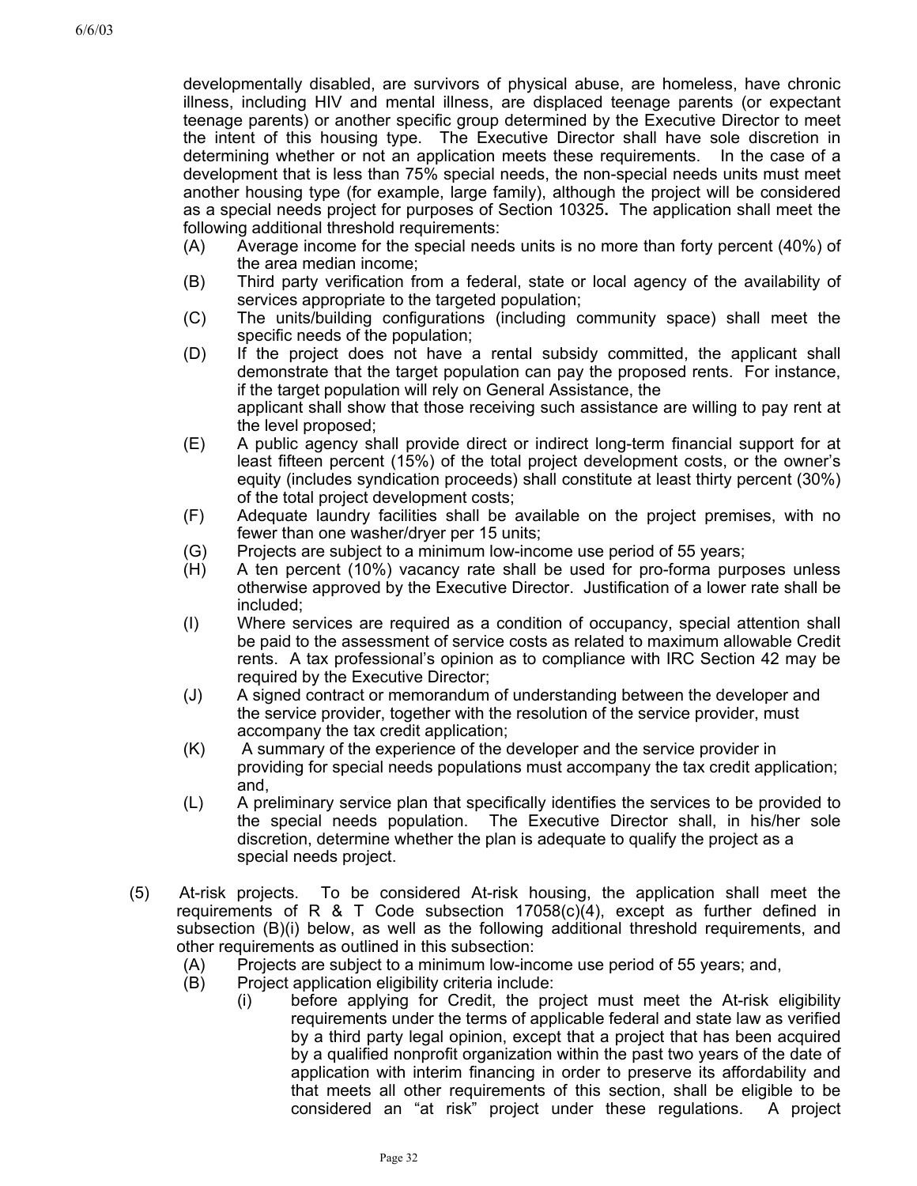developmentally disabled, are survivors of physical abuse, are homeless, have chronic illness, including HIV and mental illness, are displaced teenage parents (or expectant teenage parents) or another specific group determined by the Executive Director to meet the intent of this housing type. The Executive Director shall have sole discretion in determining whether or not an application meets these requirements. In the case of a development that is less than 75% special needs, the non-special needs units must meet another housing type (for example, large family), although the project will be considered as a special needs project for purposes of Section 10325**.** The application shall meet the following additional threshold requirements:

(A) Average income for the special needs units is no more than forty percent (40%) of the area median income;

(B) Third party verification from a federal, state or local agency of the availability of services appropriate to the targeted population;

(C) The units/building configurations (including community space) shall meet the specific needs of the population;

(D) If the project does not have a rental subsidy committed, the applicant shall demonstrate that the target population can pay the proposed rents. For instance, if the target population will rely on General Assistance, the applicant shall show that those receiving such assistance are willing to pay rent at the level proposed;

(E) A public agency shall provide direct or indirect long-term financial support for at least fifteen percent (15%) of the total project development costs, or the owner's equity (includes syndication proceeds) shall constitute at least thirty percent (30%) of the total project development costs;

(F) Adequate laundry facilities shall be available on the project premises, with no fewer than one washer/dryer per 15 units;

(G) Projects are subject to a minimum low-income use period of 55 years;

(H) A ten percent (10%) vacancy rate shall be used for pro-forma purposes unless otherwise approved by the Executive Director. Justification of a lower rate shall be included;

(I) Where services are required as a condition of occupancy, special attention shall be paid to the assessment of service costs as related to maximum allowable Credit rents. A tax professional's opinion as to compliance with IRC Section 42 may be required by the Executive Director;

(J) A signed contract or memorandum of understanding between the developer and the service provider, together with the resolution of the service provider, must accompany the tax credit application;

(K) A summary of the experience of the developer and the service provider in providing for special needs populations must accompany the tax credit application; and,

(L) A preliminary service plan that specifically identifies the services to be provided to the special needs population. The Executive Director shall, in his/her sole discretion, determine whether the plan is adequate to qualify the project as a special needs project.

(5) At-risk projects. To be considered At-risk housing, the application shall meet the requirements of R & T Code subsection 17058(c)(4), except as further defined in subsection (B)(i) below, as well as the following additional threshold requirements, and other requirements as outlined in this subsection:

(A) Projects are subject to a minimum low-income use period of 55 years; and,

(B) Project application eligibility criteria include:

(i) before applying for Credit, the project must meet the At-risk eligibility requirements under the terms of applicable federal and state law as verified by a third party legal opinion, except that a project that has been acquired by a qualified nonprofit organization within the past two years of the date of application with interim financing in order to preserve its affordability and that meets all other requirements of this section, shall be eligible to be considered an "at risk" project under these regulations. A project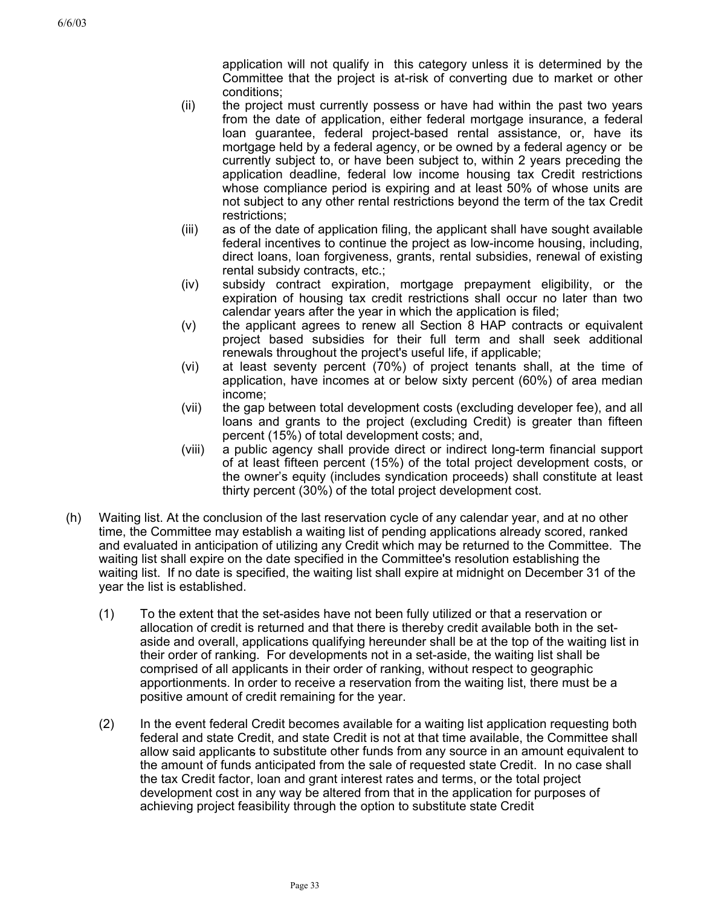application will not qualify in this category unless it is determined by the Committee that the project is at-risk of converting due to market or other conditions;

(ii) the project must currently possess or have had within the past two years from the date of application, either federal mortgage insurance, a federal loan guarantee, federal project-based rental assistance, or, have its mortgage held by a federal agency, or be owned by a federal agency or be currently subject to, or have been subject to, within 2 years preceding the application deadline, federal low income housing tax Credit restrictions whose compliance period is expiring and at least 50% of whose units are not subject to any other rental restrictions beyond the term of the tax Credit restrictions;

(iii) as of the date of application filing, the applicant shall have sought available federal incentives to continue the project as low-income housing, including, direct loans, loan forgiveness, grants, rental subsidies, renewal of existing rental subsidy contracts, etc.;

(iv) subsidy contract expiration, mortgage prepayment eligibility, or the expiration of housing tax credit restrictions shall occur no later than two calendar years after the year in which the application is filed;

(v) the applicant agrees to renew all Section 8 HAP contracts or equivalent project based subsidies for their full term and shall seek additional renewals throughout the project's useful life, if applicable;

(vi) at least seventy percent (70%) of project tenants shall, at the time of application, have incomes at or below sixty percent (60%) of area median income;

(vii) the gap between total development costs (excluding developer fee), and all loans and grants to the project (excluding Credit) is greater than fifteen percent (15%) of total development costs; and,

(viii) a public agency shall provide direct or indirect long-term financial support of at least fifteen percent (15%) of the total project development costs, or the owner's equity (includes syndication proceeds) shall constitute at least thirty percent (30%) of the total project development cost.

(h) Waiting list. At the conclusion of the last reservation cycle of any calendar year, and at no other time, the Committee may establish a waiting list of pending applications already scored, ranked and evaluated in anticipation of utilizing any Credit which may be returned to the Committee. The waiting list shall expire on the date specified in the Committee's resolution establishing the waiting list. If no date is specified, the waiting list shall expire at midnight on December 31 of the year the list is established.

(1) To the extent that the set-asides have not been fully utilized or that a reservation or allocation of credit is returned and that there is thereby credit available both in the set-aside and overall, applications qualifying hereunder shall be at the top of the waiting list in their order of ranking. For developments not in a set-aside, the waiting list shall be comprised of all applicants in their order of ranking, without respect to geographic apportionments. In order to receive a reservation from the waiting list, there must be a positive amount of credit remaining for the year.

(2) In the event federal Credit becomes available for a waiting list application requesting both federal and state Credit, and state Credit is not at that time available, the Committee shall allow said applicants to substitute other funds from any source in an amount equivalent to the amount of funds anticipated from the sale of requested state Credit. In no case shall the tax Credit factor, loan and grant interest rates and terms, or the total project development cost in any way be altered from that in the application for purposes of achieving project feasibility through the option to substitute state Credit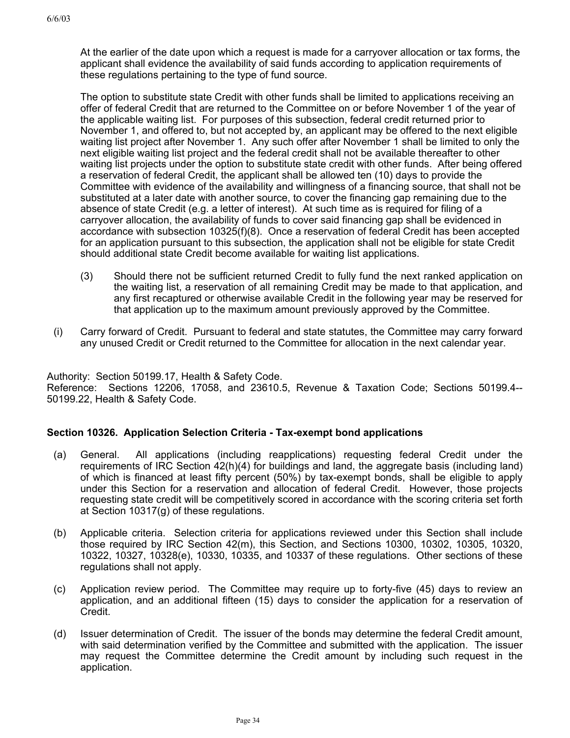At the earlier of the date upon which a request is made for a carryover allocation or tax forms, the applicant shall evidence the availability of said funds according to application requirements of these regulations pertaining to the type of fund source.

The option to substitute state Credit with other funds shall be limited to applications receiving an offer of federal Credit that are returned to the Committee on or before November 1 of the year of the applicable waiting list. For purposes of this subsection, federal credit returned prior to November 1, and offered to, but not accepted by, an applicant may be offered to the next eligible waiting list project after November 1. Any such offer after November 1 shall be limited to only the next eligible waiting list project and the federal credit shall not be available thereafter to other waiting list projects under the option to substitute state credit with other funds. After being offered a reservation of federal Credit, the applicant shall be allowed ten (10) days to provide the Committee with evidence of the availability and willingness of a financing source, that shall not be substituted at a later date with another source, to cover the financing gap remaining due to the absence of state Credit (e.g. a letter of interest). At such time as is required for filing of a carryover allocation, the availability of funds to cover said financing gap shall be evidenced in accordance with subsection 10325(f)(8). Once a reservation of federal Credit has been accepted for an application pursuant to this subsection, the application shall not be eligible for state Credit should additional state Credit become available for waiting list applications.

(3) Should there not be sufficient returned Credit to fully fund the next ranked application on the waiting list, a reservation of all remaining Credit may be made to that application, and any first recaptured or otherwise available Credit in the following year may be reserved for that application up to the maximum amount previously approved by the Committee.

(i) Carry forward of Credit. Pursuant to federal and state statutes, the Committee may carry forward any unused Credit or Credit returned to the Committee for allocation in the next calendar year.

Authority: Section 50199.17, Health & Safety Code.
Reference: Sections 12206, 17058, and 23610.5, Revenue & Taxation Code; Sections 50199.4--50199.22, Health & Safety Code.

**Section 10326. Application Selection Criteria - Tax-exempt bond applications**

(a) General. All applications (including reapplications) requesting federal Credit under the requirements of IRC Section 42(h)(4) for buildings and land, the aggregate basis (including land) of which is financed at least fifty percent (50%) by tax-exempt bonds, shall be eligible to apply under this Section for a reservation and allocation of federal Credit. However, those projects requesting state credit will be competitively scored in accordance with the scoring criteria set forth at Section 10317(g) of these regulations.

(b) Applicable criteria. Selection criteria for applications reviewed under this Section shall include those required by IRC Section 42(m), this Section, and Sections 10300, 10302, 10305, 10320, 10322, 10327, 10328(e), 10330, 10335, and 10337 of these regulations. Other sections of these regulations shall not apply.

(c) Application review period. The Committee may require up to forty-five (45) days to review an application, and an additional fifteen (15) days to consider the application for a reservation of Credit.

(d) Issuer determination of Credit. The issuer of the bonds may determine the federal Credit amount, with said determination verified by the Committee and submitted with the application. The issuer may request the Committee determine the Credit amount by including such request in the application.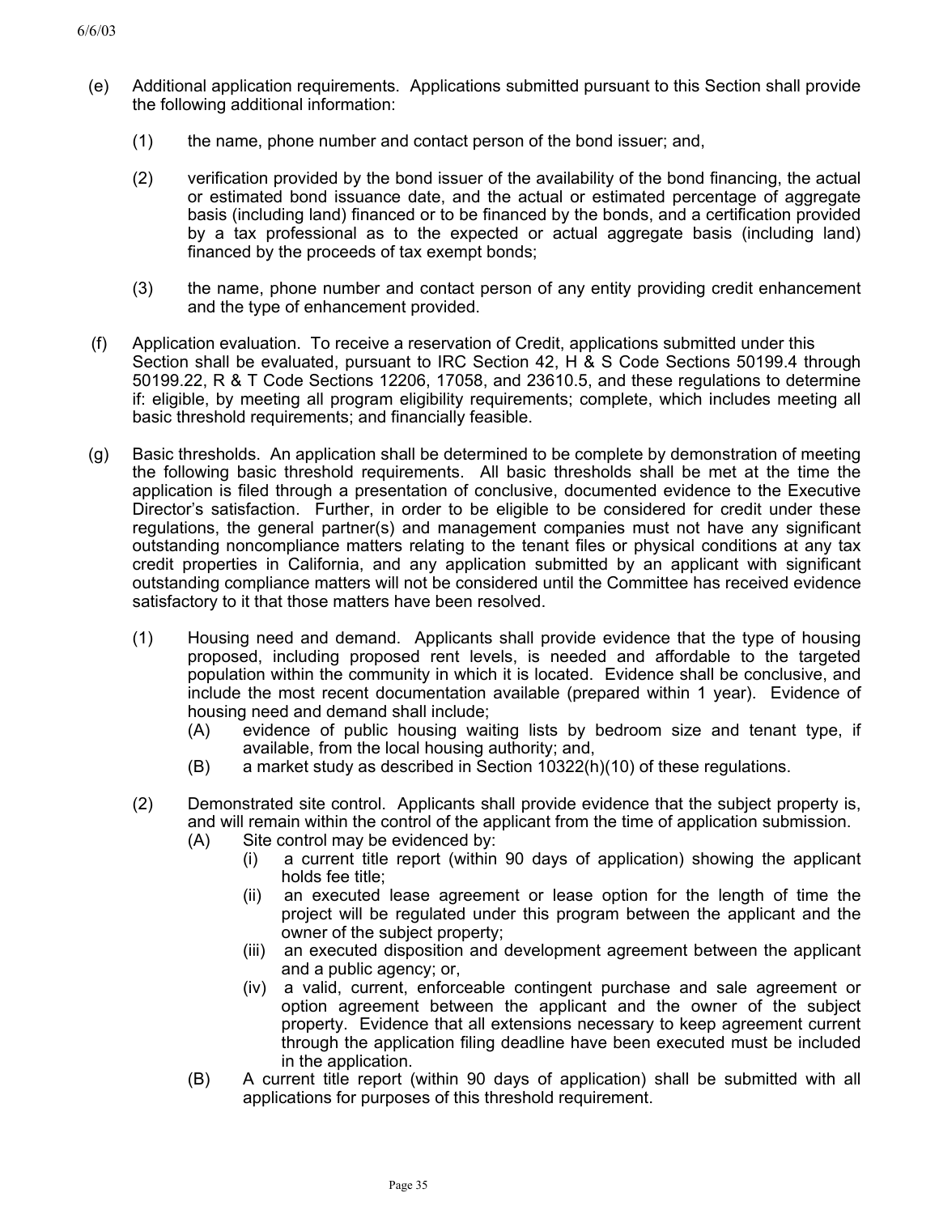(e) Additional application requirements. Applications submitted pursuant to this Section shall provide the following additional information:

(1) the name, phone number and contact person of the bond issuer; and,

(2) verification provided by the bond issuer of the availability of the bond financing, the actual or estimated bond issuance date, and the actual or estimated percentage of aggregate basis (including land) financed or to be financed by the bonds, and a certification provided by a tax professional as to the expected or actual aggregate basis (including land) financed by the proceeds of tax exempt bonds;

(3) the name, phone number and contact person of any entity providing credit enhancement and the type of enhancement provided.

(f) Application evaluation. To receive a reservation of Credit, applications submitted under this Section shall be evaluated, pursuant to IRC Section 42, H & S Code Sections 50199.4 through 50199.22, R & T Code Sections 12206, 17058, and 23610.5, and these regulations to determine if: eligible, by meeting all program eligibility requirements; complete, which includes meeting all basic threshold requirements; and financially feasible.

(g) Basic thresholds. An application shall be determined to be complete by demonstration of meeting the following basic threshold requirements. All basic thresholds shall be met at the time the application is filed through a presentation of conclusive, documented evidence to the Executive Director's satisfaction. Further, in order to be eligible to be considered for credit under these regulations, the general partner(s) and management companies must not have any significant outstanding noncompliance matters relating to the tenant files or physical conditions at any tax credit properties in California, and any application submitted by an applicant with significant outstanding compliance matters will not be considered until the Committee has received evidence satisfactory to it that those matters have been resolved.

(1) Housing need and demand. Applicants shall provide evidence that the type of housing proposed, including proposed rent levels, is needed and affordable to the targeted population within the community in which it is located. Evidence shall be conclusive, and include the most recent documentation available (prepared within 1 year). Evidence of housing need and demand shall include;

(A) evidence of public housing waiting lists by bedroom size and tenant type, if available, from the local housing authority; and,

(B) a market study as described in Section 10322(h)(10) of these regulations.

(2) Demonstrated site control. Applicants shall provide evidence that the subject property is, and will remain within the control of the applicant from the time of application submission.

(A) Site control may be evidenced by:

(i) a current title report (within 90 days of application) showing the applicant holds fee title;

(ii) an executed lease agreement or lease option for the length of time the project will be regulated under this program between the applicant and the owner of the subject property;

(iii) an executed disposition and development agreement between the applicant and a public agency; or,

(iv) a valid, current, enforceable contingent purchase and sale agreement or option agreement between the applicant and the owner of the subject property. Evidence that all extensions necessary to keep agreement current through the application filing deadline have been executed must be included in the application.

(B) A current title report (within 90 days of application) shall be submitted with all applications for purposes of this threshold requirement.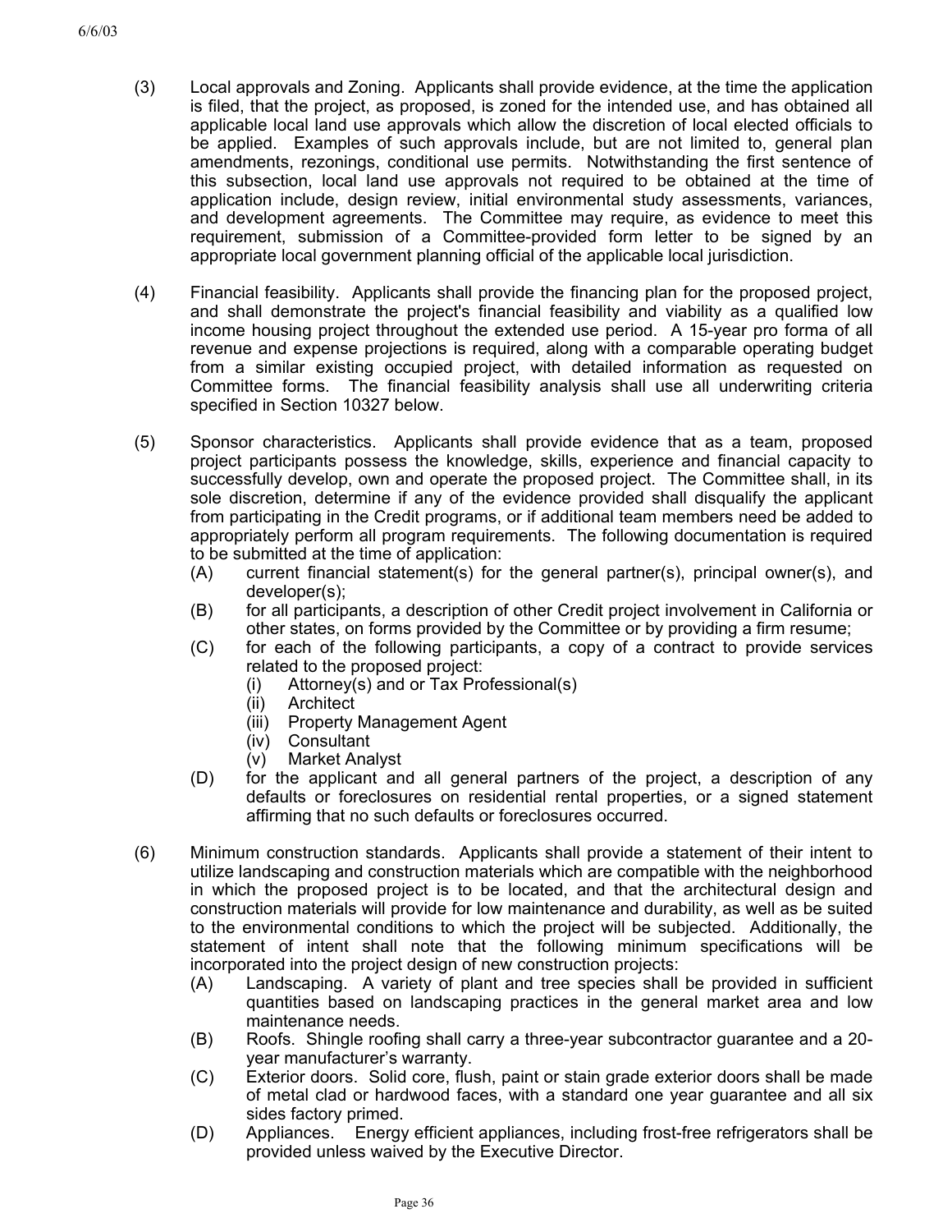(3) Local approvals and Zoning. Applicants shall provide evidence, at the time the application is filed, that the project, as proposed, is zoned for the intended use, and has obtained all applicable local land use approvals which allow the discretion of local elected officials to be applied. Examples of such approvals include, but are not limited to, general plan amendments, rezonings, conditional use permits. Notwithstanding the first sentence of this subsection, local land use approvals not required to be obtained at the time of application include, design review, initial environmental study assessments, variances, and development agreements. The Committee may require, as evidence to meet this requirement, submission of a Committee-provided form letter to be signed by an appropriate local government planning official of the applicable local jurisdiction.

(4) Financial feasibility. Applicants shall provide the financing plan for the proposed project, and shall demonstrate the project's financial feasibility and viability as a qualified low income housing project throughout the extended use period. A 15-year pro forma of all revenue and expense projections is required, along with a comparable operating budget from a similar existing occupied project, with detailed information as requested on Committee forms. The financial feasibility analysis shall use all underwriting criteria specified in Section 10327 below.

(5) Sponsor characteristics. Applicants shall provide evidence that as a team, proposed project participants possess the knowledge, skills, experience and financial capacity to successfully develop, own and operate the proposed project. The Committee shall, in its sole discretion, determine if any of the evidence provided shall disqualify the applicant from participating in the Credit programs, or if additional team members need be added to appropriately perform all program requirements. The following documentation is required to be submitted at the time of application:

- (A) current financial statement(s) for the general partner(s), principal owner(s), and developer(s);
- (B) for all participants, a description of other Credit project involvement in California or other states, on forms provided by the Committee or by providing a firm resume;
- (C) for each of the following participants, a copy of a contract to provide services related to the proposed project:
  - (i) Attorney(s) and or Tax Professional(s)
  - (ii) Architect
  - (iii) Property Management Agent
  - (iv) Consultant
  - (v) Market Analyst
- (D) for the applicant and all general partners of the project, a description of any defaults or foreclosures on residential rental properties, or a signed statement affirming that no such defaults or foreclosures occurred.

(6) Minimum construction standards. Applicants shall provide a statement of their intent to utilize landscaping and construction materials which are compatible with the neighborhood in which the proposed project is to be located, and that the architectural design and construction materials will provide for low maintenance and durability, as well as be suited to the environmental conditions to which the project will be subjected. Additionally, the statement of intent shall note that the following minimum specifications will be incorporated into the project design of new construction projects:

- (A) Landscaping. A variety of plant and tree species shall be provided in sufficient quantities based on landscaping practices in the general market area and low maintenance needs.
- (B) Roofs. Shingle roofing shall carry a three-year subcontractor guarantee and a 20-year manufacturer's warranty.
- (C) Exterior doors. Solid core, flush, paint or stain grade exterior doors shall be made of metal clad or hardwood faces, with a standard one year guarantee and all six sides factory primed.
- (D) Appliances. Energy efficient appliances, including frost-free refrigerators shall be provided unless waived by the Executive Director.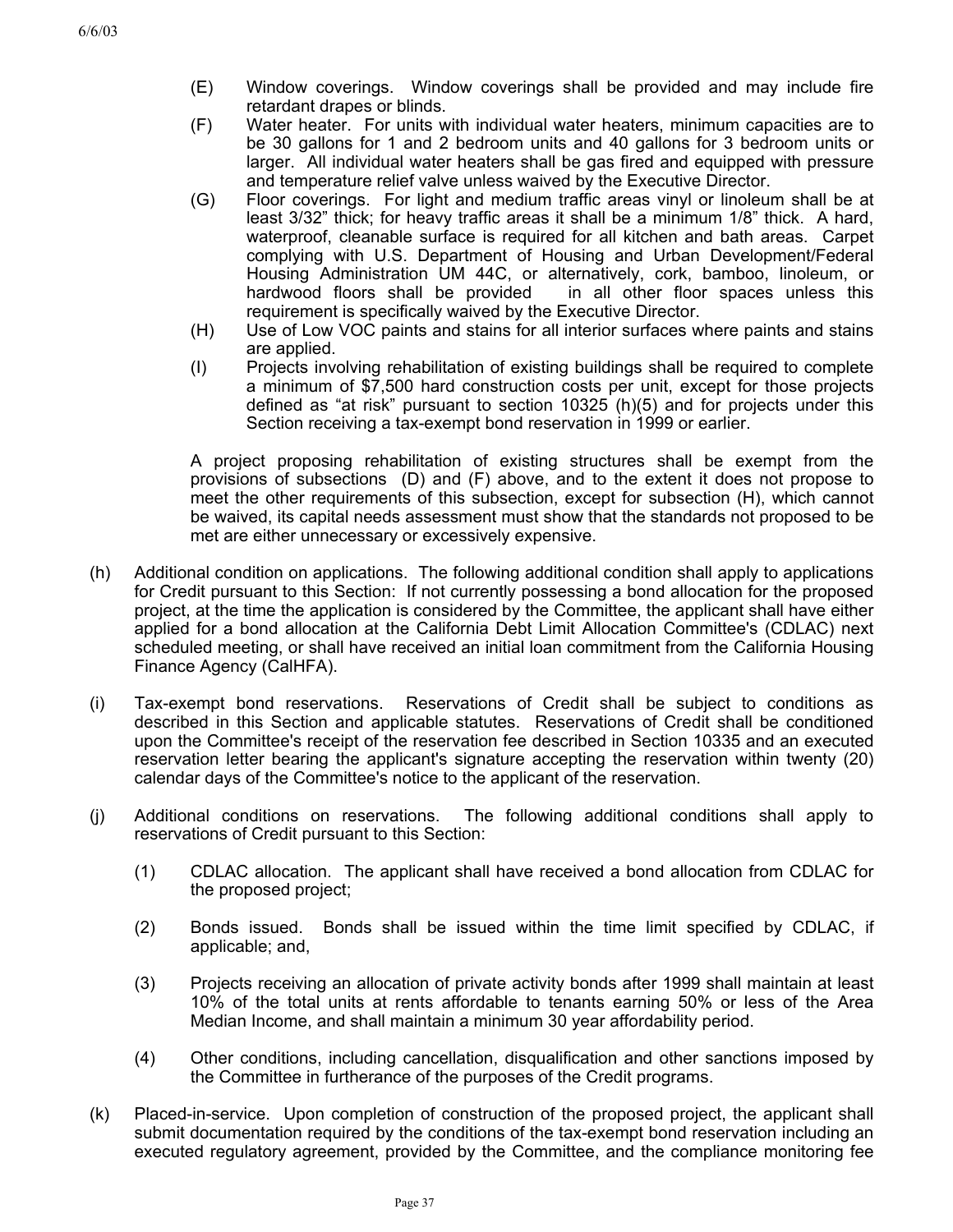(E) Window coverings. Window coverings shall be provided and may include fire retardant drapes or blinds.

(F) Water heater. For units with individual water heaters, minimum capacities are to be 30 gallons for 1 and 2 bedroom units and 40 gallons for 3 bedroom units or larger. All individual water heaters shall be gas fired and equipped with pressure and temperature relief valve unless waived by the Executive Director.

(G) Floor coverings. For light and medium traffic areas vinyl or linoleum shall be at least 3/32" thick; for heavy traffic areas it shall be a minimum 1/8" thick. A hard, waterproof, cleanable surface is required for all kitchen and bath areas. Carpet complying with U.S. Department of Housing and Urban Development/Federal Housing Administration UM 44C, or alternatively, cork, bamboo, linoleum, or hardwood floors shall be provided in all other floor spaces unless this requirement is specifically waived by the Executive Director.

(H) Use of Low VOC paints and stains for all interior surfaces where paints and stains are applied.

(I) Projects involving rehabilitation of existing buildings shall be required to complete a minimum of $7,500 hard construction costs per unit, except for those projects defined as "at risk" pursuant to section 10325 (h)(5) and for projects under this Section receiving a tax-exempt bond reservation in 1999 or earlier.

A project proposing rehabilitation of existing structures shall be exempt from the provisions of subsections (D) and (F) above, and to the extent it does not propose to meet the other requirements of this subsection, except for subsection (H), which cannot be waived, its capital needs assessment must show that the standards not proposed to be met are either unnecessary or excessively expensive.

(h) Additional condition on applications. The following additional condition shall apply to applications for Credit pursuant to this Section: If not currently possessing a bond allocation for the proposed project, at the time the application is considered by the Committee, the applicant shall have either applied for a bond allocation at the California Debt Limit Allocation Committee's (CDLAC) next scheduled meeting, or shall have received an initial loan commitment from the California Housing Finance Agency (CalHFA).

(i) Tax-exempt bond reservations. Reservations of Credit shall be subject to conditions as described in this Section and applicable statutes. Reservations of Credit shall be conditioned upon the Committee's receipt of the reservation fee described in Section 10335 and an executed reservation letter bearing the applicant's signature accepting the reservation within twenty (20) calendar days of the Committee's notice to the applicant of the reservation.

(j) Additional conditions on reservations. The following additional conditions shall apply to reservations of Credit pursuant to this Section:

(1) CDLAC allocation. The applicant shall have received a bond allocation from CDLAC for the proposed project;

(2) Bonds issued. Bonds shall be issued within the time limit specified by CDLAC, if applicable; and,

(3) Projects receiving an allocation of private activity bonds after 1999 shall maintain at least 10% of the total units at rents affordable to tenants earning 50% or less of the Area Median Income, and shall maintain a minimum 30 year affordability period.

(4) Other conditions, including cancellation, disqualification and other sanctions imposed by the Committee in furtherance of the purposes of the Credit programs.

(k) Placed-in-service. Upon completion of construction of the proposed project, the applicant shall submit documentation required by the conditions of the tax-exempt bond reservation including an executed regulatory agreement, provided by the Committee, and the compliance monitoring fee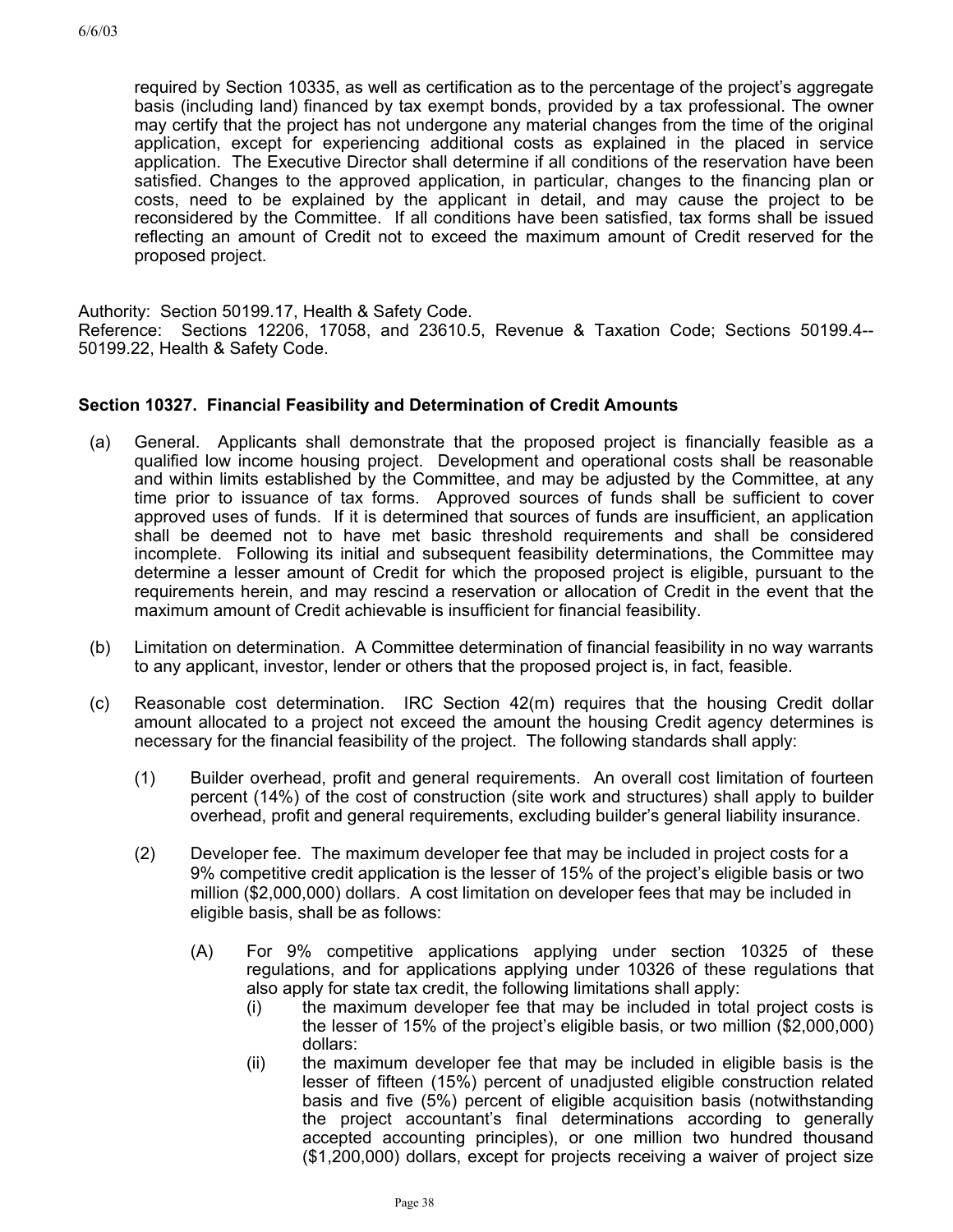required by Section 10335, as well as certification as to the percentage of the project's aggregate basis (including land) financed by tax exempt bonds, provided by a tax professional. The owner may certify that the project has not undergone any material changes from the time of the original application, except for experiencing additional costs as explained in the placed in service application. The Executive Director shall determine if all conditions of the reservation have been satisfied. Changes to the approved application, in particular, changes to the financing plan or costs, need to be explained by the applicant in detail, and may cause the project to be reconsidered by the Committee. If all conditions have been satisfied, tax forms shall be issued reflecting an amount of Credit not to exceed the maximum amount of Credit reserved for the proposed project.

Authority: Section 50199.17, Health & Safety Code.
Reference: Sections 12206, 17058, and 23610.5, Revenue & Taxation Code; Sections 50199.4--50199.22, Health & Safety Code.

### Section 10327. Financial Feasibility and Determination of Credit Amounts

(a) General. Applicants shall demonstrate that the proposed project is financially feasible as a qualified low income housing project. Development and operational costs shall be reasonable and within limits established by the Committee, and may be adjusted by the Committee, at any time prior to issuance of tax forms. Approved sources of funds shall be sufficient to cover approved uses of funds. If it is determined that sources of funds are insufficient, an application shall be deemed not to have met basic threshold requirements and shall be considered incomplete. Following its initial and subsequent feasibility determinations, the Committee may determine a lesser amount of Credit for which the proposed project is eligible, pursuant to the requirements herein, and may rescind a reservation or allocation of Credit in the event that the maximum amount of Credit achievable is insufficient for financial feasibility.

(b) Limitation on determination. A Committee determination of financial feasibility in no way warrants to any applicant, investor, lender or others that the proposed project is, in fact, feasible.

(c) Reasonable cost determination. IRC Section 42(m) requires that the housing Credit dollar amount allocated to a project not exceed the amount the housing Credit agency determines is necessary for the financial feasibility of the project. The following standards shall apply:

(1) Builder overhead, profit and general requirements. An overall cost limitation of fourteen percent (14%) of the cost of construction (site work and structures) shall apply to builder overhead, profit and general requirements, excluding builder's general liability insurance.

(2) Developer fee. The maximum developer fee that may be included in project costs for a 9% competitive credit application is the lesser of 15% of the project's eligible basis or two million ($2,000,000) dollars. A cost limitation on developer fees that may be included in eligible basis, shall be as follows:

(A) For 9% competitive applications applying under section 10325 of these regulations, and for applications applying under 10326 of these regulations that also apply for state tax credit, the following limitations shall apply:

(i) the maximum developer fee that may be included in total project costs is the lesser of 15% of the project's eligible basis, or two million ($2,000,000) dollars:

(ii) the maximum developer fee that may be included in eligible basis is the lesser of fifteen (15%) percent of unadjusted eligible construction related basis and five (5%) percent of eligible acquisition basis (notwithstanding the project accountant's final determinations according to generally accepted accounting principles), or one million two hundred thousand ($1,200,000) dollars, except for projects receiving a waiver of project size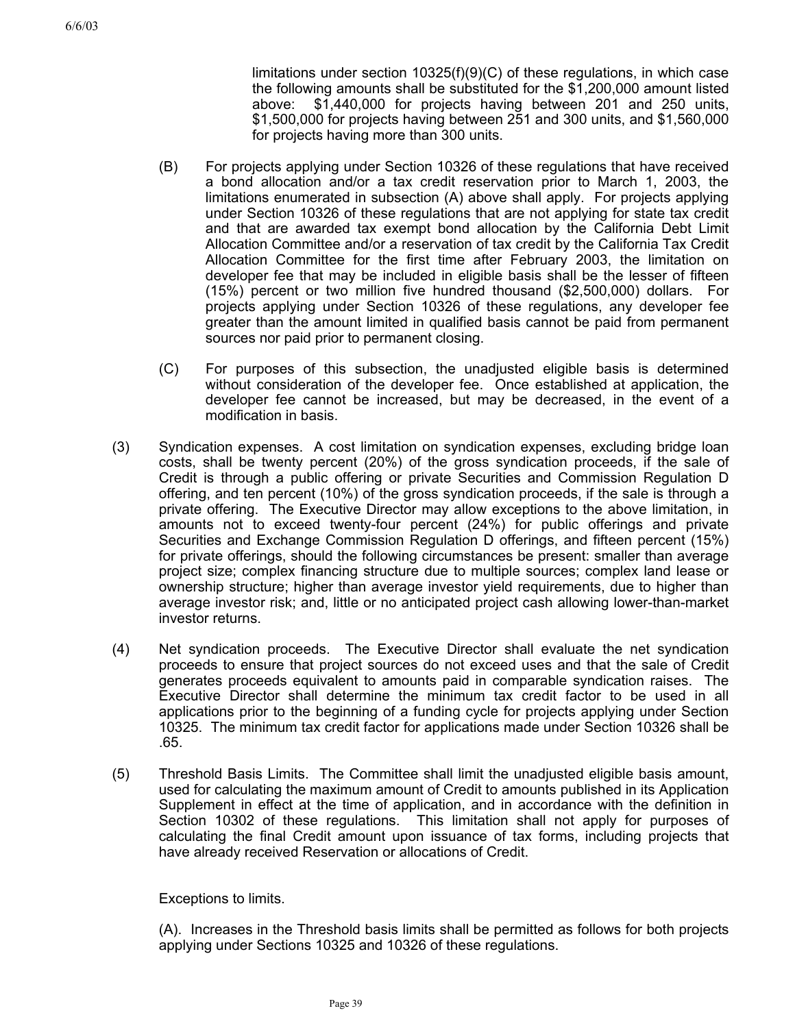limitations under section 10325(f)(9)(C) of these regulations, in which case the following amounts shall be substituted for the $1,200,000 amount listed above: $1,440,000 for projects having between 201 and 250 units, $1,500,000 for projects having between 251 and 300 units, and $1,560,000 for projects having more than 300 units.

(B) For projects applying under Section 10326 of these regulations that have received a bond allocation and/or a tax credit reservation prior to March 1, 2003, the limitations enumerated in subsection (A) above shall apply. For projects applying under Section 10326 of these regulations that are not applying for state tax credit and that are awarded tax exempt bond allocation by the California Debt Limit Allocation Committee and/or a reservation of tax credit by the California Tax Credit Allocation Committee for the first time after February 2003, the limitation on developer fee that may be included in eligible basis shall be the lesser of fifteen (15%) percent or two million five hundred thousand ($2,500,000) dollars. For projects applying under Section 10326 of these regulations, any developer fee greater than the amount limited in qualified basis cannot be paid from permanent sources nor paid prior to permanent closing.

(C) For purposes of this subsection, the unadjusted eligible basis is determined without consideration of the developer fee. Once established at application, the developer fee cannot be increased, but may be decreased, in the event of a modification in basis.

(3) Syndication expenses. A cost limitation on syndication expenses, excluding bridge loan costs, shall be twenty percent (20%) of the gross syndication proceeds, if the sale of Credit is through a public offering or private Securities and Commission Regulation D offering, and ten percent (10%) of the gross syndication proceeds, if the sale is through a private offering. The Executive Director may allow exceptions to the above limitation, in amounts not to exceed twenty-four percent (24%) for public offerings and private Securities and Exchange Commission Regulation D offerings, and fifteen percent (15%) for private offerings, should the following circumstances be present: smaller than average project size; complex financing structure due to multiple sources; complex land lease or ownership structure; higher than average investor yield requirements, due to higher than average investor risk; and, little or no anticipated project cash allowing lower-than-market investor returns.

(4) Net syndication proceeds. The Executive Director shall evaluate the net syndication proceeds to ensure that project sources do not exceed uses and that the sale of Credit generates proceeds equivalent to amounts paid in comparable syndication raises. The Executive Director shall determine the minimum tax credit factor to be used in all applications prior to the beginning of a funding cycle for projects applying under Section 10325. The minimum tax credit factor for applications made under Section 10326 shall be .65.

(5) Threshold Basis Limits. The Committee shall limit the unadjusted eligible basis amount, used for calculating the maximum amount of Credit to amounts published in its Application Supplement in effect at the time of application, and in accordance with the definition in Section 10302 of these regulations. This limitation shall not apply for purposes of calculating the final Credit amount upon issuance of tax forms, including projects that have already received Reservation or allocations of Credit.

Exceptions to limits.

(A). Increases in the Threshold basis limits shall be permitted as follows for both projects applying under Sections 10325 and 10326 of these regulations.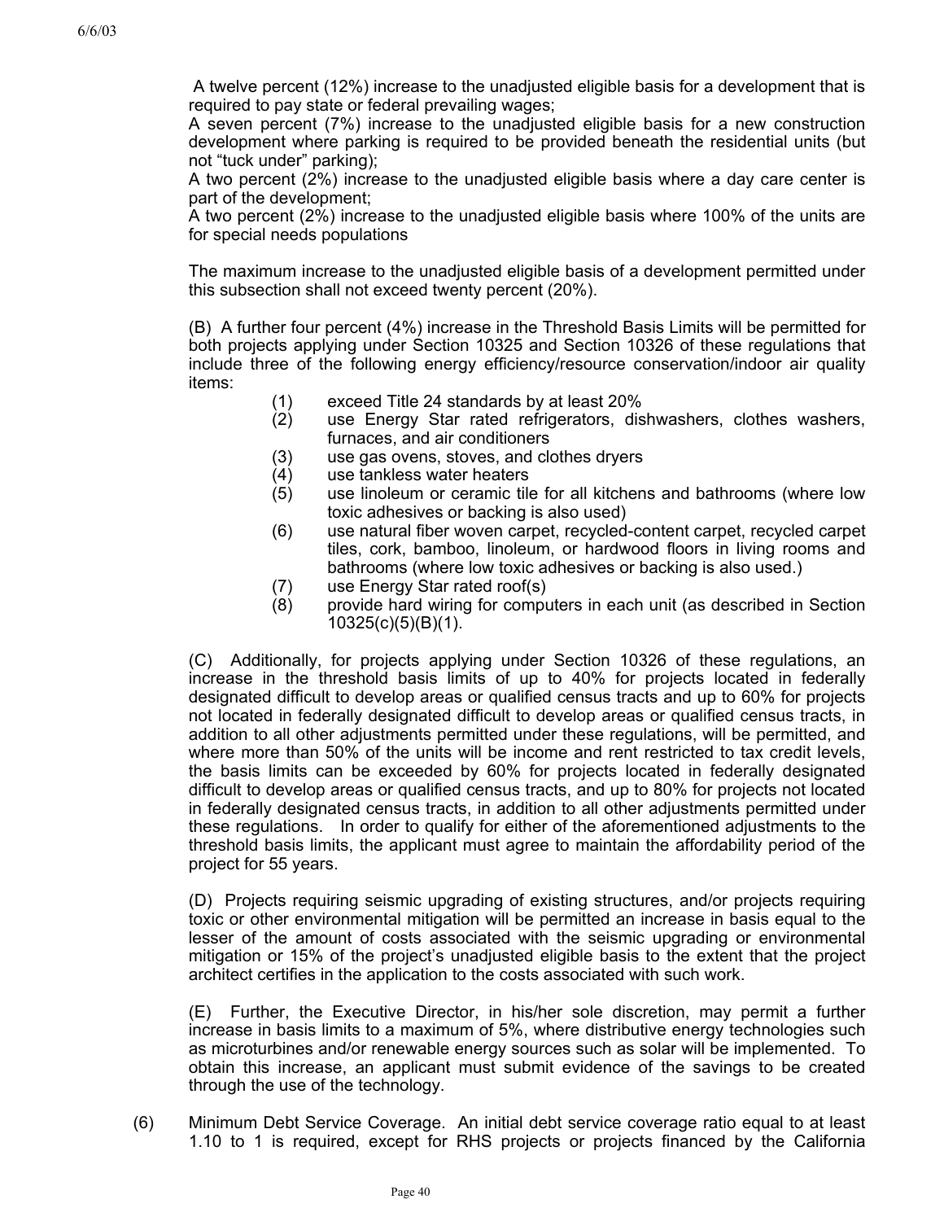A twelve percent (12%) increase to the unadjusted eligible basis for a development that is required to pay state or federal prevailing wages;

A seven percent (7%) increase to the unadjusted eligible basis for a new construction development where parking is required to be provided beneath the residential units (but not "tuck under" parking);

A two percent (2%) increase to the unadjusted eligible basis where a day care center is part of the development;

A two percent (2%) increase to the unadjusted eligible basis where 100% of the units are for special needs populations

The maximum increase to the unadjusted eligible basis of a development permitted under this subsection shall not exceed twenty percent (20%).

(B) A further four percent (4%) increase in the Threshold Basis Limits will be permitted for both projects applying under Section 10325 and Section 10326 of these regulations that include three of the following energy efficiency/resource conservation/indoor air quality items:

(1) exceed Title 24 standards by at least 20%

(2) use Energy Star rated refrigerators, dishwashers, clothes washers, furnaces, and air conditioners

(3) use gas ovens, stoves, and clothes dryers

(4) use tankless water heaters

(5) use linoleum or ceramic tile for all kitchens and bathrooms (where low toxic adhesives or backing is also used)

(6) use natural fiber woven carpet, recycled-content carpet, recycled carpet tiles, cork, bamboo, linoleum, or hardwood floors in living rooms and bathrooms (where low toxic adhesives or backing is also used.)

(7) use Energy Star rated roof(s)

(8) provide hard wiring for computers in each unit (as described in Section 10325(c)(5)(B)(1).

(C) Additionally, for projects applying under Section 10326 of these regulations, an increase in the threshold basis limits of up to 40% for projects located in federally designated difficult to develop areas or qualified census tracts and up to 60% for projects not located in federally designated difficult to develop areas or qualified census tracts, in addition to all other adjustments permitted under these regulations, will be permitted, and where more than 50% of the units will be income and rent restricted to tax credit levels, the basis limits can be exceeded by 60% for projects located in federally designated difficult to develop areas or qualified census tracts, and up to 80% for projects not located in federally designated census tracts, in addition to all other adjustments permitted under these regulations. In order to qualify for either of the aforementioned adjustments to the threshold basis limits, the applicant must agree to maintain the affordability period of the project for 55 years.

(D) Projects requiring seismic upgrading of existing structures, and/or projects requiring toxic or other environmental mitigation will be permitted an increase in basis equal to the lesser of the amount of costs associated with the seismic upgrading or environmental mitigation or 15% of the project's unadjusted eligible basis to the extent that the project architect certifies in the application to the costs associated with such work.

(E) Further, the Executive Director, in his/her sole discretion, may permit a further increase in basis limits to a maximum of 5%, where distributive energy technologies such as microturbines and/or renewable energy sources such as solar will be implemented. To obtain this increase, an applicant must submit evidence of the savings to be created through the use of the technology.

(6) Minimum Debt Service Coverage. An initial debt service coverage ratio equal to at least 1.10 to 1 is required, except for RHS projects or projects financed by the California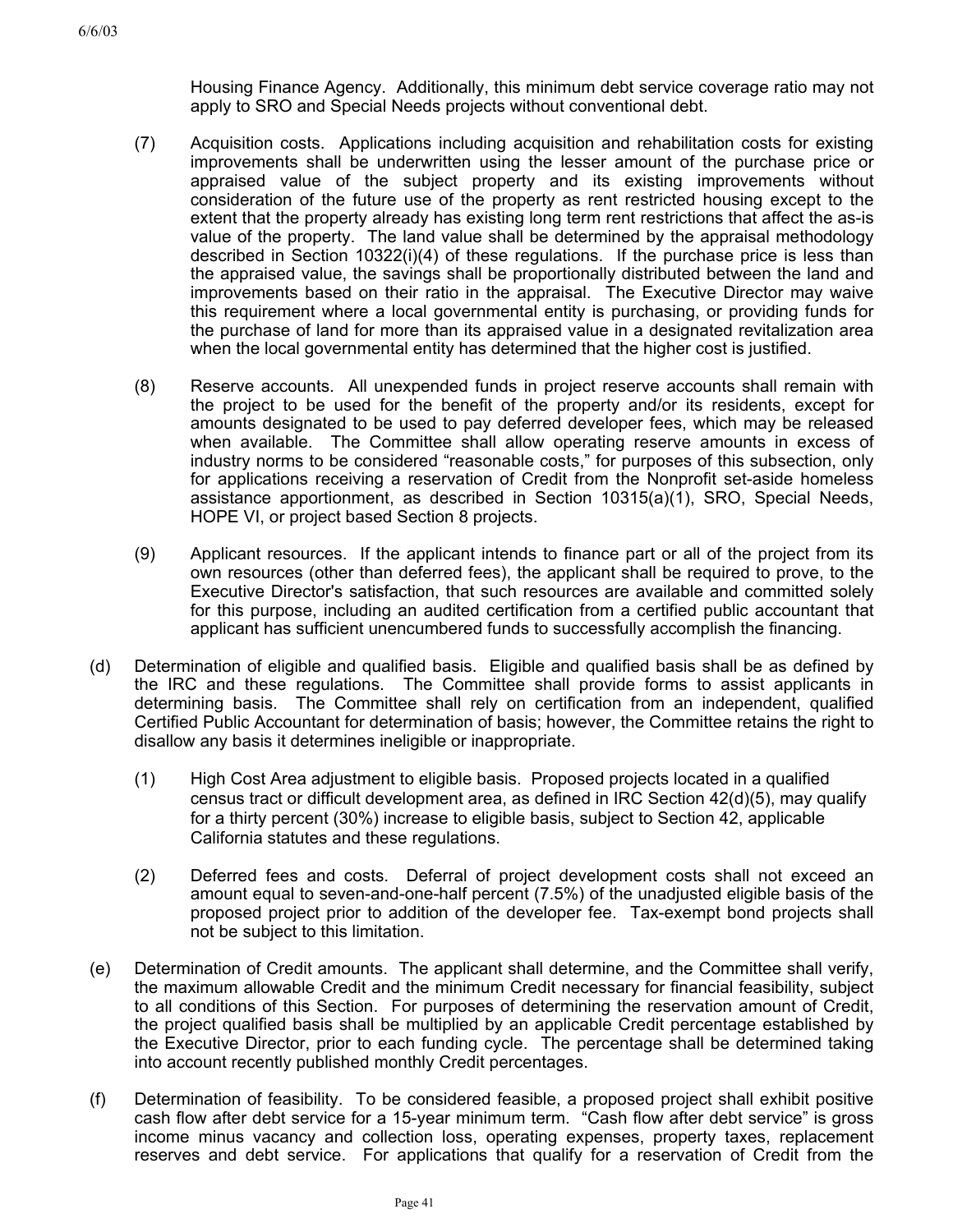Housing Finance Agency. Additionally, this minimum debt service coverage ratio may not apply to SRO and Special Needs projects without conventional debt.

(7) Acquisition costs. Applications including acquisition and rehabilitation costs for existing improvements shall be underwritten using the lesser amount of the purchase price or appraised value of the subject property and its existing improvements without consideration of the future use of the property as rent restricted housing except to the extent that the property already has existing long term rent restrictions that affect the as-is value of the property. The land value shall be determined by the appraisal methodology described in Section 10322(i)(4) of these regulations. If the purchase price is less than the appraised value, the savings shall be proportionally distributed between the land and improvements based on their ratio in the appraisal. The Executive Director may waive this requirement where a local governmental entity is purchasing, or providing funds for the purchase of land for more than its appraised value in a designated revitalization area when the local governmental entity has determined that the higher cost is justified.

(8) Reserve accounts. All unexpended funds in project reserve accounts shall remain with the project to be used for the benefit of the property and/or its residents, except for amounts designated to be used to pay deferred developer fees, which may be released when available. The Committee shall allow operating reserve amounts in excess of industry norms to be considered "reasonable costs," for purposes of this subsection, only for applications receiving a reservation of Credit from the Nonprofit set-aside homeless assistance apportionment, as described in Section 10315(a)(1), SRO, Special Needs, HOPE VI, or project based Section 8 projects.

(9) Applicant resources. If the applicant intends to finance part or all of the project from its own resources (other than deferred fees), the applicant shall be required to prove, to the Executive Director's satisfaction, that such resources are available and committed solely for this purpose, including an audited certification from a certified public accountant that applicant has sufficient unencumbered funds to successfully accomplish the financing.

(d) Determination of eligible and qualified basis. Eligible and qualified basis shall be as defined by the IRC and these regulations. The Committee shall provide forms to assist applicants in determining basis. The Committee shall rely on certification from an independent, qualified Certified Public Accountant for determination of basis; however, the Committee retains the right to disallow any basis it determines ineligible or inappropriate.

(1) High Cost Area adjustment to eligible basis. Proposed projects located in a qualified census tract or difficult development area, as defined in IRC Section 42(d)(5), may qualify for a thirty percent (30%) increase to eligible basis, subject to Section 42, applicable California statutes and these regulations.

(2) Deferred fees and costs. Deferral of project development costs shall not exceed an amount equal to seven-and-one-half percent (7.5%) of the unadjusted eligible basis of the proposed project prior to addition of the developer fee. Tax-exempt bond projects shall not be subject to this limitation.

(e) Determination of Credit amounts. The applicant shall determine, and the Committee shall verify, the maximum allowable Credit and the minimum Credit necessary for financial feasibility, subject to all conditions of this Section. For purposes of determining the reservation amount of Credit, the project qualified basis shall be multiplied by an applicable Credit percentage established by the Executive Director, prior to each funding cycle. The percentage shall be determined taking into account recently published monthly Credit percentages.

(f) Determination of feasibility. To be considered feasible, a proposed project shall exhibit positive cash flow after debt service for a 15-year minimum term. "Cash flow after debt service" is gross income minus vacancy and collection loss, operating expenses, property taxes, replacement reserves and debt service. For applications that qualify for a reservation of Credit from the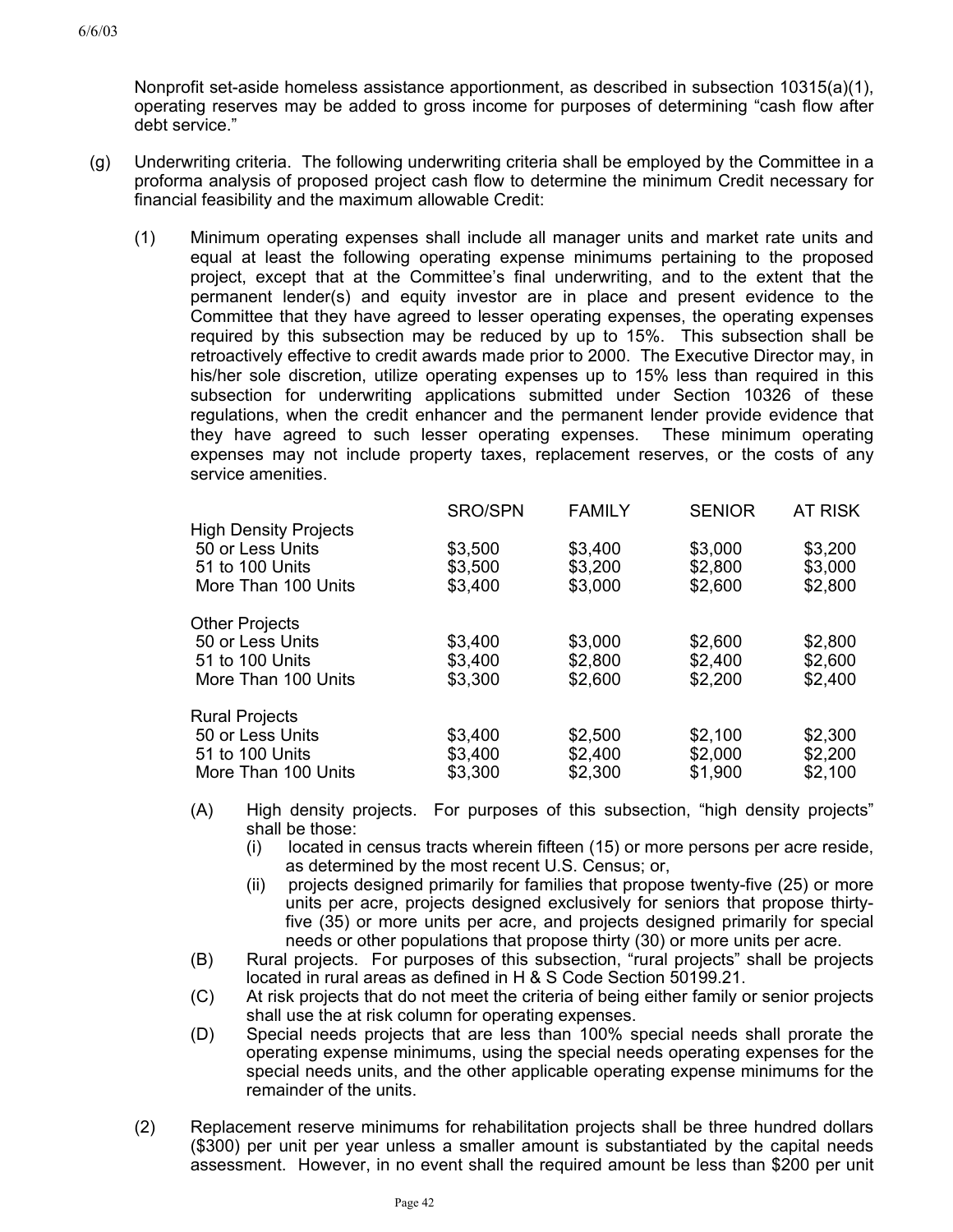Nonprofit set-aside homeless assistance apportionment, as described in subsection 10315(a)(1), operating reserves may be added to gross income for purposes of determining "cash flow after debt service."

(g) Underwriting criteria. The following underwriting criteria shall be employed by the Committee in a proforma analysis of proposed project cash flow to determine the minimum Credit necessary for financial feasibility and the maximum allowable Credit:

(1) Minimum operating expenses shall include all manager units and market rate units and equal at least the following operating expense minimums pertaining to the proposed project, except that at the Committee's final underwriting, and to the extent that the permanent lender(s) and equity investor are in place and present evidence to the Committee that they have agreed to lesser operating expenses, the operating expenses required by this subsection may be reduced by up to 15%. This subsection shall be retroactively effective to credit awards made prior to 2000. The Executive Director may, in his/her sole discretion, utilize operating expenses up to 15% less than required in this subsection for underwriting applications submitted under Section 10326 of these regulations, when the credit enhancer and the permanent lender provide evidence that they have agreed to such lesser operating expenses. These minimum operating expenses may not include property taxes, replacement reserves, or the costs of any service amenities.

| | SRO/SPN | FAMILY | SENIOR | AT RISK |
|---|---|---|---|---|
| High Density Projects | | | | |
| 50 or Less Units | $3,500 | $3,400 | $3,000 | $3,200 |
| 51 to 100 Units | $3,500 | $3,200 | $2,800 | $3,000 |
| More Than 100 Units | $3,400 | $3,000 | $2,600 | $2,800 |
| Other Projects | | | | |
| 50 or Less Units | $3,400 | $3,000 | $2,600 | $2,800 |
| 51 to 100 Units | $3,400 | $2,800 | $2,400 | $2,600 |
| More Than 100 Units | $3,300 | $2,600 | $2,200 | $2,400 |
| Rural Projects | | | | |
| 50 or Less Units | $3,400 | $2,500 | $2,100 | $2,300 |
| 51 to 100 Units | $3,400 | $2,400 | $2,000 | $2,200 |
| More Than 100 Units | $3,300 | $2,300 | $1,900 | $2,100 |

(A) High density projects. For purposes of this subsection, "high density projects" shall be those:
   (i) located in census tracts wherein fifteen (15) or more persons per acre reside, as determined by the most recent U.S. Census; or,
   (ii) projects designed primarily for families that propose twenty-five (25) or more units per acre, projects designed exclusively for seniors that propose thirty-five (35) or more units per acre, and projects designed primarily for special needs or other populations that propose thirty (30) or more units per acre.

(B) Rural projects. For purposes of this subsection, "rural projects" shall be projects located in rural areas as defined in H & S Code Section 50199.21.

(C) At risk projects that do not meet the criteria of being either family or senior projects shall use the at risk column for operating expenses.

(D) Special needs projects that are less than 100% special needs shall prorate the operating expense minimums, using the special needs operating expenses for the special needs units, and the other applicable operating expense minimums for the remainder of the units.

(2) Replacement reserve minimums for rehabilitation projects shall be three hundred dollars ($300) per unit per year unless a smaller amount is substantiated by the capital needs assessment. However, in no event shall the required amount be less than $200 per unit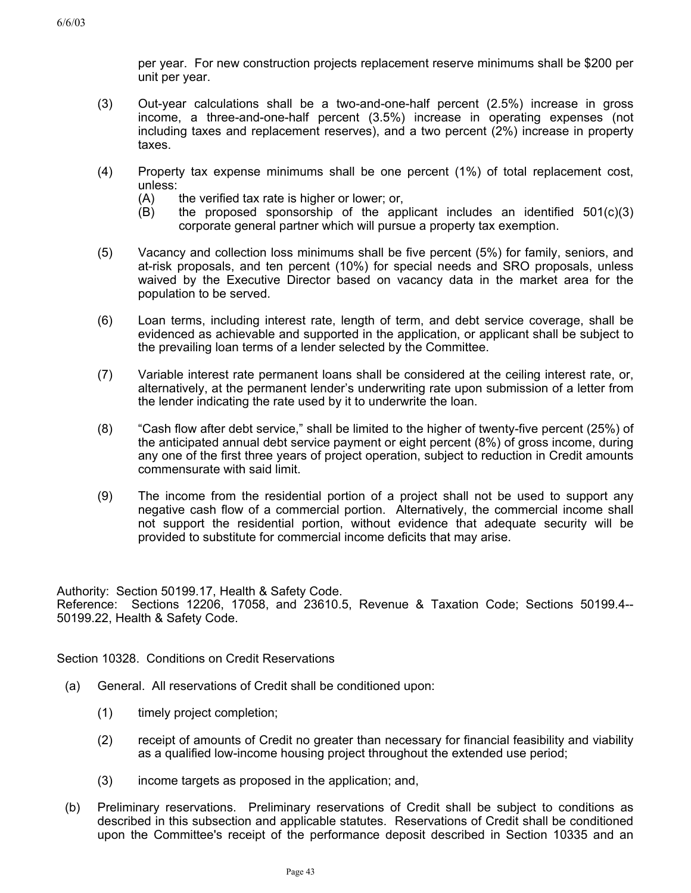per year. For new construction projects replacement reserve minimums shall be $200 per unit per year.

(3) Out-year calculations shall be a two-and-one-half percent (2.5%) increase in gross income, a three-and-one-half percent (3.5%) increase in operating expenses (not including taxes and replacement reserves), and a two percent (2%) increase in property taxes.

(4) Property tax expense minimums shall be one percent (1%) of total replacement cost, unless:
    (A) the verified tax rate is higher or lower; or,
    (B) the proposed sponsorship of the applicant includes an identified 501(c)(3) corporate general partner which will pursue a property tax exemption.

(5) Vacancy and collection loss minimums shall be five percent (5%) for family, seniors, and at-risk proposals, and ten percent (10%) for special needs and SRO proposals, unless waived by the Executive Director based on vacancy data in the market area for the population to be served.

(6) Loan terms, including interest rate, length of term, and debt service coverage, shall be evidenced as achievable and supported in the application, or applicant shall be subject to the prevailing loan terms of a lender selected by the Committee.

(7) Variable interest rate permanent loans shall be considered at the ceiling interest rate, or, alternatively, at the permanent lender's underwriting rate upon submission of a letter from the lender indicating the rate used by it to underwrite the loan.

(8) "Cash flow after debt service," shall be limited to the higher of twenty-five percent (25%) of the anticipated annual debt service payment or eight percent (8%) of gross income, during any one of the first three years of project operation, subject to reduction in Credit amounts commensurate with said limit.

(9) The income from the residential portion of a project shall not be used to support any negative cash flow of a commercial portion. Alternatively, the commercial income shall not support the residential portion, without evidence that adequate security will be provided to substitute for commercial income deficits that may arise.

Authority: Section 50199.17, Health & Safety Code.
Reference: Sections 12206, 17058, and 23610.5, Revenue & Taxation Code; Sections 50199.4--50199.22, Health & Safety Code.

Section 10328. Conditions on Credit Reservations

(a) General. All reservations of Credit shall be conditioned upon:

    (1) timely project completion;

    (2) receipt of amounts of Credit no greater than necessary for financial feasibility and viability as a qualified low-income housing project throughout the extended use period;

    (3) income targets as proposed in the application; and,

(b) Preliminary reservations. Preliminary reservations of Credit shall be subject to conditions as described in this subsection and applicable statutes. Reservations of Credit shall be conditioned upon the Committee's receipt of the performance deposit described in Section 10335 and an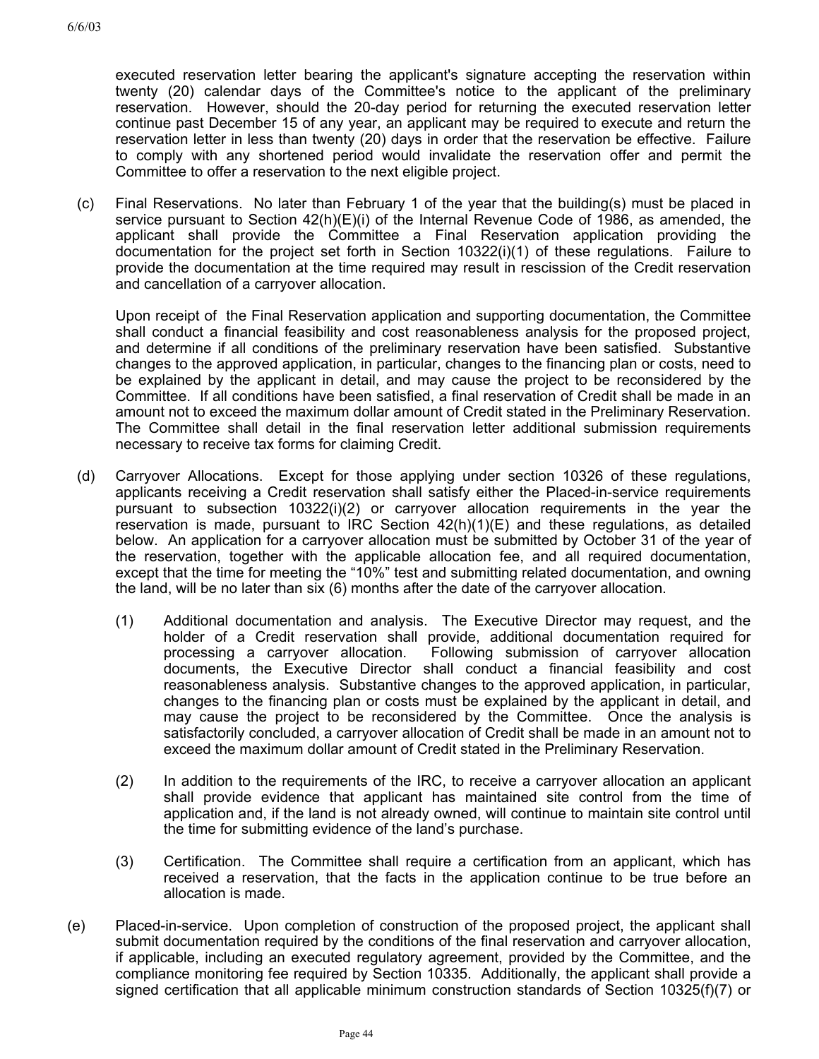executed reservation letter bearing the applicant's signature accepting the reservation within twenty (20) calendar days of the Committee's notice to the applicant of the preliminary reservation. However, should the 20-day period for returning the executed reservation letter continue past December 15 of any year, an applicant may be required to execute and return the reservation letter in less than twenty (20) days in order that the reservation be effective. Failure to comply with any shortened period would invalidate the reservation offer and permit the Committee to offer a reservation to the next eligible project.

(c) Final Reservations. No later than February 1 of the year that the building(s) must be placed in service pursuant to Section 42(h)(E)(i) of the Internal Revenue Code of 1986, as amended, the applicant shall provide the Committee a Final Reservation application providing the documentation for the project set forth in Section 10322(i)(1) of these regulations. Failure to provide the documentation at the time required may result in rescission of the Credit reservation and cancellation of a carryover allocation.

Upon receipt of the Final Reservation application and supporting documentation, the Committee shall conduct a financial feasibility and cost reasonableness analysis for the proposed project, and determine if all conditions of the preliminary reservation have been satisfied. Substantive changes to the approved application, in particular, changes to the financing plan or costs, need to be explained by the applicant in detail, and may cause the project to be reconsidered by the Committee. If all conditions have been satisfied, a final reservation of Credit shall be made in an amount not to exceed the maximum dollar amount of Credit stated in the Preliminary Reservation. The Committee shall detail in the final reservation letter additional submission requirements necessary to receive tax forms for claiming Credit.

(d) Carryover Allocations. Except for those applying under section 10326 of these regulations, applicants receiving a Credit reservation shall satisfy either the Placed-in-service requirements pursuant to subsection 10322(i)(2) or carryover allocation requirements in the year the reservation is made, pursuant to IRC Section 42(h)(1)(E) and these regulations, as detailed below. An application for a carryover allocation must be submitted by October 31 of the year of the reservation, together with the applicable allocation fee, and all required documentation, except that the time for meeting the "10%" test and submitting related documentation, and owning the land, will be no later than six (6) months after the date of the carryover allocation.

(1) Additional documentation and analysis. The Executive Director may request, and the holder of a Credit reservation shall provide, additional documentation required for processing a carryover allocation. Following submission of carryover allocation documents, the Executive Director shall conduct a financial feasibility and cost reasonableness analysis. Substantive changes to the approved application, in particular, changes to the financing plan or costs must be explained by the applicant in detail, and may cause the project to be reconsidered by the Committee. Once the analysis is satisfactorily concluded, a carryover allocation of Credit shall be made in an amount not to exceed the maximum dollar amount of Credit stated in the Preliminary Reservation.

(2) In addition to the requirements of the IRC, to receive a carryover allocation an applicant shall provide evidence that applicant has maintained site control from the time of application and, if the land is not already owned, will continue to maintain site control until the time for submitting evidence of the land's purchase.

(3) Certification. The Committee shall require a certification from an applicant, which has received a reservation, that the facts in the application continue to be true before an allocation is made.

(e) Placed-in-service. Upon completion of construction of the proposed project, the applicant shall submit documentation required by the conditions of the final reservation and carryover allocation, if applicable, including an executed regulatory agreement, provided by the Committee, and the compliance monitoring fee required by Section 10335. Additionally, the applicant shall provide a signed certification that all applicable minimum construction standards of Section 10325(f)(7) or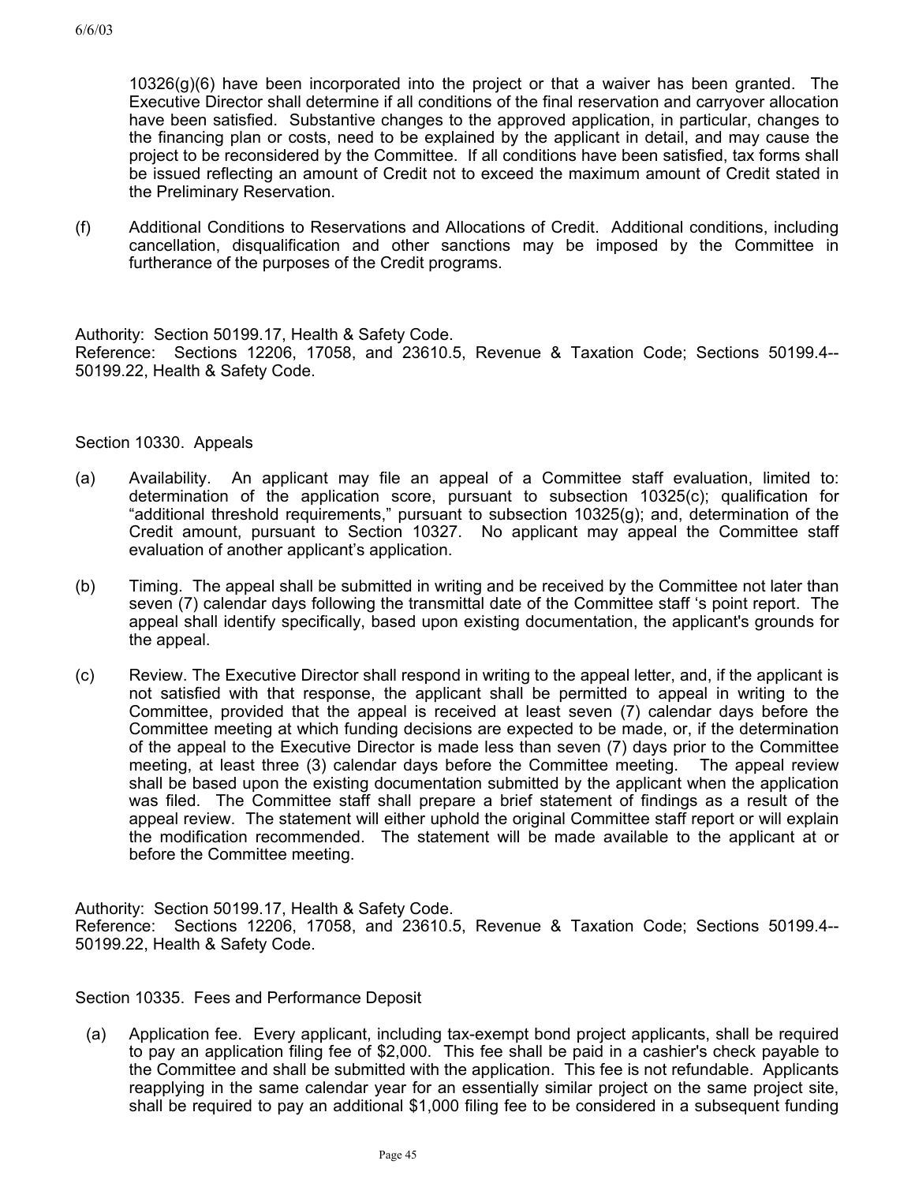10326(g)(6) have been incorporated into the project or that a waiver has been granted. The Executive Director shall determine if all conditions of the final reservation and carryover allocation have been satisfied. Substantive changes to the approved application, in particular, changes to the financing plan or costs, need to be explained by the applicant in detail, and may cause the project to be reconsidered by the Committee. If all conditions have been satisfied, tax forms shall be issued reflecting an amount of Credit not to exceed the maximum amount of Credit stated in the Preliminary Reservation.

(f) Additional Conditions to Reservations and Allocations of Credit. Additional conditions, including cancellation, disqualification and other sanctions may be imposed by the Committee in furtherance of the purposes of the Credit programs.

Authority: Section 50199.17, Health & Safety Code.
Reference: Sections 12206, 17058, and 23610.5, Revenue & Taxation Code; Sections 50199.4--50199.22, Health & Safety Code.

Section 10330. Appeals

(a) Availability. An applicant may file an appeal of a Committee staff evaluation, limited to: determination of the application score, pursuant to subsection 10325(c); qualification for "additional threshold requirements," pursuant to subsection 10325(g); and, determination of the Credit amount, pursuant to Section 10327. No applicant may appeal the Committee staff evaluation of another applicant's application.

(b) Timing. The appeal shall be submitted in writing and be received by the Committee not later than seven (7) calendar days following the transmittal date of the Committee staff 's point report. The appeal shall identify specifically, based upon existing documentation, the applicant's grounds for the appeal.

(c) Review. The Executive Director shall respond in writing to the appeal letter, and, if the applicant is not satisfied with that response, the applicant shall be permitted to appeal in writing to the Committee, provided that the appeal is received at least seven (7) calendar days before the Committee meeting at which funding decisions are expected to be made, or, if the determination of the appeal to the Executive Director is made less than seven (7) days prior to the Committee meeting, at least three (3) calendar days before the Committee meeting. The appeal review shall be based upon the existing documentation submitted by the applicant when the application was filed. The Committee staff shall prepare a brief statement of findings as a result of the appeal review. The statement will either uphold the original Committee staff report or will explain the modification recommended. The statement will be made available to the applicant at or before the Committee meeting.

Authority: Section 50199.17, Health & Safety Code.
Reference: Sections 12206, 17058, and 23610.5, Revenue & Taxation Code; Sections 50199.4--50199.22, Health & Safety Code.

Section 10335. Fees and Performance Deposit

(a) Application fee. Every applicant, including tax-exempt bond project applicants, shall be required to pay an application filing fee of $2,000. This fee shall be paid in a cashier's check payable to the Committee and shall be submitted with the application. This fee is not refundable. Applicants reapplying in the same calendar year for an essentially similar project on the same project site, shall be required to pay an additional $1,000 filing fee to be considered in a subsequent funding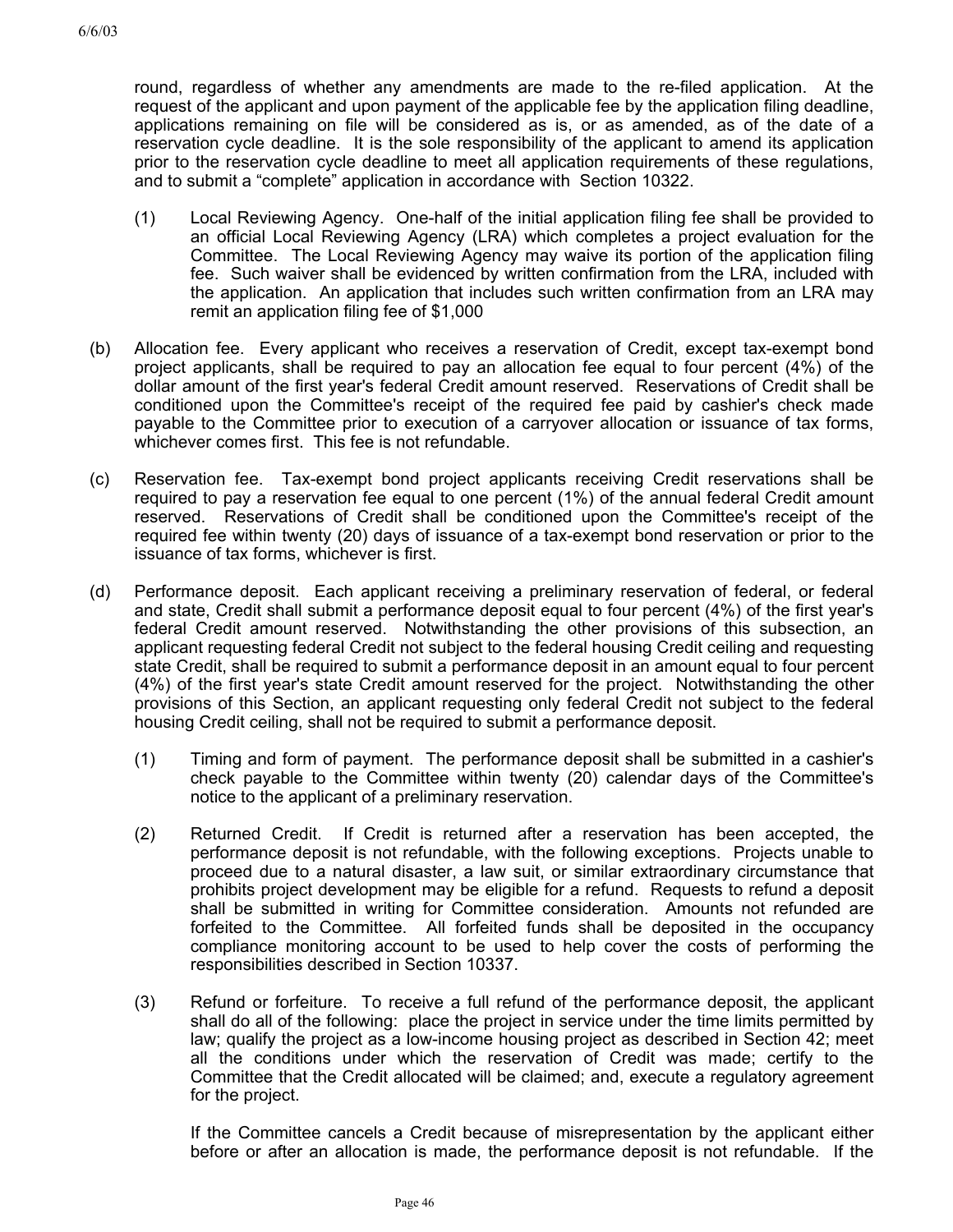round, regardless of whether any amendments are made to the re-filed application. At the request of the applicant and upon payment of the applicable fee by the application filing deadline, applications remaining on file will be considered as is, or as amended, as of the date of a reservation cycle deadline. It is the sole responsibility of the applicant to amend its application prior to the reservation cycle deadline to meet all application requirements of these regulations, and to submit a "complete" application in accordance with Section 10322.

(1) Local Reviewing Agency. One-half of the initial application filing fee shall be provided to an official Local Reviewing Agency (LRA) which completes a project evaluation for the Committee. The Local Reviewing Agency may waive its portion of the application filing fee. Such waiver shall be evidenced by written confirmation from the LRA, included with the application. An application that includes such written confirmation from an LRA may remit an application filing fee of $1,000

(b) Allocation fee. Every applicant who receives a reservation of Credit, except tax-exempt bond project applicants, shall be required to pay an allocation fee equal to four percent (4%) of the dollar amount of the first year's federal Credit amount reserved. Reservations of Credit shall be conditioned upon the Committee's receipt of the required fee paid by cashier's check made payable to the Committee prior to execution of a carryover allocation or issuance of tax forms, whichever comes first. This fee is not refundable.

(c) Reservation fee. Tax-exempt bond project applicants receiving Credit reservations shall be required to pay a reservation fee equal to one percent (1%) of the annual federal Credit amount reserved. Reservations of Credit shall be conditioned upon the Committee's receipt of the required fee within twenty (20) days of issuance of a tax-exempt bond reservation or prior to the issuance of tax forms, whichever is first.

(d) Performance deposit. Each applicant receiving a preliminary reservation of federal, or federal and state, Credit shall submit a performance deposit equal to four percent (4%) of the first year's federal Credit amount reserved. Notwithstanding the other provisions of this subsection, an applicant requesting federal Credit not subject to the federal housing Credit ceiling and requesting state Credit, shall be required to submit a performance deposit in an amount equal to four percent (4%) of the first year's state Credit amount reserved for the project. Notwithstanding the other provisions of this Section, an applicant requesting only federal Credit not subject to the federal housing Credit ceiling, shall not be required to submit a performance deposit.

(1) Timing and form of payment. The performance deposit shall be submitted in a cashier's check payable to the Committee within twenty (20) calendar days of the Committee's notice to the applicant of a preliminary reservation.

(2) Returned Credit. If Credit is returned after a reservation has been accepted, the performance deposit is not refundable, with the following exceptions. Projects unable to proceed due to a natural disaster, a law suit, or similar extraordinary circumstance that prohibits project development may be eligible for a refund. Requests to refund a deposit shall be submitted in writing for Committee consideration. Amounts not refunded are forfeited to the Committee. All forfeited funds shall be deposited in the occupancy compliance monitoring account to be used to help cover the costs of performing the responsibilities described in Section 10337.

(3) Refund or forfeiture. To receive a full refund of the performance deposit, the applicant shall do all of the following: place the project in service under the time limits permitted by law; qualify the project as a low-income housing project as described in Section 42; meet all the conditions under which the reservation of Credit was made; certify to the Committee that the Credit allocated will be claimed; and, execute a regulatory agreement for the project.

If the Committee cancels a Credit because of misrepresentation by the applicant either before or after an allocation is made, the performance deposit is not refundable. If the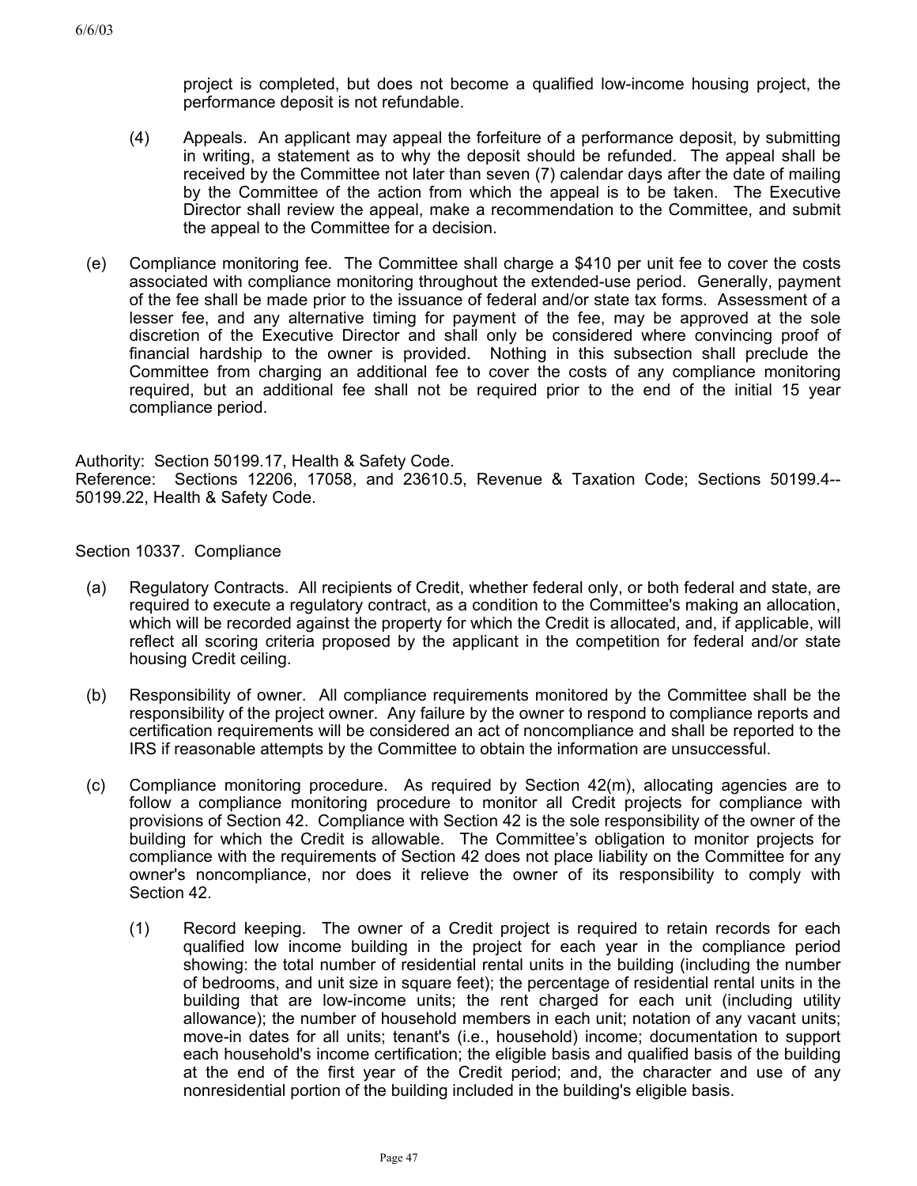project is completed, but does not become a qualified low-income housing project, the performance deposit is not refundable.

(4) Appeals. An applicant may appeal the forfeiture of a performance deposit, by submitting in writing, a statement as to why the deposit should be refunded. The appeal shall be received by the Committee not later than seven (7) calendar days after the date of mailing by the Committee of the action from which the appeal is to be taken. The Executive Director shall review the appeal, make a recommendation to the Committee, and submit the appeal to the Committee for a decision.

(e) Compliance monitoring fee. The Committee shall charge a $410 per unit fee to cover the costs associated with compliance monitoring throughout the extended-use period. Generally, payment of the fee shall be made prior to the issuance of federal and/or state tax forms. Assessment of a lesser fee, and any alternative timing for payment of the fee, may be approved at the sole discretion of the Executive Director and shall only be considered where convincing proof of financial hardship to the owner is provided. Nothing in this subsection shall preclude the Committee from charging an additional fee to cover the costs of any compliance monitoring required, but an additional fee shall not be required prior to the end of the initial 15 year compliance period.

Authority: Section 50199.17, Health & Safety Code.
Reference: Sections 12206, 17058, and 23610.5, Revenue & Taxation Code; Sections 50199.4--50199.22, Health & Safety Code.

## Section 10337. Compliance

(a) Regulatory Contracts. All recipients of Credit, whether federal only, or both federal and state, are required to execute a regulatory contract, as a condition to the Committee's making an allocation, which will be recorded against the property for which the Credit is allocated, and, if applicable, will reflect all scoring criteria proposed by the applicant in the competition for federal and/or state housing Credit ceiling.

(b) Responsibility of owner. All compliance requirements monitored by the Committee shall be the responsibility of the project owner. Any failure by the owner to respond to compliance reports and certification requirements will be considered an act of noncompliance and shall be reported to the IRS if reasonable attempts by the Committee to obtain the information are unsuccessful.

(c) Compliance monitoring procedure. As required by Section 42(m), allocating agencies are to follow a compliance monitoring procedure to monitor all Credit projects for compliance with provisions of Section 42. Compliance with Section 42 is the sole responsibility of the owner of the building for which the Credit is allowable. The Committee's obligation to monitor projects for compliance with the requirements of Section 42 does not place liability on the Committee for any owner's noncompliance, nor does it relieve the owner of its responsibility to comply with Section 42.

(1) Record keeping. The owner of a Credit project is required to retain records for each qualified low income building in the project for each year in the compliance period showing: the total number of residential rental units in the building (including the number of bedrooms, and unit size in square feet); the percentage of residential rental units in the building that are low-income units; the rent charged for each unit (including utility allowance); the number of household members in each unit; notation of any vacant units; move-in dates for all units; tenant's (i.e., household) income; documentation to support each household's income certification; the eligible basis and qualified basis of the building at the end of the first year of the Credit period; and, the character and use of any nonresidential portion of the building included in the building's eligible basis.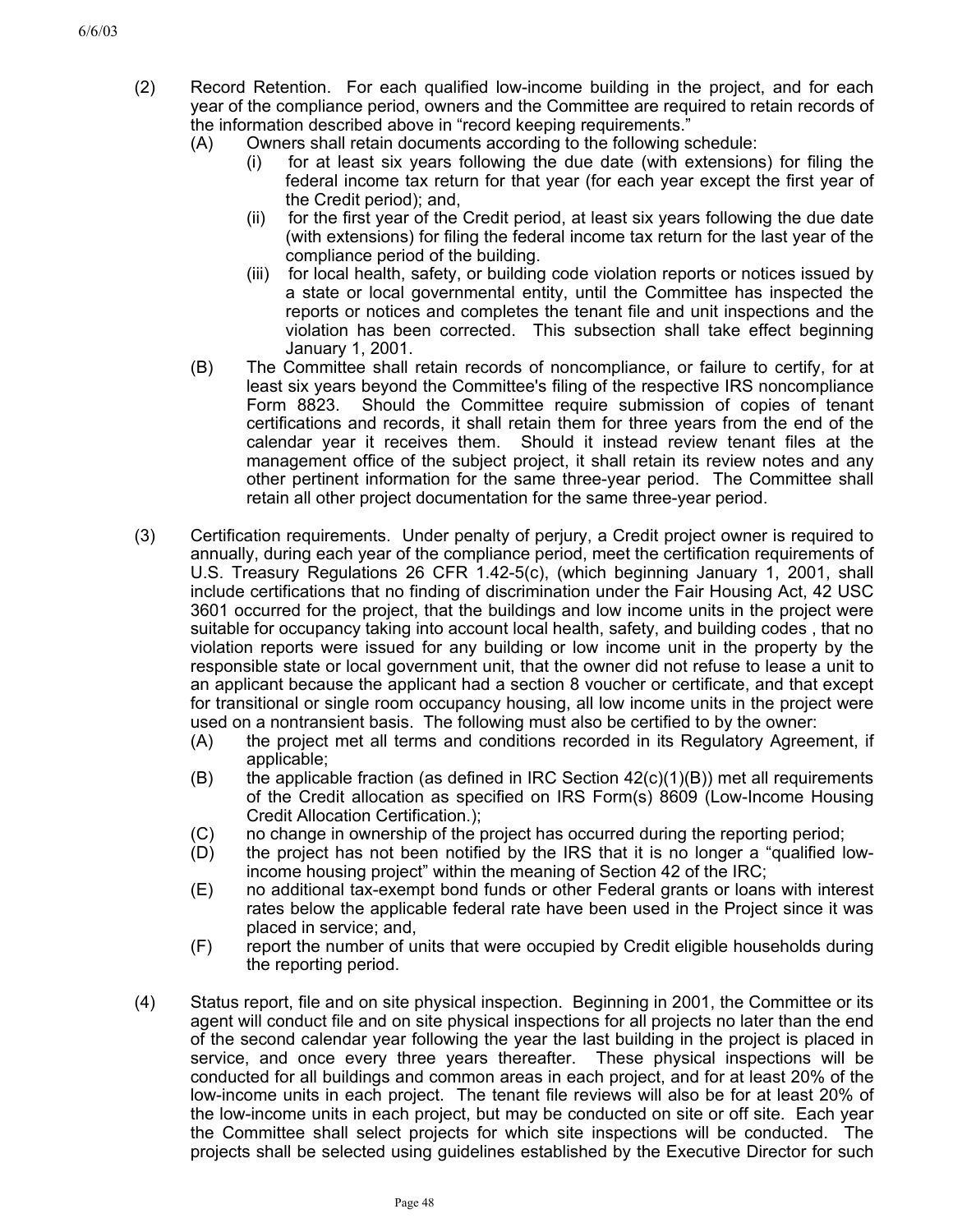(2) Record Retention. For each qualified low-income building in the project, and for each year of the compliance period, owners and the Committee are required to retain records of the information described above in "record keeping requirements."

(A) Owners shall retain documents according to the following schedule:

(i) for at least six years following the due date (with extensions) for filing the federal income tax return for that year (for each year except the first year of the Credit period); and,

(ii) for the first year of the Credit period, at least six years following the due date (with extensions) for filing the federal income tax return for the last year of the compliance period of the building.

(iii) for local health, safety, or building code violation reports or notices issued by a state or local governmental entity, until the Committee has inspected the reports or notices and completes the tenant file and unit inspections and the violation has been corrected. This subsection shall take effect beginning January 1, 2001.

(B) The Committee shall retain records of noncompliance, or failure to certify, for at least six years beyond the Committee's filing of the respective IRS noncompliance Form 8823. Should the Committee require submission of copies of tenant certifications and records, it shall retain them for three years from the end of the calendar year it receives them. Should it instead review tenant files at the management office of the subject project, it shall retain its review notes and any other pertinent information for the same three-year period. The Committee shall retain all other project documentation for the same three-year period.

(3) Certification requirements. Under penalty of perjury, a Credit project owner is required to annually, during each year of the compliance period, meet the certification requirements of U.S. Treasury Regulations 26 CFR 1.42-5(c), (which beginning January 1, 2001, shall include certifications that no finding of discrimination under the Fair Housing Act, 42 USC 3601 occurred for the project, that the buildings and low income units in the project were suitable for occupancy taking into account local health, safety, and building codes , that no violation reports were issued for any building or low income unit in the property by the responsible state or local government unit, that the owner did not refuse to lease a unit to an applicant because the applicant had a section 8 voucher or certificate, and that except for transitional or single room occupancy housing, all low income units in the project were used on a nontransient basis. The following must also be certified to by the owner:

(A) the project met all terms and conditions recorded in its Regulatory Agreement, if applicable;

(B) the applicable fraction (as defined in IRC Section 42(c)(1)(B)) met all requirements of the Credit allocation as specified on IRS Form(s) 8609 (Low-Income Housing Credit Allocation Certification.);

(C) no change in ownership of the project has occurred during the reporting period;

(D) the project has not been notified by the IRS that it is no longer a "qualified low-income housing project" within the meaning of Section 42 of the IRC;

(E) no additional tax-exempt bond funds or other Federal grants or loans with interest rates below the applicable federal rate have been used in the Project since it was placed in service; and,

(F) report the number of units that were occupied by Credit eligible households during the reporting period.

(4) Status report, file and on site physical inspection. Beginning in 2001, the Committee or its agent will conduct file and on site physical inspections for all projects no later than the end of the second calendar year following the year the last building in the project is placed in service, and once every three years thereafter. These physical inspections will be conducted for all buildings and common areas in each project, and for at least 20% of the low-income units in each project. The tenant file reviews will also be for at least 20% of the low-income units in each project, but may be conducted on site or off site. Each year the Committee shall select projects for which site inspections will be conducted. The projects shall be selected using guidelines established by the Executive Director for such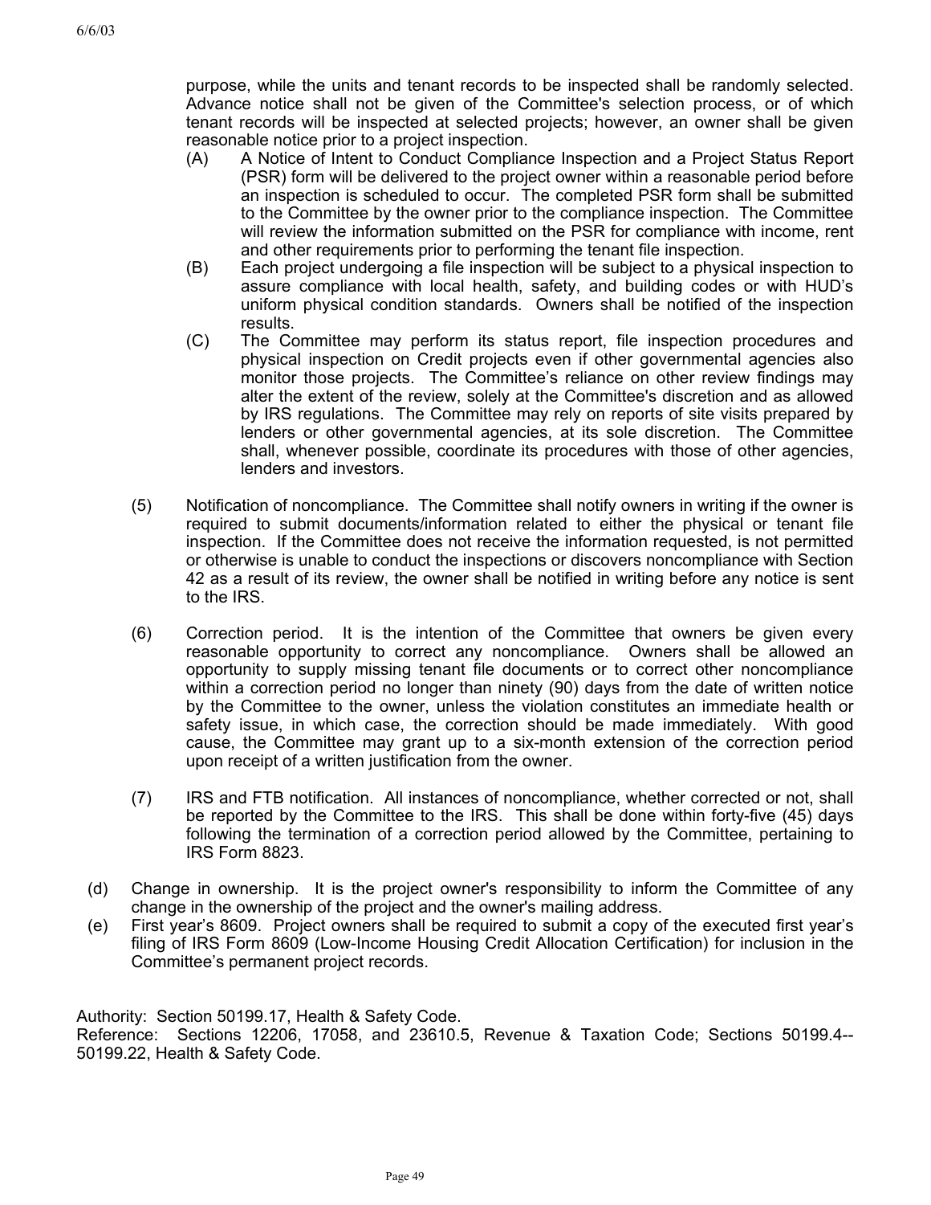purpose, while the units and tenant records to be inspected shall be randomly selected. Advance notice shall not be given of the Committee's selection process, or of which tenant records will be inspected at selected projects; however, an owner shall be given reasonable notice prior to a project inspection.

(A) A Notice of Intent to Conduct Compliance Inspection and a Project Status Report (PSR) form will be delivered to the project owner within a reasonable period before an inspection is scheduled to occur. The completed PSR form shall be submitted to the Committee by the owner prior to the compliance inspection. The Committee will review the information submitted on the PSR for compliance with income, rent and other requirements prior to performing the tenant file inspection.

(B) Each project undergoing a file inspection will be subject to a physical inspection to assure compliance with local health, safety, and building codes or with HUD's uniform physical condition standards. Owners shall be notified of the inspection results.

(C) The Committee may perform its status report, file inspection procedures and physical inspection on Credit projects even if other governmental agencies also monitor those projects. The Committee's reliance on other review findings may alter the extent of the review, solely at the Committee's discretion and as allowed by IRS regulations. The Committee may rely on reports of site visits prepared by lenders or other governmental agencies, at its sole discretion. The Committee shall, whenever possible, coordinate its procedures with those of other agencies, lenders and investors.

(5) Notification of noncompliance. The Committee shall notify owners in writing if the owner is required to submit documents/information related to either the physical or tenant file inspection. If the Committee does not receive the information requested, is not permitted or otherwise is unable to conduct the inspections or discovers noncompliance with Section 42 as a result of its review, the owner shall be notified in writing before any notice is sent to the IRS.

(6) Correction period. It is the intention of the Committee that owners be given every reasonable opportunity to correct any noncompliance. Owners shall be allowed an opportunity to supply missing tenant file documents or to correct other noncompliance within a correction period no longer than ninety (90) days from the date of written notice by the Committee to the owner, unless the violation constitutes an immediate health or safety issue, in which case, the correction should be made immediately. With good cause, the Committee may grant up to a six-month extension of the correction period upon receipt of a written justification from the owner.

(7) IRS and FTB notification. All instances of noncompliance, whether corrected or not, shall be reported by the Committee to the IRS. This shall be done within forty-five (45) days following the termination of a correction period allowed by the Committee, pertaining to IRS Form 8823.

(d) Change in ownership. It is the project owner's responsibility to inform the Committee of any change in the ownership of the project and the owner's mailing address.

(e) First year's 8609. Project owners shall be required to submit a copy of the executed first year's filing of IRS Form 8609 (Low-Income Housing Credit Allocation Certification) for inclusion in the Committee's permanent project records.

Authority: Section 50199.17, Health & Safety Code.
Reference: Sections 12206, 17058, and 23610.5, Revenue & Taxation Code; Sections 50199.4--50199.22, Health & Safety Code.